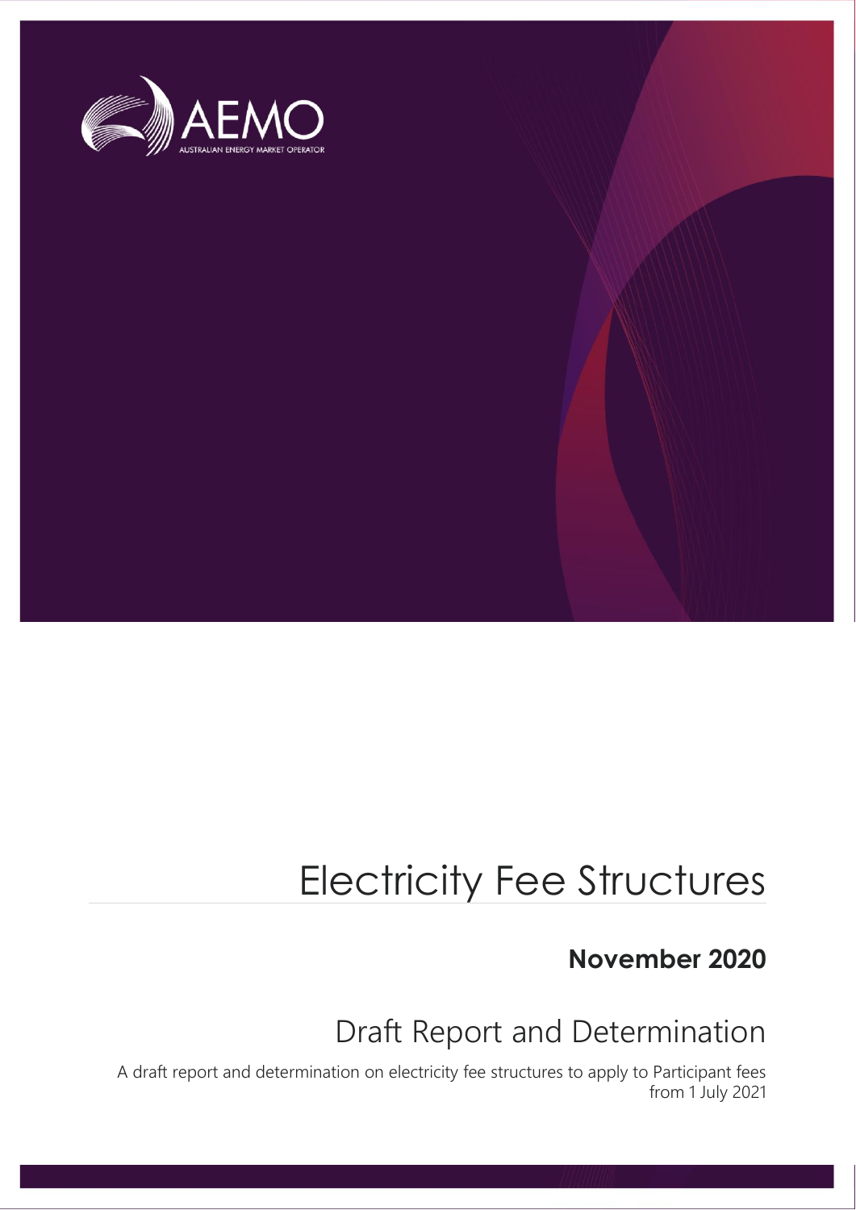AEMO

AUSTRALIAN ENERGY MARKET OPERATOR

# Electricity Fee Structures

**November 2020**

## Draft Report and Determination

A draft report and determination on electricity fee structures to apply to Participant fees from 1 July 2021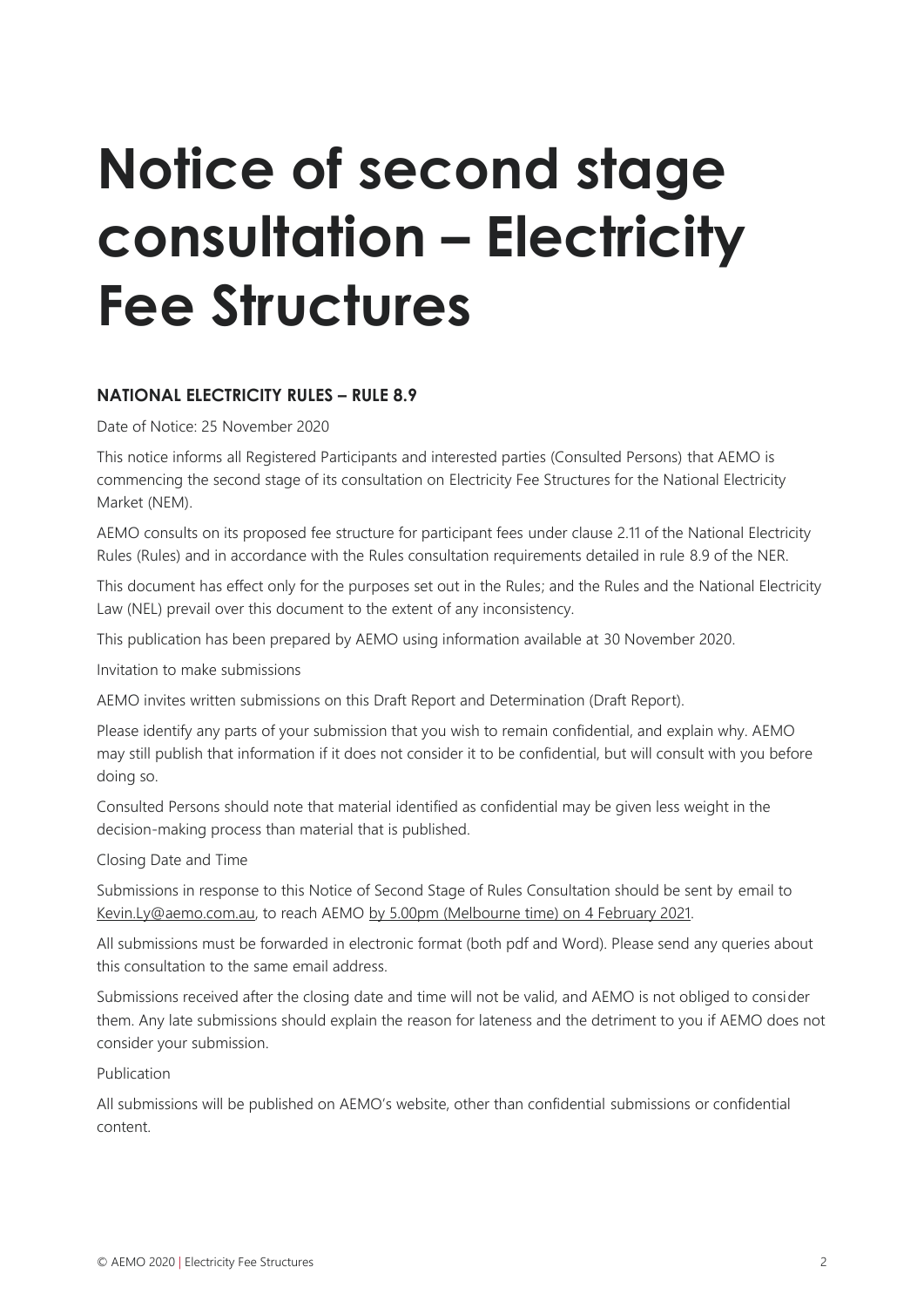# Notice of second stage consultation – Electricity Fee Structures

### NATIONAL ELECTRICITY RULES – RULE 8.9

Date of Notice: 25 November 2020

This notice informs all Registered Participants and interested parties (Consulted Persons) that AEMO is commencing the second stage of its consultation on Electricity Fee Structures for the National Electricity Market (NEM).

AEMO consults on its proposed fee structure for participant fees under clause 2.11 of the National Electricity Rules (Rules) and in accordance with the Rules consultation requirements detailed in rule 8.9 of the NER.

This document has effect only for the purposes set out in the Rules; and the Rules and the National Electricity Law (NEL) prevail over this document to the extent of any inconsistency.

This publication has been prepared by AEMO using information available at 30 November 2020.

Invitation to make submissions

AEMO invites written submissions on this Draft Report and Determination (Draft Report).

Please identify any parts of your submission that you wish to remain confidential, and explain why. AEMO may still publish that information if it does not consider it to be confidential, but will consult with you before doing so.

Consulted Persons should note that material identified as confidential may be given less weight in the decision-making process than material that is published.

Closing Date and Time

Submissions in response to this Notice of Second Stage of Rules Consultation should be sent by email to Kevin.Ly@aemo.com.au, to reach AEMO by 5.00pm (Melbourne time) on 4 February 2021.

All submissions must be forwarded in electronic format (both pdf and Word). Please send any queries about this consultation to the same email address.

Submissions received after the closing date and time will not be valid, and AEMO is not obliged to consider them. Any late submissions should explain the reason for lateness and the detriment to you if AEMO does not consider your submission.

Publication

All submissions will be published on AEMO's website, other than confidential submissions or confidential content.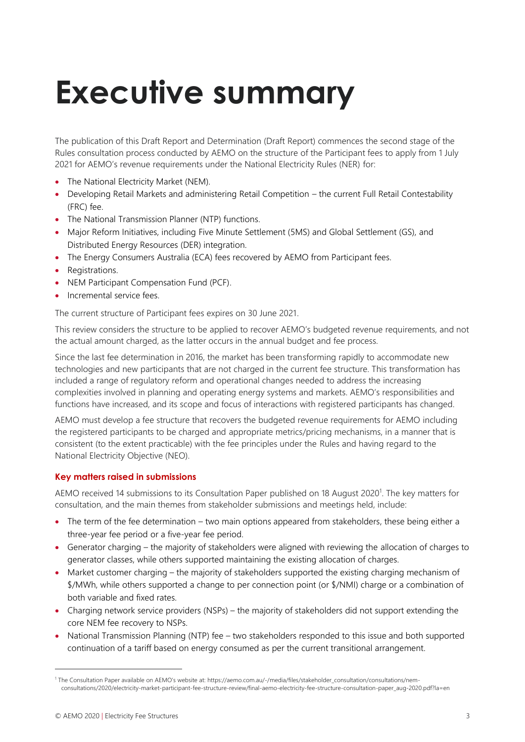# Executive summary

The publication of this Draft Report and Determination (Draft Report) commences the second stage of the Rules consultation process conducted by AEMO on the structure of the Participant fees to apply from 1 July 2021 for AEMO's revenue requirements under the National Electricity Rules (NER) for:

- The National Electricity Market (NEM).
- Developing Retail Markets and administering Retail Competition – the current Full Retail Contestability (FRC) fee.
- The National Transmission Planner (NTP) functions.
- Major Reform Initiatives, including Five Minute Settlement (5MS) and Global Settlement (GS), and Distributed Energy Resources (DER) integration.
- The Energy Consumers Australia (ECA) fees recovered by AEMO from Participant fees.
- Registrations.
- NEM Participant Compensation Fund (PCF).
- Incremental service fees.

The current structure of Participant fees expires on 30 June 2021.

This review considers the structure to be applied to recover AEMO's budgeted revenue requirements, and not the actual amount charged, as the latter occurs in the annual budget and fee process.

Since the last fee determination in 2016, the market has been transforming rapidly to accommodate new technologies and new participants that are not charged in the current fee structure. This transformation has included a range of regulatory reform and operational changes needed to address the increasing complexities involved in planning and operating energy systems and markets. AEMO's responsibilities and functions have increased, and its scope and focus of interactions with registered participants has changed.

AEMO must develop a fee structure that recovers the budgeted revenue requirements for AEMO including the registered participants to be charged and appropriate metrics/pricing mechanisms, in a manner that is consistent (to the extent practicable) with the fee principles under the Rules and having regard to the National Electricity Objective (NEO).

### Key matters raised in submissions

AEMO received 14 submissions to its Consultation Paper published on 18 August 2020[1]. The key matters for consultation, and the main themes from stakeholder submissions and meetings held, include:

- The term of the fee determination – two main options appeared from stakeholders, these being either a three-year fee period or a five-year fee period.
- Generator charging – the majority of stakeholders were aligned with reviewing the allocation of charges to generator classes, while others supported maintaining the existing allocation of charges.
- Market customer charging – the majority of stakeholders supported the existing charging mechanism of \$/MWh, while others supported a change to per connection point (or \$/NMI) charge or a combination of both variable and fixed rates.
- Charging network service providers (NSPs) – the majority of stakeholders did not support extending the core NEM fee recovery to NSPs.
- National Transmission Planning (NTP) fee – two stakeholders responded to this issue and both supported continuation of a tariff based on energy consumed as per the current transitional arrangement.

[1] The Consultation Paper available on AEMO's website at: https://aemo.com.au/-/media/files/stakeholder_consultation/consultations/nem-consultations/2020/electricity-market-participant-fee-structure-review/final-aemo-electricity-fee-structure-consultation-paper_aug-2020.pdf?la=en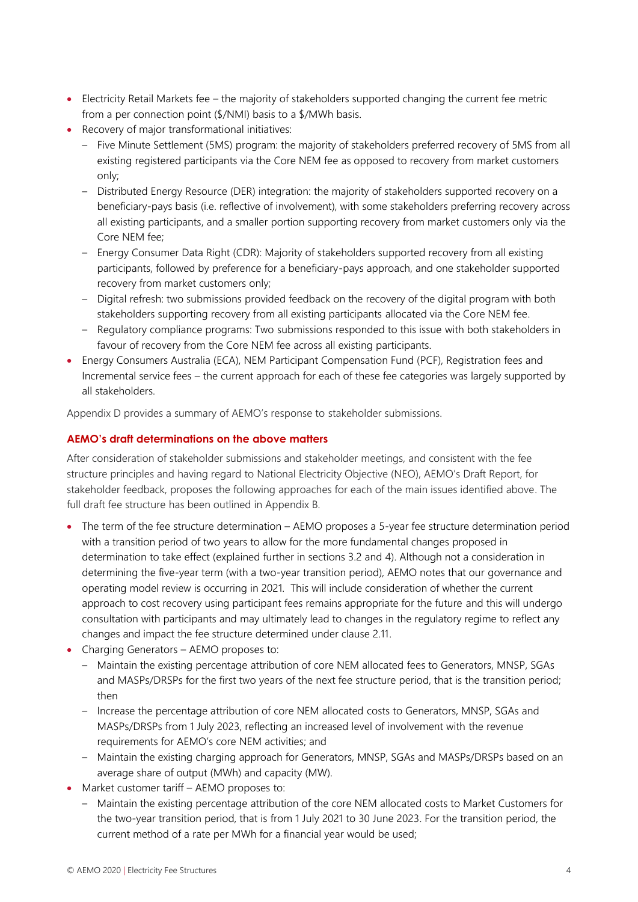- Electricity Retail Markets fee – the majority of stakeholders supported changing the current fee metric from a per connection point ($/NMI) basis to a $/MWh basis.
- Recovery of major transformational initiatives:
  - Five Minute Settlement (5MS) program: the majority of stakeholders preferred recovery of 5MS from all existing registered participants via the Core NEM fee as opposed to recovery from market customers only;
  - Distributed Energy Resource (DER) integration: the majority of stakeholders supported recovery on a beneficiary-pays basis (i.e. reflective of involvement), with some stakeholders preferring recovery across all existing participants, and a smaller portion supporting recovery from market customers only via the Core NEM fee;
  - Energy Consumer Data Right (CDR): Majority of stakeholders supported recovery from all existing participants, followed by preference for a beneficiary-pays approach, and one stakeholder supported recovery from market customers only;
  - Digital refresh: two submissions provided feedback on the recovery of the digital program with both stakeholders supporting recovery from all existing participants allocated via the Core NEM fee.
  - Regulatory compliance programs: Two submissions responded to this issue with both stakeholders in favour of recovery from the Core NEM fee across all existing participants.
- Energy Consumers Australia (ECA), NEM Participant Compensation Fund (PCF), Registration fees and Incremental service fees – the current approach for each of these fee categories was largely supported by all stakeholders.

Appendix D provides a summary of AEMO's response to stakeholder submissions.

#### AEMO's draft determinations on the above matters

After consideration of stakeholder submissions and stakeholder meetings, and consistent with the fee structure principles and having regard to National Electricity Objective (NEO), AEMO's Draft Report, for stakeholder feedback, proposes the following approaches for each of the main issues identified above. The full draft fee structure has been outlined in Appendix B.

- The term of the fee structure determination – AEMO proposes a 5-year fee structure determination period with a transition period of two years to allow for the more fundamental changes proposed in determination to take effect (explained further in sections 3.2 and 4). Although not a consideration in determining the five-year term (with a two-year transition period), AEMO notes that our governance and operating model review is occurring in 2021. This will include consideration of whether the current approach to cost recovery using participant fees remains appropriate for the future and this will undergo consultation with participants and may ultimately lead to changes in the regulatory regime to reflect any changes and impact the fee structure determined under clause 2.11.
- Charging Generators – AEMO proposes to:
  - Maintain the existing percentage attribution of core NEM allocated fees to Generators, MNSP, SGAs and MASPs/DRSPs for the first two years of the next fee structure period, that is the transition period; then
  - Increase the percentage attribution of core NEM allocated costs to Generators, MNSP, SGAs and MASPs/DRSPs from 1 July 2023, reflecting an increased level of involvement with the revenue requirements for AEMO's core NEM activities; and
  - Maintain the existing charging approach for Generators, MNSP, SGAs and MASPs/DRSPs based on an average share of output (MWh) and capacity (MW).
- Market customer tariff – AEMO proposes to:
  - Maintain the existing percentage attribution of the core NEM allocated costs to Market Customers for the two-year transition period, that is from 1 July 2021 to 30 June 2023. For the transition period, the current method of a rate per MWh for a financial year would be used;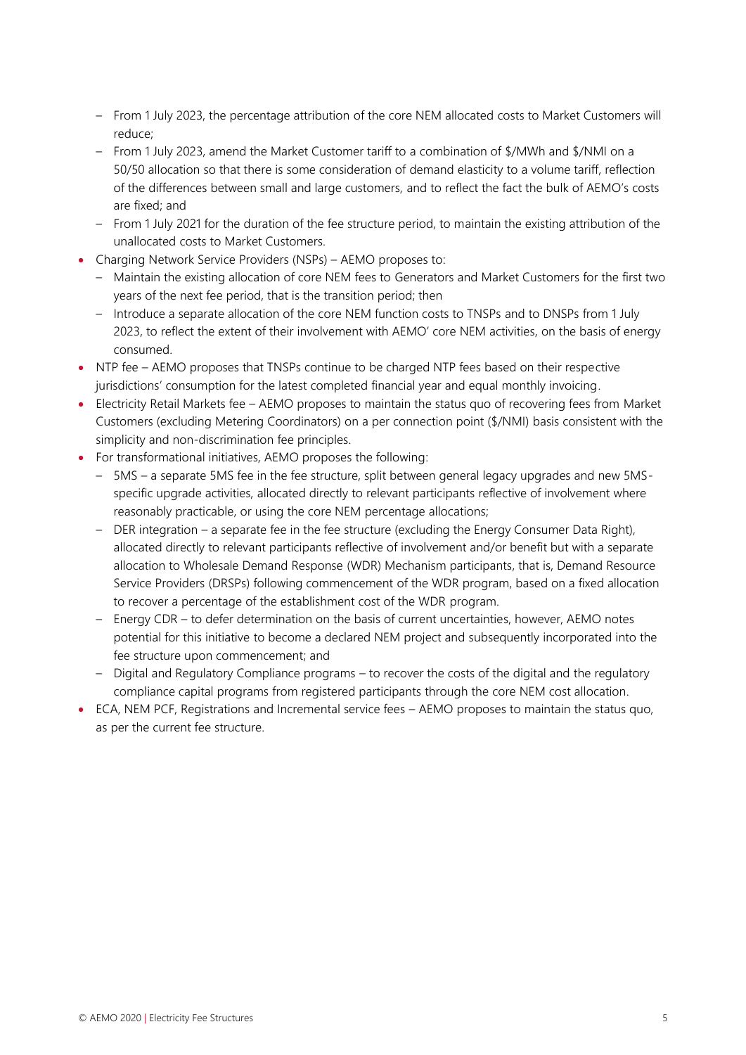- From 1 July 2023, the percentage attribution of the core NEM allocated costs to Market Customers will reduce;
  - From 1 July 2023, amend the Market Customer tariff to a combination of $/MWh and $/NMI on a 50/50 allocation so that there is some consideration of demand elasticity to a volume tariff, reflection of the differences between small and large customers, and to reflect the fact the bulk of AEMO's costs are fixed; and
  - From 1 July 2021 for the duration of the fee structure period, to maintain the existing attribution of the unallocated costs to Market Customers.
- Charging Network Service Providers (NSPs) – AEMO proposes to:
  - Maintain the existing allocation of core NEM fees to Generators and Market Customers for the first two years of the next fee period, that is the transition period; then
  - Introduce a separate allocation of the core NEM function costs to TNSPs and to DNSPs from 1 July 2023, to reflect the extent of their involvement with AEMO' core NEM activities, on the basis of energy consumed.
- NTP fee – AEMO proposes that TNSPs continue to be charged NTP fees based on their respective jurisdictions' consumption for the latest completed financial year and equal monthly invoicing.
- Electricity Retail Markets fee – AEMO proposes to maintain the status quo of recovering fees from Market Customers (excluding Metering Coordinators) on a per connection point ($/NMI) basis consistent with the simplicity and non-discrimination fee principles.
- For transformational initiatives, AEMO proposes the following:
  - 5MS – a separate 5MS fee in the fee structure, split between general legacy upgrades and new 5MS-specific upgrade activities, allocated directly to relevant participants reflective of involvement where reasonably practicable, or using the core NEM percentage allocations;
  - DER integration – a separate fee in the fee structure (excluding the Energy Consumer Data Right), allocated directly to relevant participants reflective of involvement and/or benefit but with a separate allocation to Wholesale Demand Response (WDR) Mechanism participants, that is, Demand Resource Service Providers (DRSPs) following commencement of the WDR program, based on a fixed allocation to recover a percentage of the establishment cost of the WDR program.
  - Energy CDR – to defer determination on the basis of current uncertainties, however, AEMO notes potential for this initiative to become a declared NEM project and subsequently incorporated into the fee structure upon commencement; and
  - Digital and Regulatory Compliance programs – to recover the costs of the digital and the regulatory compliance capital programs from registered participants through the core NEM cost allocation.
- ECA, NEM PCF, Registrations and Incremental service fees – AEMO proposes to maintain the status quo, as per the current fee structure.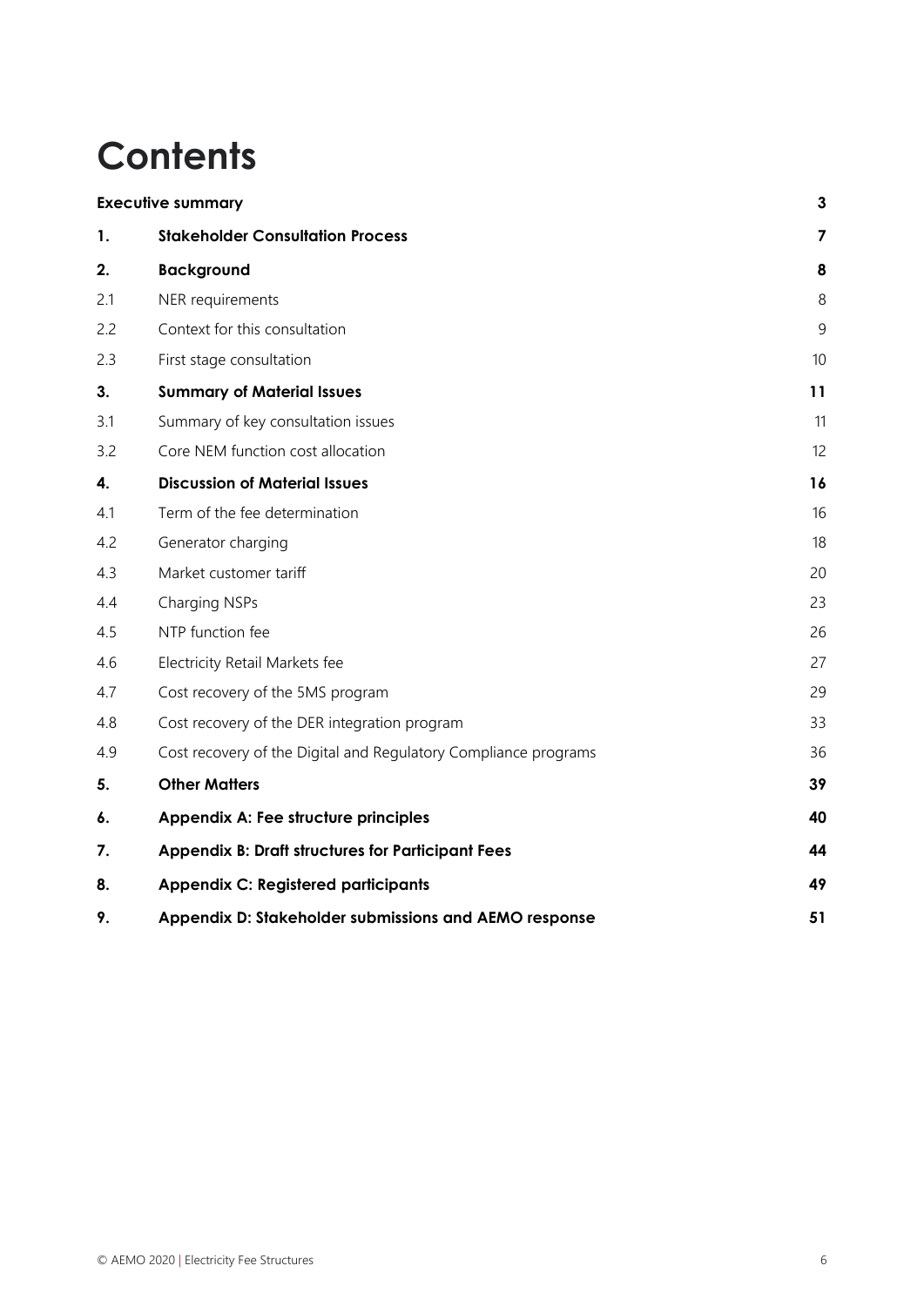# Contents

| | | |
|---|---|---|
| **Executive summary** | | **3** |
| **1.** | **Stakeholder Consultation Process** | **7** |
| **2.** | **Background** | **8** |
| 2.1 | NER requirements | 8 |
| 2.2 | Context for this consultation | 9 |
| 2.3 | First stage consultation | 10 |
| **3.** | **Summary of Material Issues** | **11** |
| 3.1 | Summary of key consultation issues | 11 |
| 3.2 | Core NEM function cost allocation | 12 |
| **4.** | **Discussion of Material Issues** | **16** |
| 4.1 | Term of the fee determination | 16 |
| 4.2 | Generator charging | 18 |
| 4.3 | Market customer tariff | 20 |
| 4.4 | Charging NSPs | 23 |
| 4.5 | NTP function fee | 26 |
| 4.6 | Electricity Retail Markets fee | 27 |
| 4.7 | Cost recovery of the 5MS program | 29 |
| 4.8 | Cost recovery of the DER integration program | 33 |
| 4.9 | Cost recovery of the Digital and Regulatory Compliance programs | 36 |
| **5.** | **Other Matters** | **39** |
| **6.** | **Appendix A: Fee structure principles** | **40** |
| **7.** | **Appendix B: Draft structures for Participant Fees** | **44** |
| **8.** | **Appendix C: Registered participants** | **49** |
| **9.** | **Appendix D: Stakeholder submissions and AEMO response** | **51** |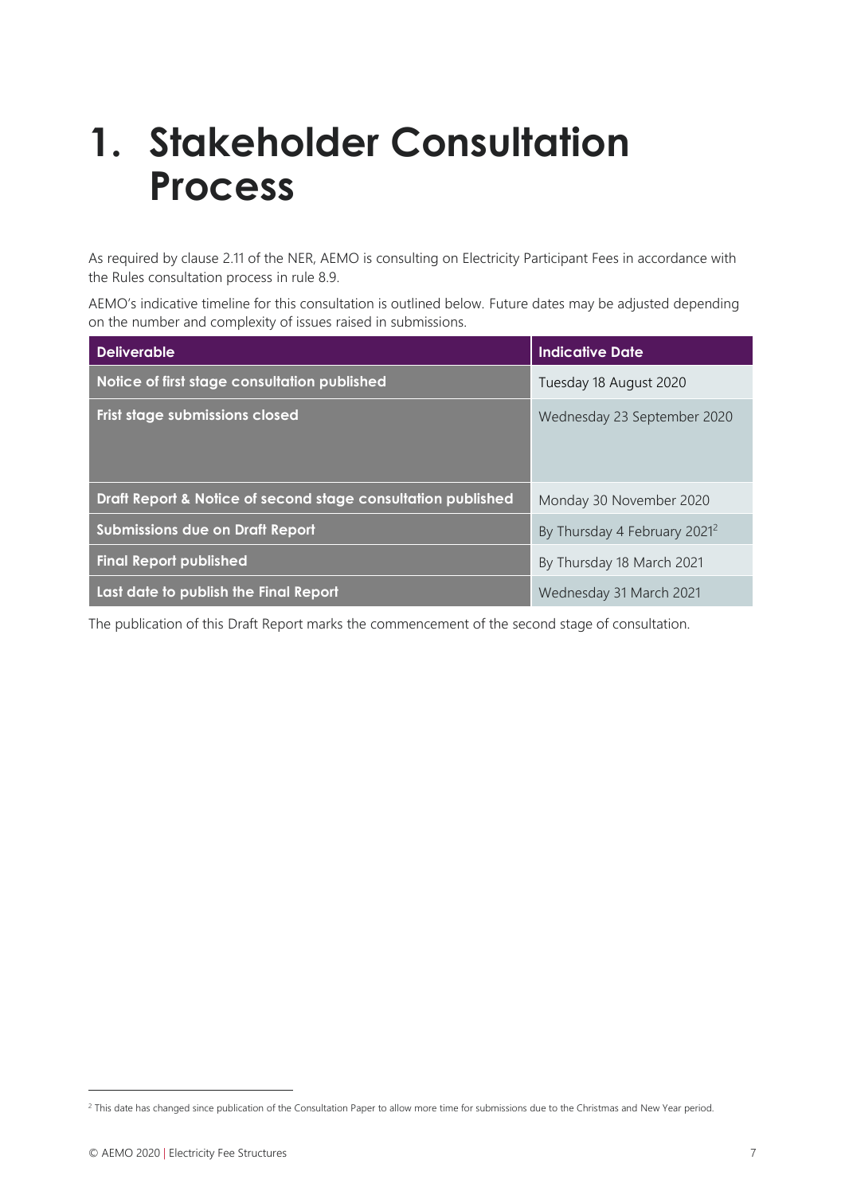# 1. Stakeholder Consultation Process

As required by clause 2.11 of the NER, AEMO is consulting on Electricity Participant Fees in accordance with the Rules consultation process in rule 8.9.

AEMO's indicative timeline for this consultation is outlined below. Future dates may be adjusted depending on the number and complexity of issues raised in submissions.

| Deliverable | Indicative Date |
| --- | --- |
| Notice of first stage consultation published | Tuesday 18 August 2020 |
| Frist stage submissions closed | Wednesday 23 September 2020 |
| Draft Report & Notice of second stage consultation published | Monday 30 November 2020 |
| Submissions due on Draft Report | By Thursday 4 February 2021[2] |
| Final Report published | By Thursday 18 March 2021 |
| Last date to publish the Final Report | Wednesday 31 March 2021 |

The publication of this Draft Report marks the commencement of the second stage of consultation.

[2] This date has changed since publication of the Consultation Paper to allow more time for submissions due to the Christmas and New Year period.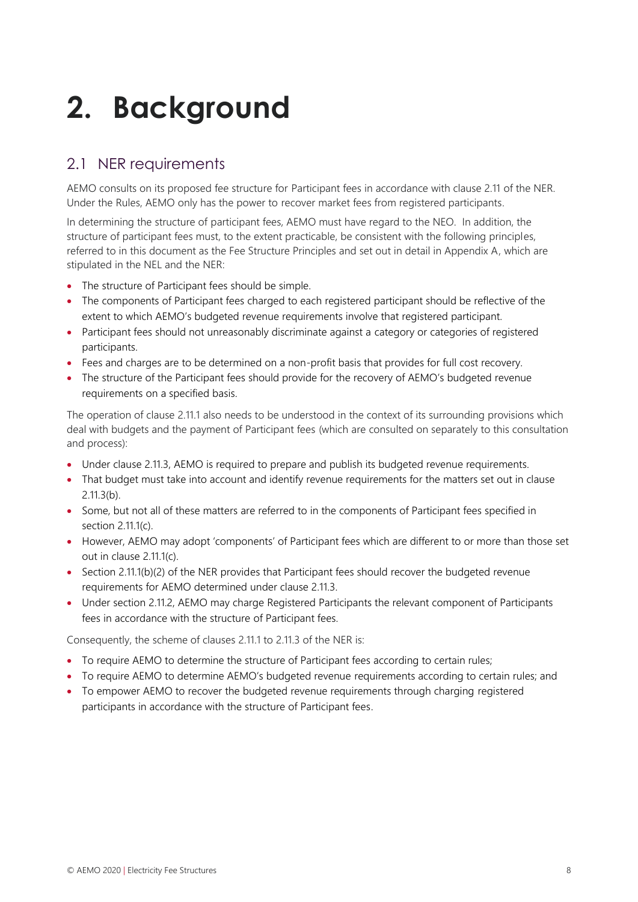# 2. Background

## 2.1 NER requirements

AEMO consults on its proposed fee structure for Participant fees in accordance with clause 2.11 of the NER. Under the Rules, AEMO only has the power to recover market fees from registered participants.

In determining the structure of participant fees, AEMO must have regard to the NEO. In addition, the structure of participant fees must, to the extent practicable, be consistent with the following principles, referred to in this document as the Fee Structure Principles and set out in detail in Appendix A, which are stipulated in the NEL and the NER:

- The structure of Participant fees should be simple.
- The components of Participant fees charged to each registered participant should be reflective of the extent to which AEMO's budgeted revenue requirements involve that registered participant.
- Participant fees should not unreasonably discriminate against a category or categories of registered participants.
- Fees and charges are to be determined on a non-profit basis that provides for full cost recovery.
- The structure of the Participant fees should provide for the recovery of AEMO's budgeted revenue requirements on a specified basis.

The operation of clause 2.11.1 also needs to be understood in the context of its surrounding provisions which deal with budgets and the payment of Participant fees (which are consulted on separately to this consultation and process):

- Under clause 2.11.3, AEMO is required to prepare and publish its budgeted revenue requirements.
- That budget must take into account and identify revenue requirements for the matters set out in clause 2.11.3(b).
- Some, but not all of these matters are referred to in the components of Participant fees specified in section 2.11.1(c).
- However, AEMO may adopt 'components' of Participant fees which are different to or more than those set out in clause 2.11.1(c).
- Section 2.11.1(b)(2) of the NER provides that Participant fees should recover the budgeted revenue requirements for AEMO determined under clause 2.11.3.
- Under section 2.11.2, AEMO may charge Registered Participants the relevant component of Participants fees in accordance with the structure of Participant fees.

Consequently, the scheme of clauses 2.11.1 to 2.11.3 of the NER is:

- To require AEMO to determine the structure of Participant fees according to certain rules;
- To require AEMO to determine AEMO's budgeted revenue requirements according to certain rules; and
- To empower AEMO to recover the budgeted revenue requirements through charging registered participants in accordance with the structure of Participant fees.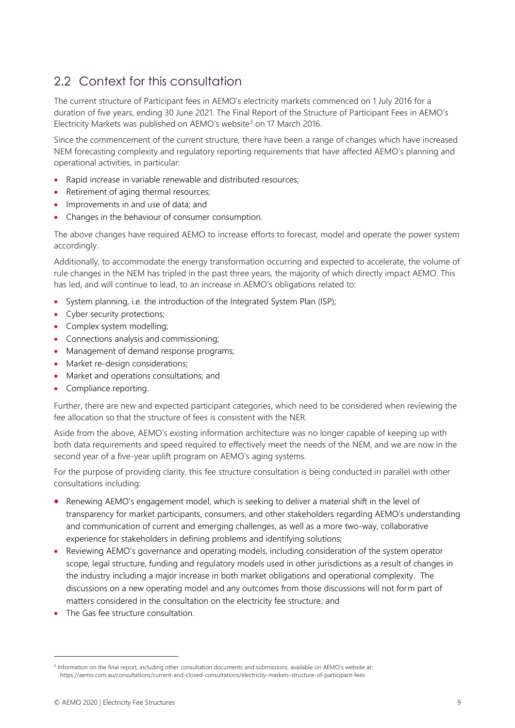## 2.2 Context for this consultation

The current structure of Participant fees in AEMO's electricity markets commenced on 1 July 2016 for a duration of five years, ending 30 June 2021. The Final Report of the Structure of Participant Fees in AEMO's Electricity Markets was published on AEMO's website[3] on 17 March 2016.

Since the commencement of the current structure, there have been a range of changes which have increased NEM forecasting complexity and regulatory reporting requirements that have affected AEMO's planning and operational activities, in particular:

- Rapid increase in variable renewable and distributed resources;
- Retirement of aging thermal resources;
- Improvements in and use of data; and
- Changes in the behaviour of consumer consumption.

The above changes have required AEMO to increase efforts to forecast, model and operate the power system accordingly.

Additionally, to accommodate the energy transformation occurring and expected to accelerate, the volume of rule changes in the NEM has tripled in the past three years, the majority of which directly impact AEMO. This has led, and will continue to lead, to an increase in AEMO's obligations related to:

- System planning, i.e. the introduction of the Integrated System Plan (ISP);
- Cyber security protections;
- Complex system modelling;
- Connections analysis and commissioning;
- Management of demand response programs;
- Market re-design considerations;
- Market and operations consultations; and
- Compliance reporting.

Further, there are new and expected participant categories, which need to be considered when reviewing the fee allocation so that the structure of fees is consistent with the NER.

Aside from the above, AEMO's existing information architecture was no longer capable of keeping up with both data requirements and speed required to effectively meet the needs of the NEM, and we are now in the second year of a five-year uplift program on AEMO's aging systems.

For the purpose of providing clarity, this fee structure consultation is being conducted in parallel with other consultations including:

- Renewing AEMO's engagement model, which is seeking to deliver a material shift in the level of transparency for market participants, consumers, and other stakeholders regarding AEMO's understanding and communication of current and emerging challenges, as well as a more two-way, collaborative experience for stakeholders in defining problems and identifying solutions;
- Reviewing AEMO's governance and operating models, including consideration of the system operator scope, legal structure, funding and regulatory models used in other jurisdictions as a result of changes in the industry including a major increase in both market obligations and operational complexity. The discussions on a new operating model and any outcomes from those discussions will not form part of matters considered in the consultation on the electricity fee structure; and
- The Gas fee structure consultation.

[3] Information on the final report, including other consultation documents and submissions, available on AEMO's website at: https://aemo.com.au/consultations/current-and-closed-consultations/electricity-markets-structure-of-participant-fees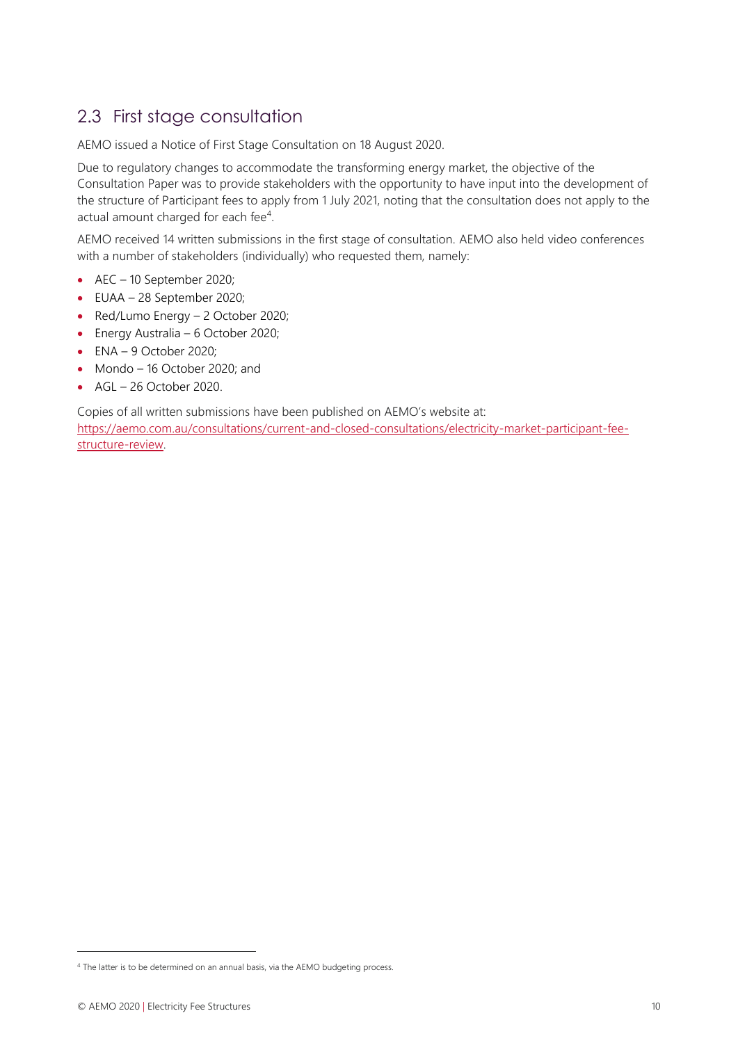## 2.3 First stage consultation

AEMO issued a Notice of First Stage Consultation on 18 August 2020.

Due to regulatory changes to accommodate the transforming energy market, the objective of the Consultation Paper was to provide stakeholders with the opportunity to have input into the development of the structure of Participant fees to apply from 1 July 2021, noting that the consultation does not apply to the actual amount charged for each fee[4].

AEMO received 14 written submissions in the first stage of consultation. AEMO also held video conferences with a number of stakeholders (individually) who requested them, namely:

- AEC – 10 September 2020;
- EUAA – 28 September 2020;
- Red/Lumo Energy – 2 October 2020;
- Energy Australia – 6 October 2020;
- ENA – 9 October 2020;
- Mondo – 16 October 2020; and
- AGL – 26 October 2020.

Copies of all written submissions have been published on AEMO's website at: [https://aemo.com.au/consultations/current-and-closed-consultations/electricity-market-participant-fee-structure-review](https://aemo.com.au/consultations/current-and-closed-consultations/electricity-market-participant-fee-structure-review).

[4] The latter is to be determined on an annual basis, via the AEMO budgeting process.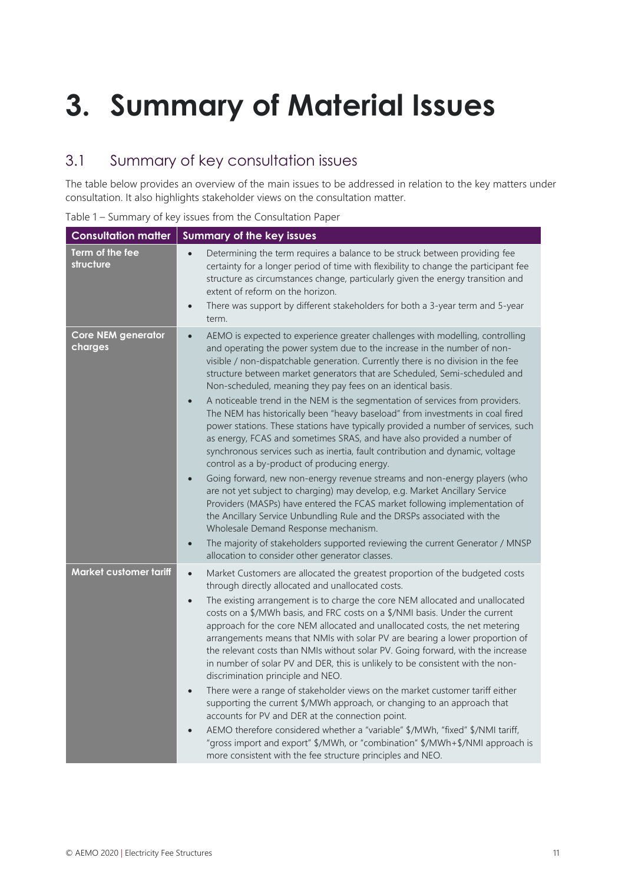# 3. Summary of Material Issues

## 3.1 Summary of key consultation issues

The table below provides an overview of the main issues to be addressed in relation to the key matters under consultation. It also highlights stakeholder views on the consultation matter.

Table 1 – Summary of key issues from the Consultation Paper

| Consultation matter | Summary of the key issues |
| --- | --- |
| **Term of the fee structure** | • Determining the term requires a balance to be struck between providing fee certainty for a longer period of time with flexibility to change the participant fee structure as circumstances change, particularly given the energy transition and extent of reform on the horizon.<br>• There was support by different stakeholders for both a 3-year term and 5-year term. |
| **Core NEM generator charges** | • AEMO is expected to experience greater challenges with modelling, controlling and operating the power system due to the increase in the number of non-visible / non-dispatchable generation. Currently there is no division in the fee structure between market generators that are Scheduled, Semi-scheduled and Non-scheduled, meaning they pay fees on an identical basis.<br>• A noticeable trend in the NEM is the segmentation of services from providers. The NEM has historically been "heavy baseload" from investments in coal fired power stations. These stations have typically provided a number of services, such as energy, FCAS and sometimes SRAS, and have also provided a number of synchronous services such as inertia, fault contribution and dynamic, voltage control as a by-product of producing energy.<br>• Going forward, new non-energy revenue streams and non-energy players (who are not yet subject to charging) may develop, e.g. Market Ancillary Service Providers (MASPs) have entered the FCAS market following implementation of the Ancillary Service Unbundling Rule and the DRSPs associated with the Wholesale Demand Response mechanism.<br>• The majority of stakeholders supported reviewing the current Generator / MNSP allocation to consider other generator classes. |
| **Market customer tariff** | • Market Customers are allocated the greatest proportion of the budgeted costs through directly allocated and unallocated costs.<br>• The existing arrangement is to charge the core NEM allocated and unallocated costs on a $/MWh basis, and FRC costs on a $/NMI basis. Under the current approach for the core NEM allocated and unallocated costs, the net metering arrangements means that NMIs with solar PV are bearing a lower proportion of the relevant costs than NMIs without solar PV. Going forward, with the increase in number of solar PV and DER, this is unlikely to be consistent with the non-discrimination principle and NEO.<br>• There were a range of stakeholder views on the market customer tariff either supporting the current $/MWh approach, or changing to an approach that accounts for PV and DER at the connection point.<br>• AEMO therefore considered whether a "variable" $/MWh, "fixed" $/NMI tariff, "gross import and export" $/MWh, or "combination" $/MWh+$/NMI approach is more consistent with the fee structure principles and NEO. |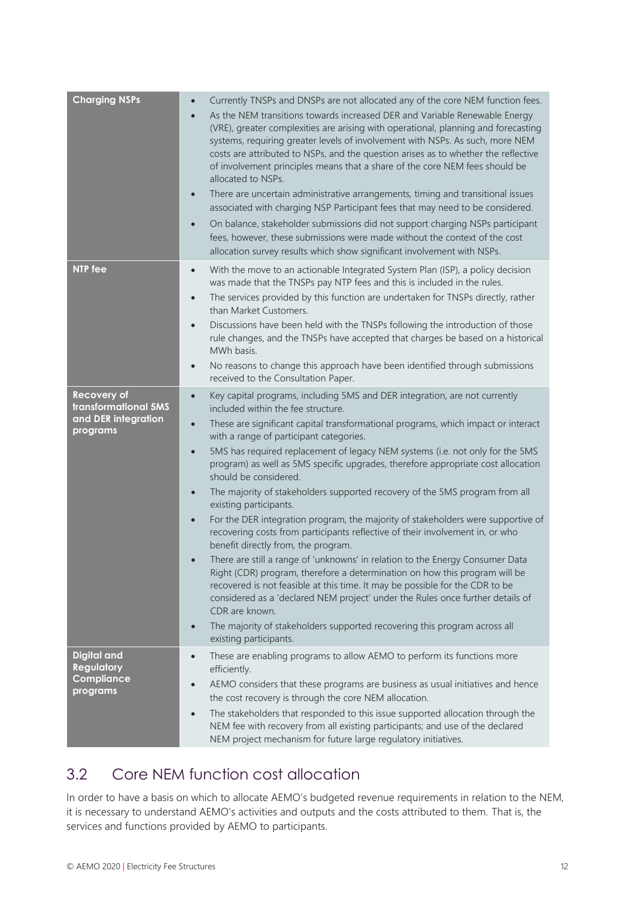| | |
|---|---|
| **Charging NSPs** | • Currently TNSPs and DNSPs are not allocated any of the core NEM function fees.<br>• As the NEM transitions towards increased DER and Variable Renewable Energy (VRE), greater complexities are arising with operational, planning and forecasting systems, requiring greater levels of involvement with NSPs. As such, more NEM costs are attributed to NSPs, and the question arises as to whether the reflective of involvement principles means that a share of the core NEM fees should be allocated to NSPs.<br>• There are uncertain administrative arrangements, timing and transitional issues associated with charging NSP Participant fees that may need to be considered.<br>• On balance, stakeholder submissions did not support charging NSPs participant fees, however, these submissions were made without the context of the cost allocation survey results which show significant involvement with NSPs. |
| **NTP fee** | • With the move to an actionable Integrated System Plan (ISP), a policy decision was made that the TNSPs pay NTP fees and this is included in the rules.<br>• The services provided by this function are undertaken for TNSPs directly, rather than Market Customers.<br>• Discussions have been held with the TNSPs following the introduction of those rule changes, and the TNSPs have accepted that charges be based on a historical MWh basis.<br>• No reasons to change this approach have been identified through submissions received to the Consultation Paper. |
| **Recovery of transformational 5MS and DER integration programs** | • Key capital programs, including 5MS and DER integration, are not currently included within the fee structure.<br>• These are significant capital transformational programs, which impact or interact with a range of participant categories.<br>• 5MS has required replacement of legacy NEM systems (i.e. not only for the 5MS program) as well as 5MS specific upgrades, therefore appropriate cost allocation should be considered.<br>• The majority of stakeholders supported recovery of the 5MS program from all existing participants.<br>• For the DER integration program, the majority of stakeholders were supportive of recovering costs from participants reflective of their involvement in, or who benefit directly from, the program.<br>• There are still a range of 'unknowns' in relation to the Energy Consumer Data Right (CDR) program, therefore a determination on how this program will be recovered is not feasible at this time. It may be possible for the CDR to be considered as a 'declared NEM project' under the Rules once further details of CDR are known.<br>• The majority of stakeholders supported recovering this program across all existing participants. |
| **Digital and Regulatory Compliance programs** | • These are enabling programs to allow AEMO to perform its functions more efficiently.<br>• AEMO considers that these programs are business as usual initiatives and hence the cost recovery is through the core NEM allocation.<br>• The stakeholders that responded to this issue supported allocation through the NEM fee with recovery from all existing participants; and use of the declared NEM project mechanism for future large regulatory initiatives. |

## 3.2 Core NEM function cost allocation

In order to have a basis on which to allocate AEMO's budgeted revenue requirements in relation to the NEM, it is necessary to understand AEMO's activities and outputs and the costs attributed to them. That is, the services and functions provided by AEMO to participants.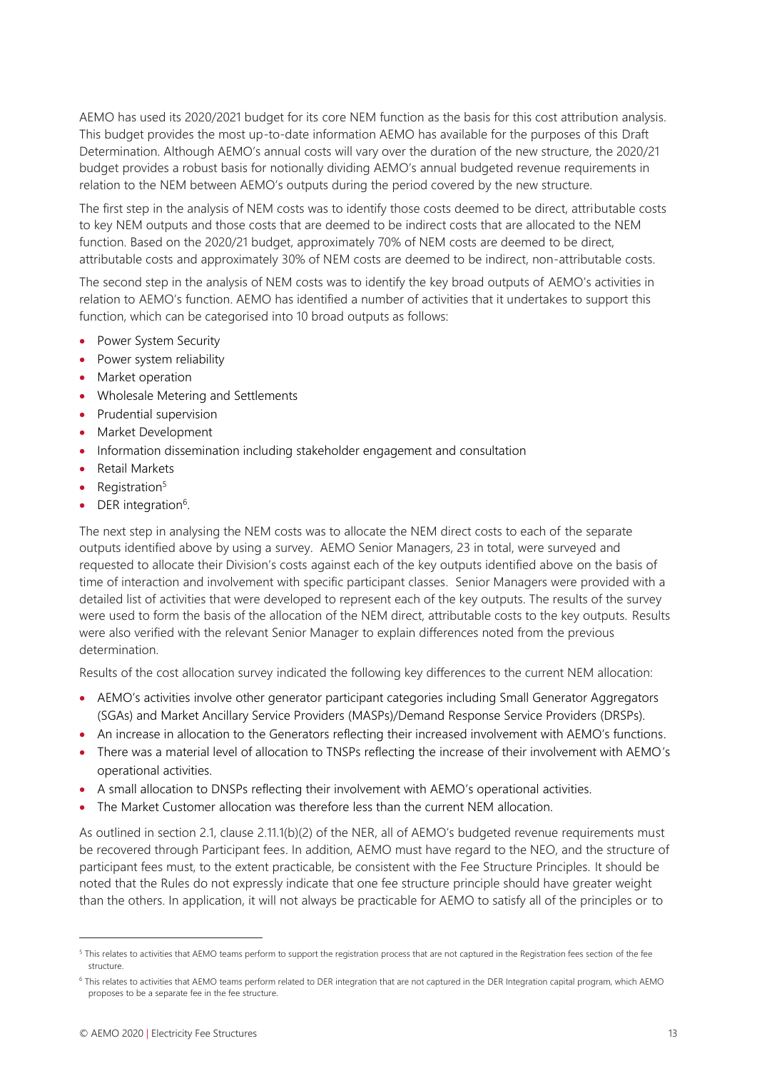AEMO has used its 2020/2021 budget for its core NEM function as the basis for this cost attribution analysis. This budget provides the most up-to-date information AEMO has available for the purposes of this Draft Determination. Although AEMO's annual costs will vary over the duration of the new structure, the 2020/21 budget provides a robust basis for notionally dividing AEMO's annual budgeted revenue requirements in relation to the NEM between AEMO's outputs during the period covered by the new structure.

The first step in the analysis of NEM costs was to identify those costs deemed to be direct, attributable costs to key NEM outputs and those costs that are deemed to be indirect costs that are allocated to the NEM function. Based on the 2020/21 budget, approximately 70% of NEM costs are deemed to be direct, attributable costs and approximately 30% of NEM costs are deemed to be indirect, non-attributable costs.

The second step in the analysis of NEM costs was to identify the key broad outputs of AEMO's activities in relation to AEMO's function. AEMO has identified a number of activities that it undertakes to support this function, which can be categorised into 10 broad outputs as follows:

- Power System Security
- Power system reliability
- Market operation
- Wholesale Metering and Settlements
- Prudential supervision
- Market Development
- Information dissemination including stakeholder engagement and consultation
- Retail Markets
- Registration[5]
- DER integration[6].

The next step in analysing the NEM costs was to allocate the NEM direct costs to each of the separate outputs identified above by using a survey. AEMO Senior Managers, 23 in total, were surveyed and requested to allocate their Division's costs against each of the key outputs identified above on the basis of time of interaction and involvement with specific participant classes. Senior Managers were provided with a detailed list of activities that were developed to represent each of the key outputs. The results of the survey were used to form the basis of the allocation of the NEM direct, attributable costs to the key outputs. Results were also verified with the relevant Senior Manager to explain differences noted from the previous determination.

Results of the cost allocation survey indicated the following key differences to the current NEM allocation:

- AEMO's activities involve other generator participant categories including Small Generator Aggregators (SGAs) and Market Ancillary Service Providers (MASPs)/Demand Response Service Providers (DRSPs).
- An increase in allocation to the Generators reflecting their increased involvement with AEMO's functions.
- There was a material level of allocation to TNSPs reflecting the increase of their involvement with AEMO's operational activities.
- A small allocation to DNSPs reflecting their involvement with AEMO's operational activities.
- The Market Customer allocation was therefore less than the current NEM allocation.

As outlined in section 2.1, clause 2.11.1(b)(2) of the NER, all of AEMO's budgeted revenue requirements must be recovered through Participant fees. In addition, AEMO must have regard to the NEO, and the structure of participant fees must, to the extent practicable, be consistent with the Fee Structure Principles. It should be noted that the Rules do not expressly indicate that one fee structure principle should have greater weight than the others. In application, it will not always be practicable for AEMO to satisfy all of the principles or to

[5] This relates to activities that AEMO teams perform to support the registration process that are not captured in the Registration fees section of the fee structure.

[6] This relates to activities that AEMO teams perform related to DER integration that are not captured in the DER Integration capital program, which AEMO proposes to be a separate fee in the fee structure.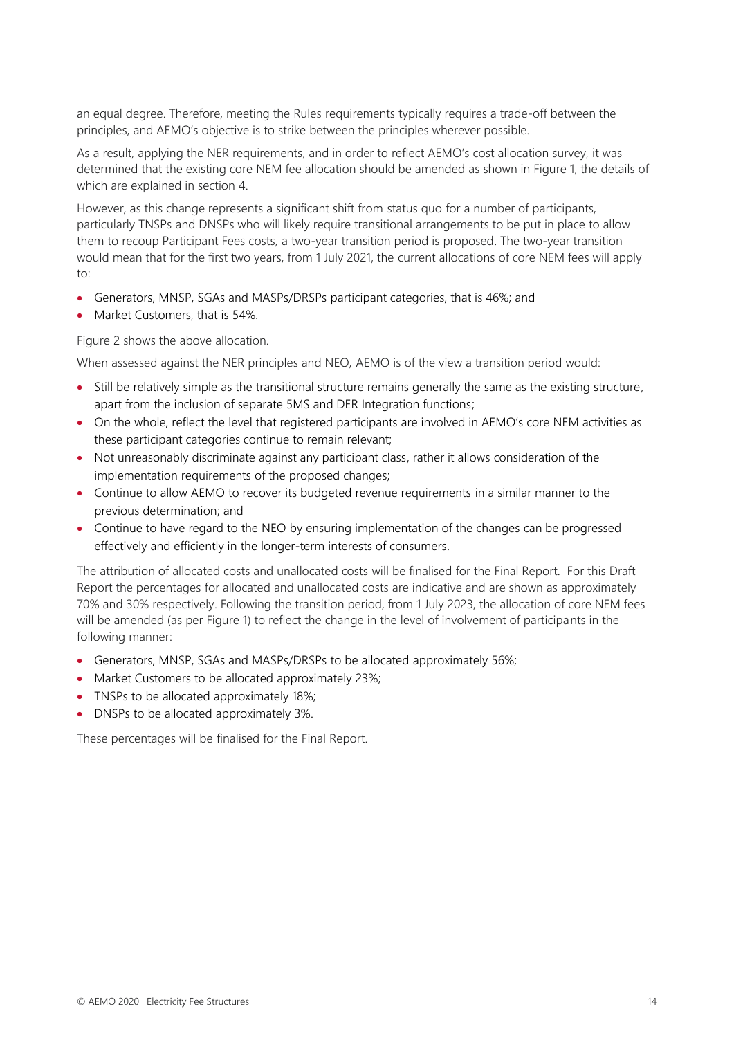an equal degree. Therefore, meeting the Rules requirements typically requires a trade-off between the principles, and AEMO's objective is to strike between the principles wherever possible.

As a result, applying the NER requirements, and in order to reflect AEMO's cost allocation survey, it was determined that the existing core NEM fee allocation should be amended as shown in Figure 1, the details of which are explained in section 4.

However, as this change represents a significant shift from status quo for a number of participants, particularly TNSPs and DNSPs who will likely require transitional arrangements to be put in place to allow them to recoup Participant Fees costs, a two-year transition period is proposed. The two-year transition would mean that for the first two years, from 1 July 2021, the current allocations of core NEM fees will apply to:

- Generators, MNSP, SGAs and MASPs/DRSPs participant categories, that is 46%; and
- Market Customers, that is 54%.

Figure 2 shows the above allocation.

When assessed against the NER principles and NEO, AEMO is of the view a transition period would:

- Still be relatively simple as the transitional structure remains generally the same as the existing structure, apart from the inclusion of separate 5MS and DER Integration functions;
- On the whole, reflect the level that registered participants are involved in AEMO's core NEM activities as these participant categories continue to remain relevant;
- Not unreasonably discriminate against any participant class, rather it allows consideration of the implementation requirements of the proposed changes;
- Continue to allow AEMO to recover its budgeted revenue requirements in a similar manner to the previous determination; and
- Continue to have regard to the NEO by ensuring implementation of the changes can be progressed effectively and efficiently in the longer-term interests of consumers.

The attribution of allocated costs and unallocated costs will be finalised for the Final Report. For this Draft Report the percentages for allocated and unallocated costs are indicative and are shown as approximately 70% and 30% respectively. Following the transition period, from 1 July 2023, the allocation of core NEM fees will be amended (as per Figure 1) to reflect the change in the level of involvement of participants in the following manner:

- Generators, MNSP, SGAs and MASPs/DRSPs to be allocated approximately 56%;
- Market Customers to be allocated approximately 23%;
- TNSPs to be allocated approximately 18%;
- DNSPs to be allocated approximately 3%.

These percentages will be finalised for the Final Report.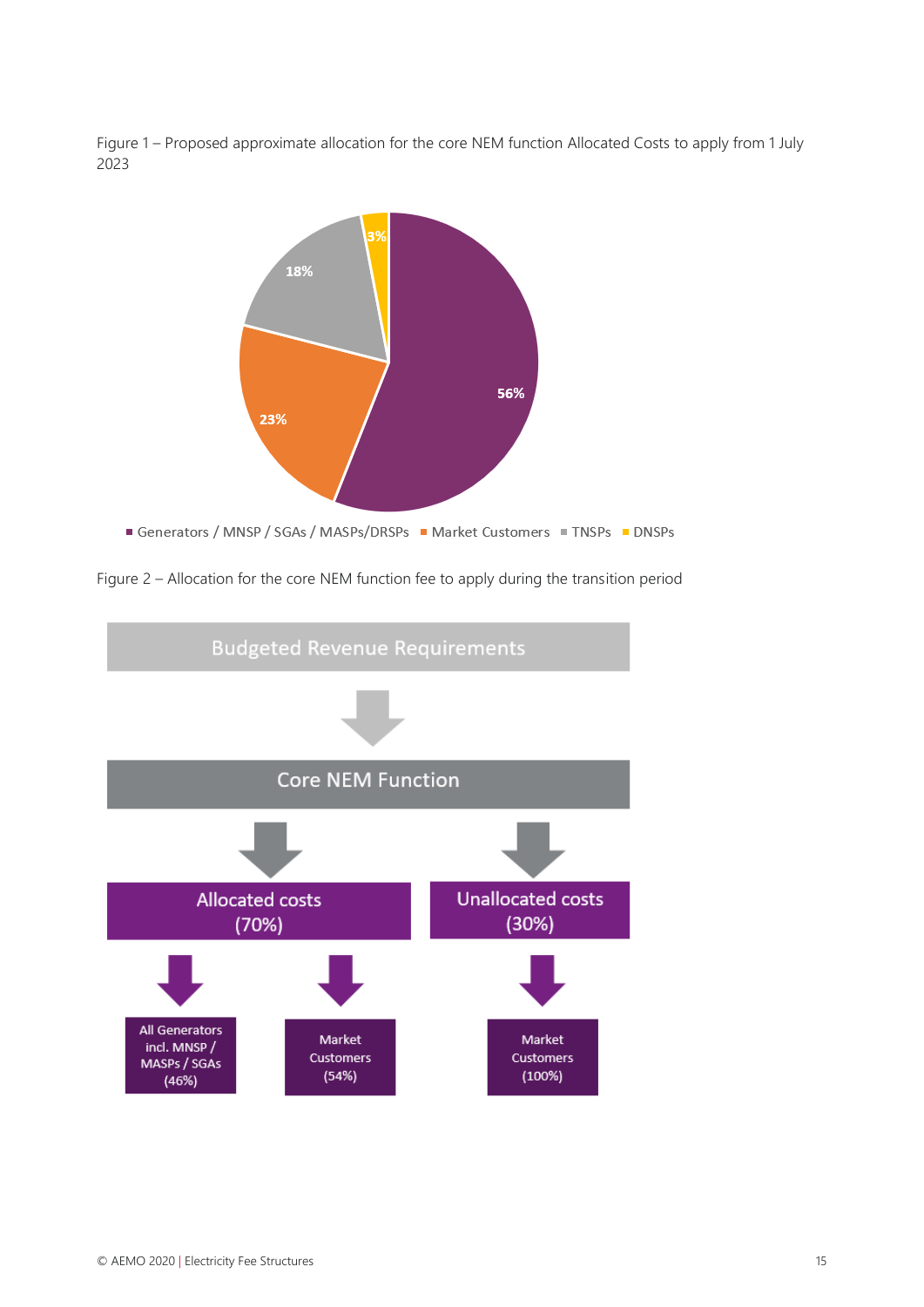Figure 1 – Proposed approximate allocation for the core NEM function Allocated Costs to apply from 1 July 2023

Figure 2 – Allocation for the core NEM function fee to apply during the transition period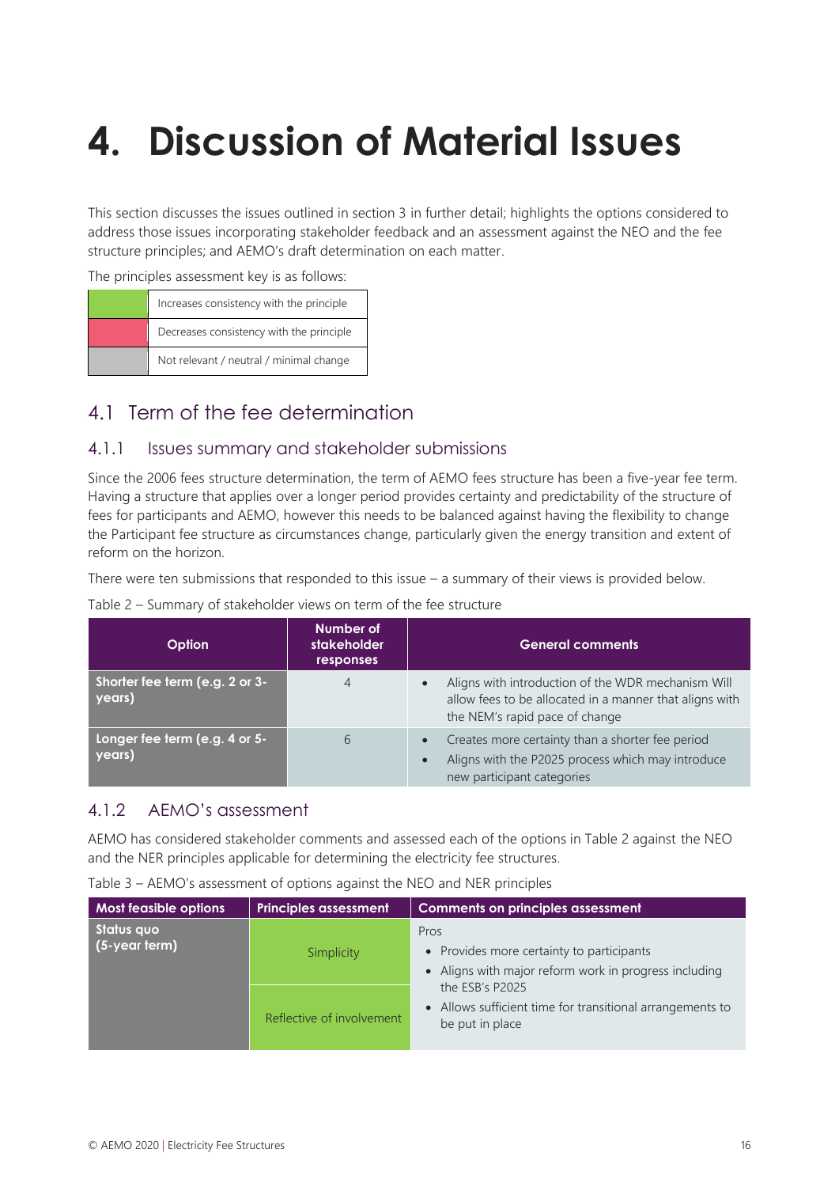# 4. Discussion of Material Issues

This section discusses the issues outlined in section 3 in further detail; highlights the options considered to address those issues incorporating stakeholder feedback and an assessment against the NEO and the fee structure principles; and AEMO's draft determination on each matter.

The principles assessment key is as follows:

| | |
|---|---|
| (green) | Increases consistency with the principle |
| (red) | Decreases consistency with the principle |
| (grey) | Not relevant / neutral / minimal change |

## 4.1 Term of the fee determination

### 4.1.1 Issues summary and stakeholder submissions

Since the 2006 fees structure determination, the term of AEMO fees structure has been a five-year fee term. Having a structure that applies over a longer period provides certainty and predictability of the structure of fees for participants and AEMO, however this needs to be balanced against having the flexibility to change the Participant fee structure as circumstances change, particularly given the energy transition and extent of reform on the horizon.

There were ten submissions that responded to this issue – a summary of their views is provided below.

Table 2 – Summary of stakeholder views on term of the fee structure

| Option | Number of stakeholder responses | General comments |
|---|---|---|
| **Shorter fee term (e.g. 2 or 3-years)** | 4 | • Aligns with introduction of the WDR mechanism Will allow fees to be allocated in a manner that aligns with the NEM's rapid pace of change |
| **Longer fee term (e.g. 4 or 5-years)** | 6 | • Creates more certainty than a shorter fee period<br>• Aligns with the P2025 process which may introduce new participant categories |

### 4.1.2 AEMO's assessment

AEMO has considered stakeholder comments and assessed each of the options in Table 2 against the NEO and the NER principles applicable for determining the electricity fee structures.

Table 3 – AEMO's assessment of options against the NEO and NER principles

| Most feasible options | Principles assessment | Comments on principles assessment |
|---|---|---|
| **Status quo (5-year term)** | Simplicity (green) | Pros<br>• Provides more certainty to participants<br>• Aligns with major reform work in progress including the ESB's P2025<br>• Allows sufficient time for transitional arrangements to be put in place |
| | Reflective of involvement (green) | |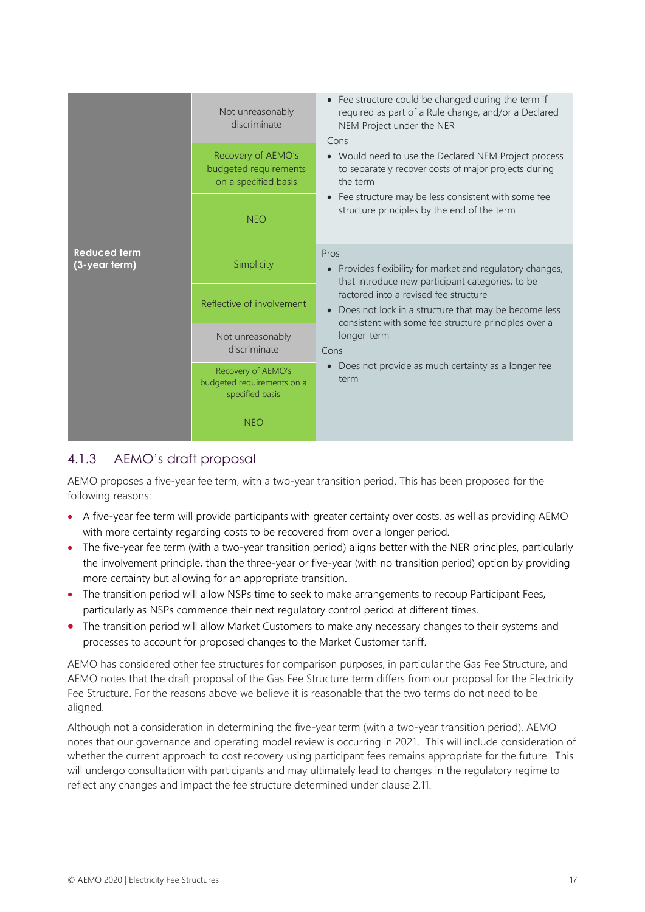| | | |
|---|---|---|
| | Not unreasonably discriminate<br>Recovery of AEMO's budgeted requirements on a specified basis<br>NEO | • Fee structure could be changed during the term if required as part of a Rule change, and/or a Declared NEM Project under the NER<br>Cons<br>• Would need to use the Declared NEM Project process to separately recover costs of major projects during the term<br>• Fee structure may be less consistent with some fee structure principles by the end of the term |
| **Reduced term (3-year term)** | Simplicity<br>Reflective of involvement<br>Not unreasonably discriminate<br>Recovery of AEMO's budgeted requirements on a specified basis<br>NEO | Pros<br>• Provides flexibility for market and regulatory changes, that introduce new participant categories, to be factored into a revised fee structure<br>• Does not lock in a structure that may be become less consistent with some fee structure principles over a longer-term<br>Cons<br>• Does not provide as much certainty as a longer fee term |

### 4.1.3 AEMO's draft proposal

AEMO proposes a five-year fee term, with a two-year transition period. This has been proposed for the following reasons:

- A five-year fee term will provide participants with greater certainty over costs, as well as providing AEMO with more certainty regarding costs to be recovered from over a longer period.
- The five-year fee term (with a two-year transition period) aligns better with the NER principles, particularly the involvement principle, than the three-year or five-year (with no transition period) option by providing more certainty but allowing for an appropriate transition.
- The transition period will allow NSPs time to seek to make arrangements to recoup Participant Fees, particularly as NSPs commence their next regulatory control period at different times.
- The transition period will allow Market Customers to make any necessary changes to their systems and processes to account for proposed changes to the Market Customer tariff.

AEMO has considered other fee structures for comparison purposes, in particular the Gas Fee Structure, and AEMO notes that the draft proposal of the Gas Fee Structure term differs from our proposal for the Electricity Fee Structure. For the reasons above we believe it is reasonable that the two terms do not need to be aligned.

Although not a consideration in determining the five-year term (with a two-year transition period), AEMO notes that our governance and operating model review is occurring in 2021. This will include consideration of whether the current approach to cost recovery using participant fees remains appropriate for the future. This will undergo consultation with participants and may ultimately lead to changes in the regulatory regime to reflect any changes and impact the fee structure determined under clause 2.11.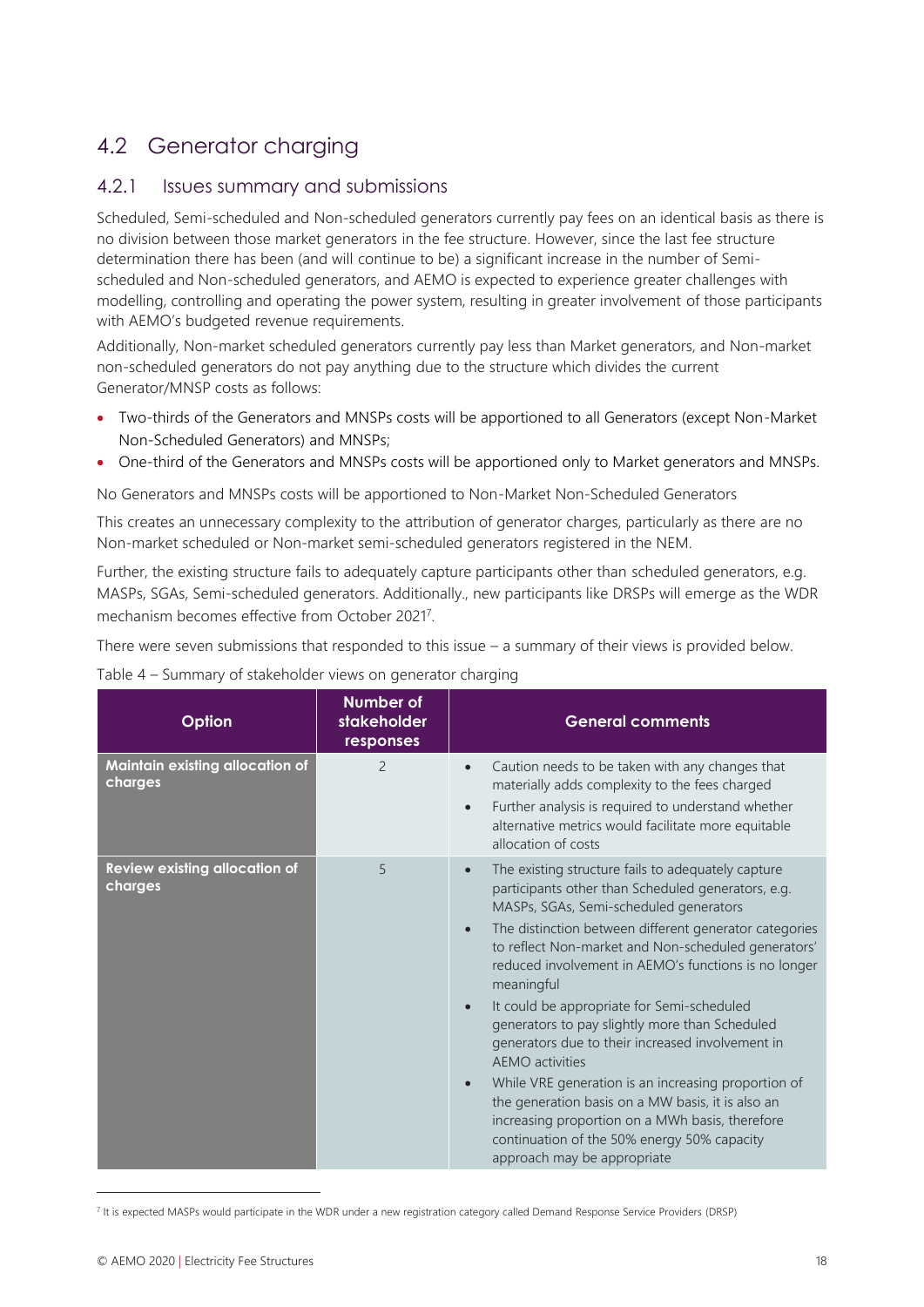## 4.2 Generator charging

### 4.2.1 Issues summary and submissions

Scheduled, Semi-scheduled and Non-scheduled generators currently pay fees on an identical basis as there is no division between those market generators in the fee structure. However, since the last fee structure determination there has been (and will continue to be) a significant increase in the number of Semi-scheduled and Non-scheduled generators, and AEMO is expected to experience greater challenges with modelling, controlling and operating the power system, resulting in greater involvement of those participants with AEMO's budgeted revenue requirements.

Additionally, Non-market scheduled generators currently pay less than Market generators, and Non-market non-scheduled generators do not pay anything due to the structure which divides the current Generator/MNSP costs as follows:

- Two-thirds of the Generators and MNSPs costs will be apportioned to all Generators (except Non-Market Non-Scheduled Generators) and MNSPs;
- One-third of the Generators and MNSPs costs will be apportioned only to Market generators and MNSPs.

No Generators and MNSPs costs will be apportioned to Non-Market Non-Scheduled Generators

This creates an unnecessary complexity to the attribution of generator charges, particularly as there are no Non-market scheduled or Non-market semi-scheduled generators registered in the NEM.

Further, the existing structure fails to adequately capture participants other than scheduled generators, e.g. MASPs, SGAs, Semi-scheduled generators. Additionally., new participants like DRSPs will emerge as the WDR mechanism becomes effective from October 2021[7].

There were seven submissions that responded to this issue – a summary of their views is provided below.

Table 4 – Summary of stakeholder views on generator charging

| Option | Number of stakeholder responses | General comments |
|---|---|---|
| **Maintain existing allocation of charges** | 2 | • Caution needs to be taken with any changes that materially adds complexity to the fees charged<br>• Further analysis is required to understand whether alternative metrics would facilitate more equitable allocation of costs |
| **Review existing allocation of charges** | 5 | • The existing structure fails to adequately capture participants other than Scheduled generators, e.g. MASPs, SGAs, Semi-scheduled generators<br>• The distinction between different generator categories to reflect Non-market and Non-scheduled generators' reduced involvement in AEMO's functions is no longer meaningful<br>• It could be appropriate for Semi-scheduled generators to pay slightly more than Scheduled generators due to their increased involvement in AEMO activities<br>• While VRE generation is an increasing proportion of the generation basis on a MW basis, it is also an increasing proportion on a MWh basis, therefore continuation of the 50% energy 50% capacity approach may be appropriate |

[7] It is expected MASPs would participate in the WDR under a new registration category called Demand Response Service Providers (DRSP)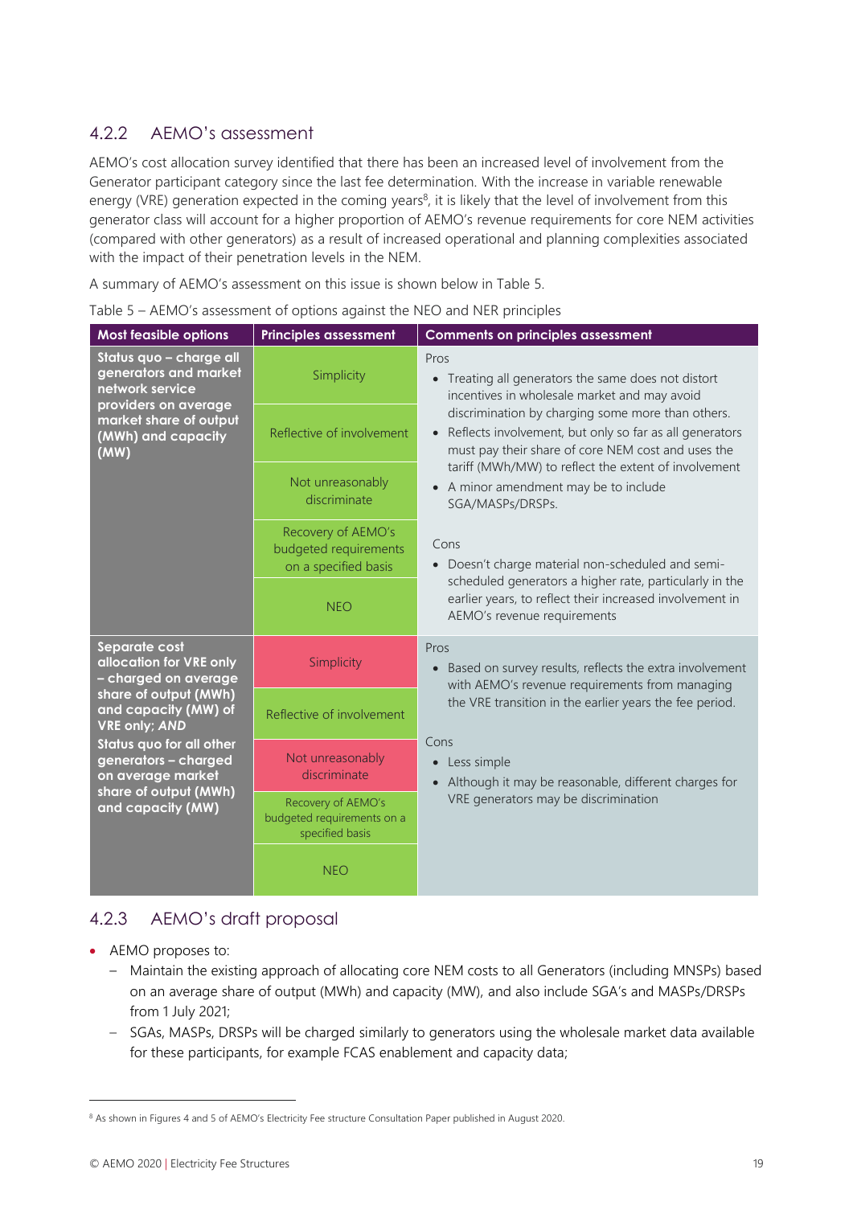### 4.2.2 AEMO's assessment

AEMO's cost allocation survey identified that there has been an increased level of involvement from the Generator participant category since the last fee determination. With the increase in variable renewable energy (VRE) generation expected in the coming years[8], it is likely that the level of involvement from this generator class will account for a higher proportion of AEMO's revenue requirements for core NEM activities (compared with other generators) as a result of increased operational and planning complexities associated with the impact of their penetration levels in the NEM.

A summary of AEMO's assessment on this issue is shown below in Table 5.

Table 5 – AEMO's assessment of options against the NEO and NER principles

| Most feasible options | Principles assessment | Comments on principles assessment |
|---|---|---|
| **Status quo – charge all generators and market network service providers on average market share of output (MWh) and capacity (MW)** | Simplicity | Pros<br>• Treating all generators the same does not distort incentives in wholesale market and may avoid discrimination by charging some more than others.<br>• Reflects involvement, but only so far as all generators must pay their share of core NEM cost and uses the tariff (MWh/MW) to reflect the extent of involvement<br>• A minor amendment may be to include SGA/MASPs/DRSPs.<br>Cons<br>• Doesn't charge material non-scheduled and semi-scheduled generators a higher rate, particularly in the earlier years, to reflect their increased involvement in AEMO's revenue requirements |
| | Reflective of involvement | |
| | Not unreasonably discriminate | |
| | Recovery of AEMO's budgeted requirements on a specified basis | |
| | NEO | |
| **Separate cost allocation for VRE only – charged on average share of output (MWh) and capacity (MW) of VRE only; *AND*<br>Status quo for all other generators – charged on average market share of output (MWh) and capacity (MW)** | Simplicity | Pros<br>• Based on survey results, reflects the extra involvement with AEMO's revenue requirements from managing the VRE transition in the earlier years the fee period.<br>Cons<br>• Less simple<br>• Although it may be reasonable, different charges for VRE generators may be discrimination |
| | Reflective of involvement | |
| | Not unreasonably discriminate | |
| | Recovery of AEMO's budgeted requirements on a specified basis | |
| | NEO | |

### 4.2.3 AEMO's draft proposal

- AEMO proposes to:
  - Maintain the existing approach of allocating core NEM costs to all Generators (including MNSPs) based on an average share of output (MWh) and capacity (MW), and also include SGA's and MASPs/DRSPs from 1 July 2021;
  - SGAs, MASPs, DRSPs will be charged similarly to generators using the wholesale market data available for these participants, for example FCAS enablement and capacity data;

[8] As shown in Figures 4 and 5 of AEMO's Electricity Fee structure Consultation Paper published in August 2020.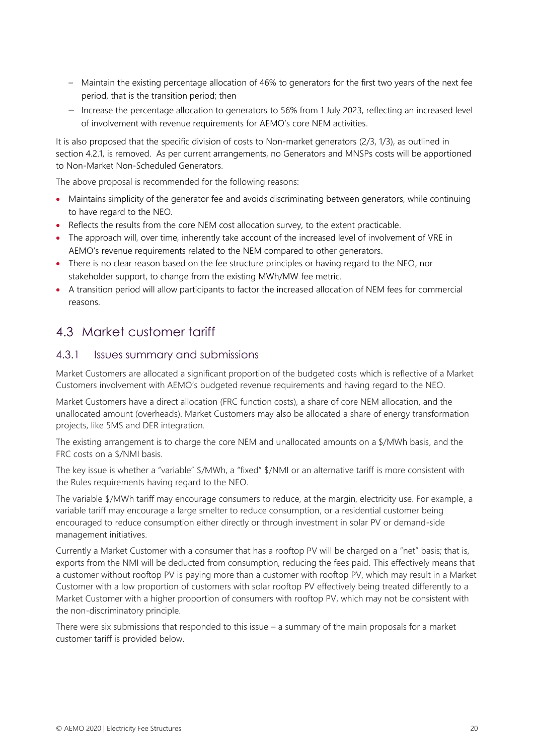- Maintain the existing percentage allocation of 46% to generators for the first two years of the next fee period, that is the transition period; then
  - Increase the percentage allocation to generators to 56% from 1 July 2023, reflecting an increased level of involvement with revenue requirements for AEMO's core NEM activities.

It is also proposed that the specific division of costs to Non-market generators (2/3, 1/3), as outlined in section 4.2.1, is removed. As per current arrangements, no Generators and MNSPs costs will be apportioned to Non-Market Non-Scheduled Generators.

The above proposal is recommended for the following reasons:

- Maintains simplicity of the generator fee and avoids discriminating between generators, while continuing to have regard to the NEO.
- Reflects the results from the core NEM cost allocation survey, to the extent practicable.
- The approach will, over time, inherently take account of the increased level of involvement of VRE in AEMO's revenue requirements related to the NEM compared to other generators.
- There is no clear reason based on the fee structure principles or having regard to the NEO, nor stakeholder support, to change from the existing MWh/MW fee metric.
- A transition period will allow participants to factor the increased allocation of NEM fees for commercial reasons.

## 4.3 Market customer tariff

### 4.3.1 Issues summary and submissions

Market Customers are allocated a significant proportion of the budgeted costs which is reflective of a Market Customers involvement with AEMO's budgeted revenue requirements and having regard to the NEO.

Market Customers have a direct allocation (FRC function costs), a share of core NEM allocation, and the unallocated amount (overheads). Market Customers may also be allocated a share of energy transformation projects, like 5MS and DER integration.

The existing arrangement is to charge the core NEM and unallocated amounts on a $/MWh basis, and the FRC costs on a $/NMI basis.

The key issue is whether a "variable" $/MWh, a "fixed" $/NMI or an alternative tariff is more consistent with the Rules requirements having regard to the NEO.

The variable $/MWh tariff may encourage consumers to reduce, at the margin, electricity use. For example, a variable tariff may encourage a large smelter to reduce consumption, or a residential customer being encouraged to reduce consumption either directly or through investment in solar PV or demand-side management initiatives.

Currently a Market Customer with a consumer that has a rooftop PV will be charged on a "net" basis; that is, exports from the NMI will be deducted from consumption, reducing the fees paid. This effectively means that a customer without rooftop PV is paying more than a customer with rooftop PV, which may result in a Market Customer with a low proportion of customers with solar rooftop PV effectively being treated differently to a Market Customer with a higher proportion of consumers with rooftop PV, which may not be consistent with the non-discriminatory principle.

There were six submissions that responded to this issue – a summary of the main proposals for a market customer tariff is provided below.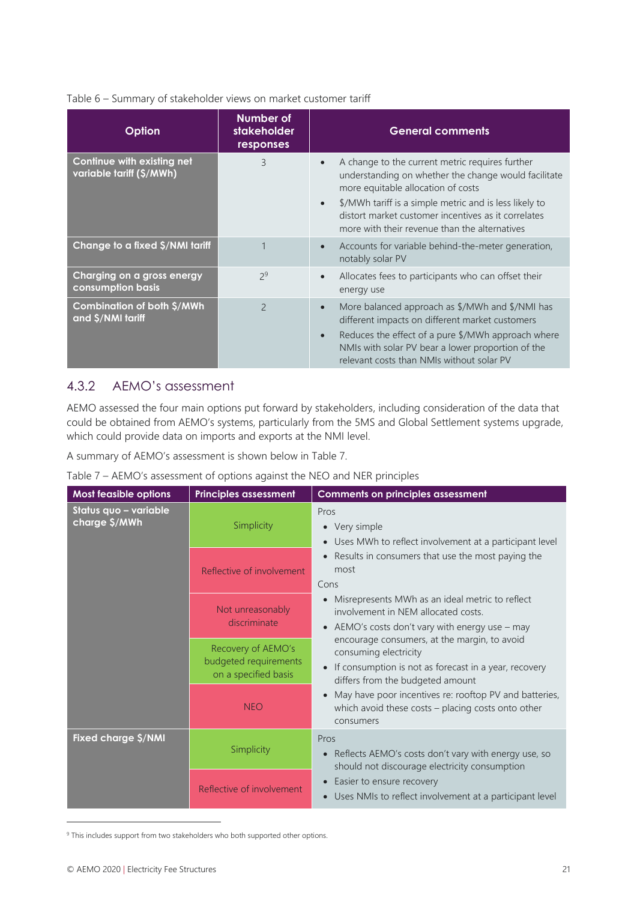Table 6 – Summary of stakeholder views on market customer tariff

| Option | Number of stakeholder responses | General comments |
|---|---|---|
| **Continue with existing net variable tariff ($/MWh)** | 3 | • A change to the current metric requires further understanding on whether the change would facilitate more equitable allocation of costs<br>• $/MWh tariff is a simple metric and is less likely to distort market customer incentives as it correlates more with their revenue than the alternatives |
| **Change to a fixed $/NMI tariff** | 1 | • Accounts for variable behind-the-meter generation, notably solar PV |
| **Charging on a gross energy consumption basis** | 2[9] | • Allocates fees to participants who can offset their energy use |
| **Combination of both $/MWh and $/NMI tariff** | 2 | • More balanced approach as $/MWh and $/NMI has different impacts on different market customers<br>• Reduces the effect of a pure $/MWh approach where NMIs with solar PV bear a lower proportion of the relevant costs than NMIs without solar PV |

### 4.3.2 AEMO's assessment

AEMO assessed the four main options put forward by stakeholders, including consideration of the data that could be obtained from AEMO's systems, particularly from the 5MS and Global Settlement systems upgrade, which could provide data on imports and exports at the NMI level.

A summary of AEMO's assessment is shown below in Table 7.

Table 7 – AEMO's assessment of options against the NEO and NER principles

| Most feasible options | Principles assessment | Comments on principles assessment |
|---|---|---|
| **Status quo – variable charge $/MWh** | Simplicity<br>Reflective of involvement<br>Not unreasonably discriminate<br>Recovery of AEMO's budgeted requirements on a specified basis<br>NEO | Pros<br>• Very simple<br>• Uses MWh to reflect involvement at a participant level<br>• Results in consumers that use the most paying the most<br>Cons<br>• Misrepresents MWh as an ideal metric to reflect involvement in NEM allocated costs.<br>• AEMO's costs don't vary with energy use – may encourage consumers, at the margin, to avoid consuming electricity<br>• If consumption is not as forecast in a year, recovery differs from the budgeted amount<br>• May have poor incentives re: rooftop PV and batteries, which avoid these costs – placing costs onto other consumers |
| **Fixed charge $/NMI** | Simplicity<br>Reflective of involvement | Pros<br>• Reflects AEMO's costs don't vary with energy use, so should not discourage electricity consumption<br>• Easier to ensure recovery<br>• Uses NMIs to reflect involvement at a participant level |

[9] This includes support from two stakeholders who both supported other options.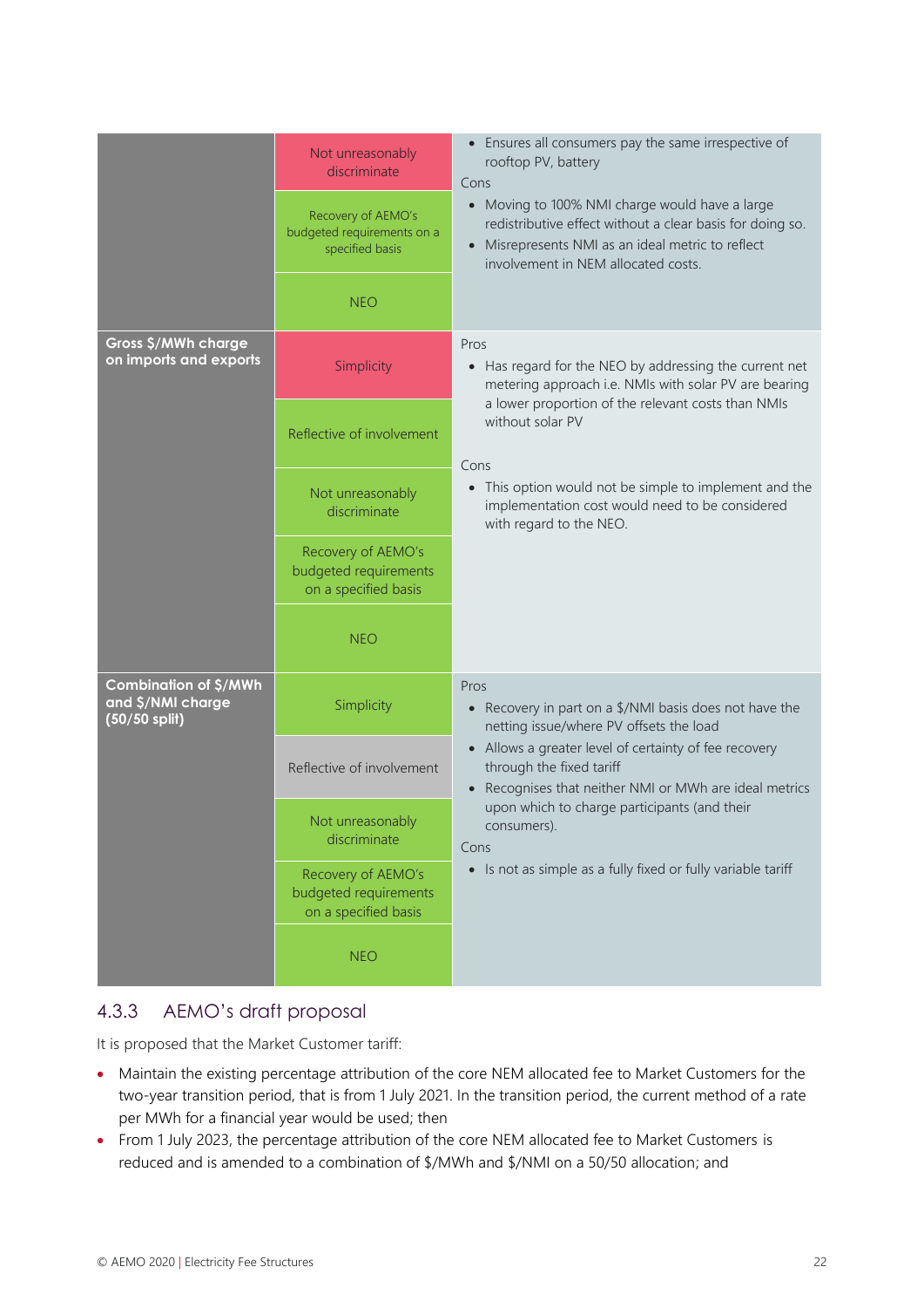| Option | Criteria | Assessment |
|---|---|---|
| | Not unreasonably discriminate | • Ensures all consumers pay the same irrespective of rooftop PV, battery<br>Cons<br>• Moving to 100% NMI charge would have a large redistributive effect without a clear basis for doing so.<br>• Misrepresents NMI as an ideal metric to reflect involvement in NEM allocated costs. |
| | Recovery of AEMO's budgeted requirements on a specified basis | |
| | NEO | |
| **Gross $/MWh charge on imports and exports** | Simplicity | Pros<br>• Has regard for the NEO by addressing the current net metering approach i.e. NMIs with solar PV are bearing a lower proportion of the relevant costs than NMIs without solar PV<br>Cons<br>• This option would not be simple to implement and the implementation cost would need to be considered with regard to the NEO. |
| | Reflective of involvement | |
| | Not unreasonably discriminate | |
| | Recovery of AEMO's budgeted requirements on a specified basis | |
| | NEO | |
| **Combination of $/MWh and $/NMI charge (50/50 split)** | Simplicity | Pros<br>• Recovery in part on a $/NMI basis does not have the netting issue/where PV offsets the load<br>• Allows a greater level of certainty of fee recovery through the fixed tariff<br>• Recognises that neither NMI or MWh are ideal metrics upon which to charge participants (and their consumers).<br>Cons<br>• Is not as simple as a fully fixed or fully variable tariff |
| | Reflective of involvement | |
| | Not unreasonably discriminate | |
| | Recovery of AEMO's budgeted requirements on a specified basis | |
| | NEO | |

### 4.3.3 AEMO's draft proposal

It is proposed that the Market Customer tariff:

- Maintain the existing percentage attribution of the core NEM allocated fee to Market Customers for the two-year transition period, that is from 1 July 2021. In the transition period, the current method of a rate per MWh for a financial year would be used; then
- From 1 July 2023, the percentage attribution of the core NEM allocated fee to Market Customers is reduced and is amended to a combination of $/MWh and $/NMI on a 50/50 allocation; and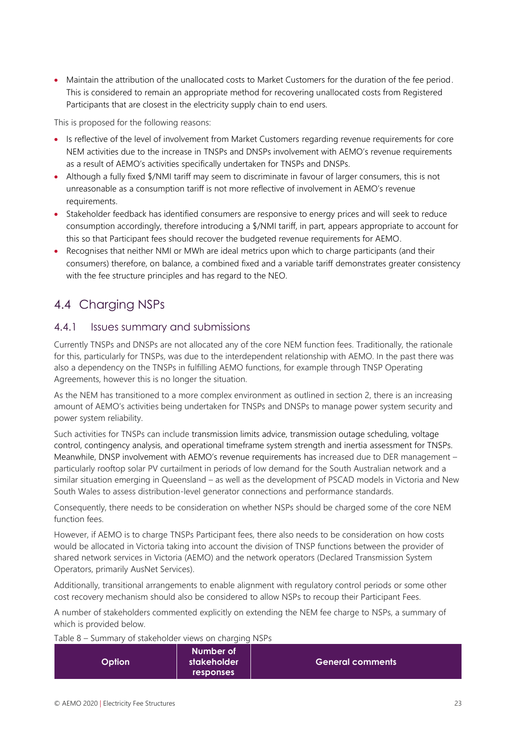- Maintain the attribution of the unallocated costs to Market Customers for the duration of the fee period. This is considered to remain an appropriate method for recovering unallocated costs from Registered Participants that are closest in the electricity supply chain to end users.

This is proposed for the following reasons:

- Is reflective of the level of involvement from Market Customers regarding revenue requirements for core NEM activities due to the increase in TNSPs and DNSPs involvement with AEMO's revenue requirements as a result of AEMO's activities specifically undertaken for TNSPs and DNSPs.
- Although a fully fixed $/NMI tariff may seem to discriminate in favour of larger consumers, this is not unreasonable as a consumption tariff is not more reflective of involvement in AEMO's revenue requirements.
- Stakeholder feedback has identified consumers are responsive to energy prices and will seek to reduce consumption accordingly, therefore introducing a $/NMI tariff, in part, appears appropriate to account for this so that Participant fees should recover the budgeted revenue requirements for AEMO.
- Recognises that neither NMI or MWh are ideal metrics upon which to charge participants (and their consumers) therefore, on balance, a combined fixed and a variable tariff demonstrates greater consistency with the fee structure principles and has regard to the NEO.

## 4.4 Charging NSPs

### 4.4.1 Issues summary and submissions

Currently TNSPs and DNSPs are not allocated any of the core NEM function fees. Traditionally, the rationale for this, particularly for TNSPs, was due to the interdependent relationship with AEMO. In the past there was also a dependency on the TNSPs in fulfilling AEMO functions, for example through TNSP Operating Agreements, however this is no longer the situation.

As the NEM has transitioned to a more complex environment as outlined in section 2, there is an increasing amount of AEMO's activities being undertaken for TNSPs and DNSPs to manage power system security and power system reliability.

Such activities for TNSPs can include transmission limits advice, transmission outage scheduling, voltage control, contingency analysis, and operational timeframe system strength and inertia assessment for TNSPs. Meanwhile, DNSP involvement with AEMO's revenue requirements has increased due to DER management – particularly rooftop solar PV curtailment in periods of low demand for the South Australian network and a similar situation emerging in Queensland – as well as the development of PSCAD models in Victoria and New South Wales to assess distribution-level generator connections and performance standards.

Consequently, there needs to be consideration on whether NSPs should be charged some of the core NEM function fees.

However, if AEMO is to charge TNSPs Participant fees, there also needs to be consideration on how costs would be allocated in Victoria taking into account the division of TNSP functions between the provider of shared network services in Victoria (AEMO) and the network operators (Declared Transmission System Operators, primarily AusNet Services).

Additionally, transitional arrangements to enable alignment with regulatory control periods or some other cost recovery mechanism should also be considered to allow NSPs to recoup their Participant Fees.

A number of stakeholders commented explicitly on extending the NEM fee charge to NSPs, a summary of which is provided below.

Table 8 – Summary of stakeholder views on charging NSPs

| Option | Number of stakeholder responses | General comments |
|---|---|---|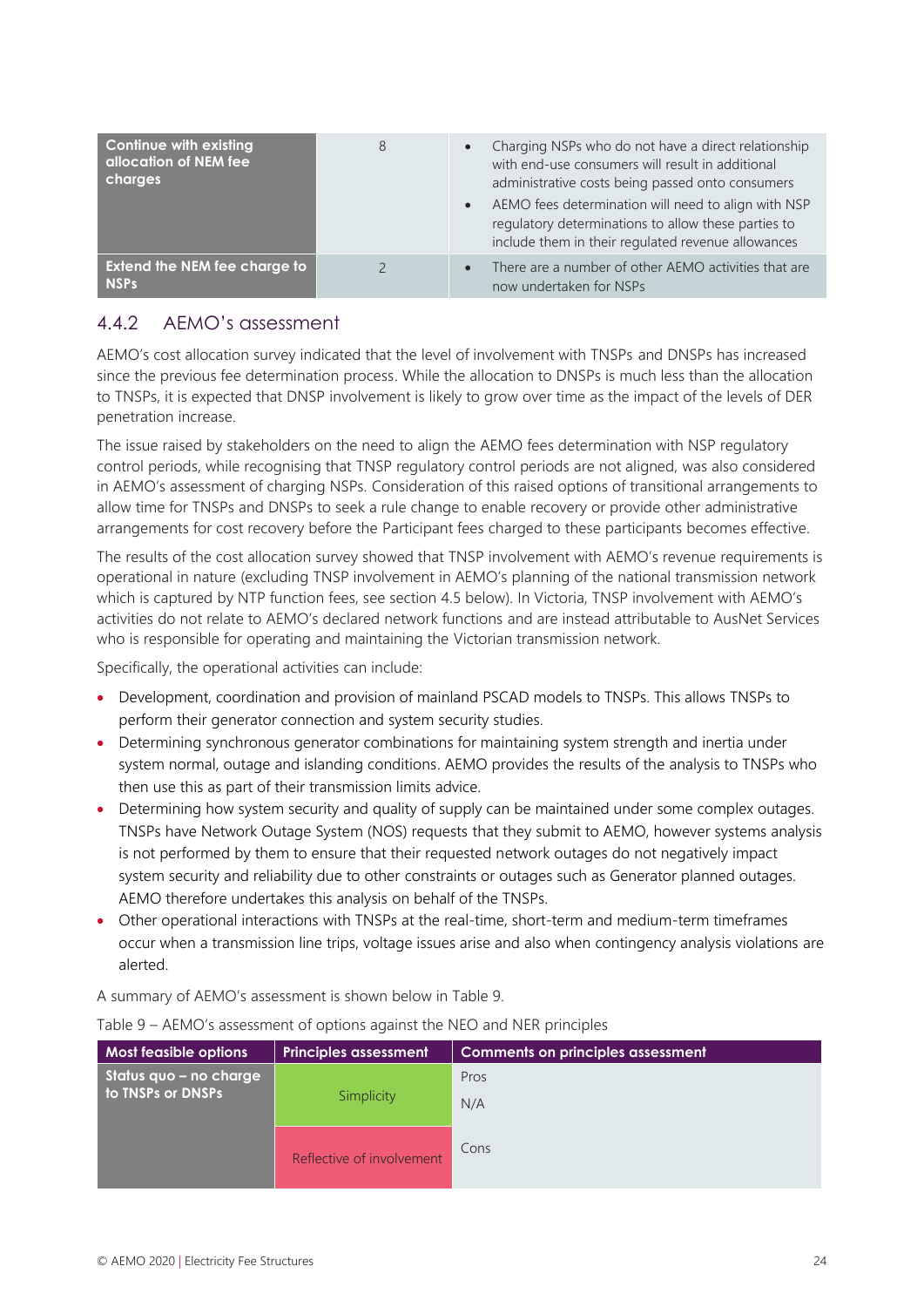| Continue with existing allocation of NEM fee charges | 8 | • Charging NSPs who do not have a direct relationship with end-use consumers will result in additional administrative costs being passed onto consumers<br>• AEMO fees determination will need to align with NSP regulatory determinations to allow these parties to include them in their regulated revenue allowances |
|---|---|---|
| Extend the NEM fee charge to NSPs | 2 | • There are a number of other AEMO activities that are now undertaken for NSPs |

### 4.4.2 AEMO's assessment

AEMO's cost allocation survey indicated that the level of involvement with TNSPs and DNSPs has increased since the previous fee determination process. While the allocation to DNSPs is much less than the allocation to TNSPs, it is expected that DNSP involvement is likely to grow over time as the impact of the levels of DER penetration increase.

The issue raised by stakeholders on the need to align the AEMO fees determination with NSP regulatory control periods, while recognising that TNSP regulatory control periods are not aligned, was also considered in AEMO's assessment of charging NSPs. Consideration of this raised options of transitional arrangements to allow time for TNSPs and DNSPs to seek a rule change to enable recovery or provide other administrative arrangements for cost recovery before the Participant fees charged to these participants becomes effective.

The results of the cost allocation survey showed that TNSP involvement with AEMO's revenue requirements is operational in nature (excluding TNSP involvement in AEMO's planning of the national transmission network which is captured by NTP function fees, see section 4.5 below). In Victoria, TNSP involvement with AEMO's activities do not relate to AEMO's declared network functions and are instead attributable to AusNet Services who is responsible for operating and maintaining the Victorian transmission network.

Specifically, the operational activities can include:

- Development, coordination and provision of mainland PSCAD models to TNSPs. This allows TNSPs to perform their generator connection and system security studies.
- Determining synchronous generator combinations for maintaining system strength and inertia under system normal, outage and islanding conditions. AEMO provides the results of the analysis to TNSPs who then use this as part of their transmission limits advice.
- Determining how system security and quality of supply can be maintained under some complex outages. TNSPs have Network Outage System (NOS) requests that they submit to AEMO, however systems analysis is not performed by them to ensure that their requested network outages do not negatively impact system security and reliability due to other constraints or outages such as Generator planned outages. AEMO therefore undertakes this analysis on behalf of the TNSPs.
- Other operational interactions with TNSPs at the real-time, short-term and medium-term timeframes occur when a transmission line trips, voltage issues arise and also when contingency analysis violations are alerted.

A summary of AEMO's assessment is shown below in Table 9.

Table 9 – AEMO's assessment of options against the NEO and NER principles

| Most feasible options | Principles assessment | Comments on principles assessment |
|---|---|---|
| Status quo – no charge to TNSPs or DNSPs | Simplicity | Pros<br>N/A |
| | Reflective of involvement | Cons |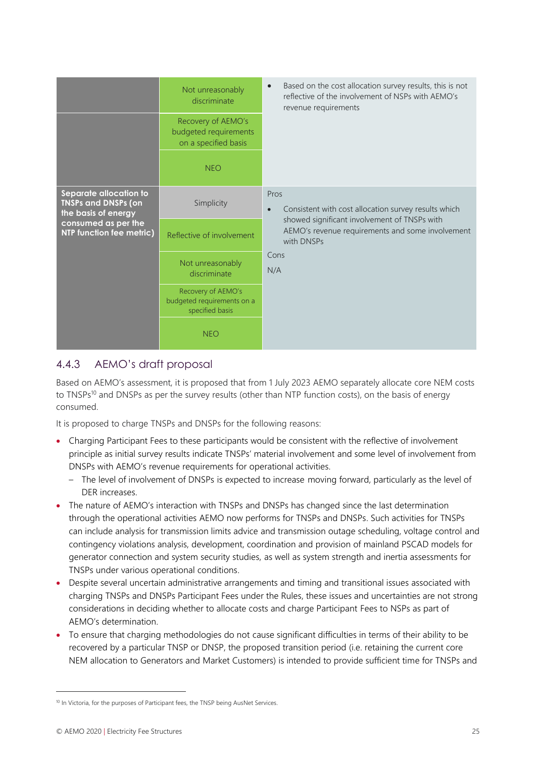| | | |
|---|---|---|
| | Not unreasonably discriminate | • Based on the cost allocation survey results, this is not reflective of the involvement of NSPs with AEMO's revenue requirements |
| | Recovery of AEMO's budgeted requirements on a specified basis | |
| | NEO | |
| **Separate allocation to TNSPs and DNSPs (on the basis of energy consumed as per the NTP function fee metric)** | Simplicity | Pros<br>• Consistent with cost allocation survey results which showed significant involvement of TNSPs with AEMO's revenue requirements and some involvement with DNSPs<br>Cons<br>N/A |
| | Reflective of involvement | |
| | Not unreasonably discriminate | |
| | Recovery of AEMO's budgeted requirements on a specified basis | |
| | NEO | |

### 4.4.3 AEMO's draft proposal

Based on AEMO's assessment, it is proposed that from 1 July 2023 AEMO separately allocate core NEM costs to TNSPs[10] and DNSPs as per the survey results (other than NTP function costs), on the basis of energy consumed.

It is proposed to charge TNSPs and DNSPs for the following reasons:

- Charging Participant Fees to these participants would be consistent with the reflective of involvement principle as initial survey results indicate TNSPs' material involvement and some level of involvement from DNSPs with AEMO's revenue requirements for operational activities.
  - The level of involvement of DNSPs is expected to increase moving forward, particularly as the level of DER increases.
- The nature of AEMO's interaction with TNSPs and DNSPs has changed since the last determination through the operational activities AEMO now performs for TNSPs and DNSPs. Such activities for TNSPs can include analysis for transmission limits advice and transmission outage scheduling, voltage control and contingency violations analysis, development, coordination and provision of mainland PSCAD models for generator connection and system security studies, as well as system strength and inertia assessments for TNSPs under various operational conditions.
- Despite several uncertain administrative arrangements and timing and transitional issues associated with charging TNSPs and DNSPs Participant Fees under the Rules, these issues and uncertainties are not strong considerations in deciding whether to allocate costs and charge Participant Fees to NSPs as part of AEMO's determination.
- To ensure that charging methodologies do not cause significant difficulties in terms of their ability to be recovered by a particular TNSP or DNSP, the proposed transition period (i.e. retaining the current core NEM allocation to Generators and Market Customers) is intended to provide sufficient time for TNSPs and

[10] In Victoria, for the purposes of Participant fees, the TNSP being AusNet Services.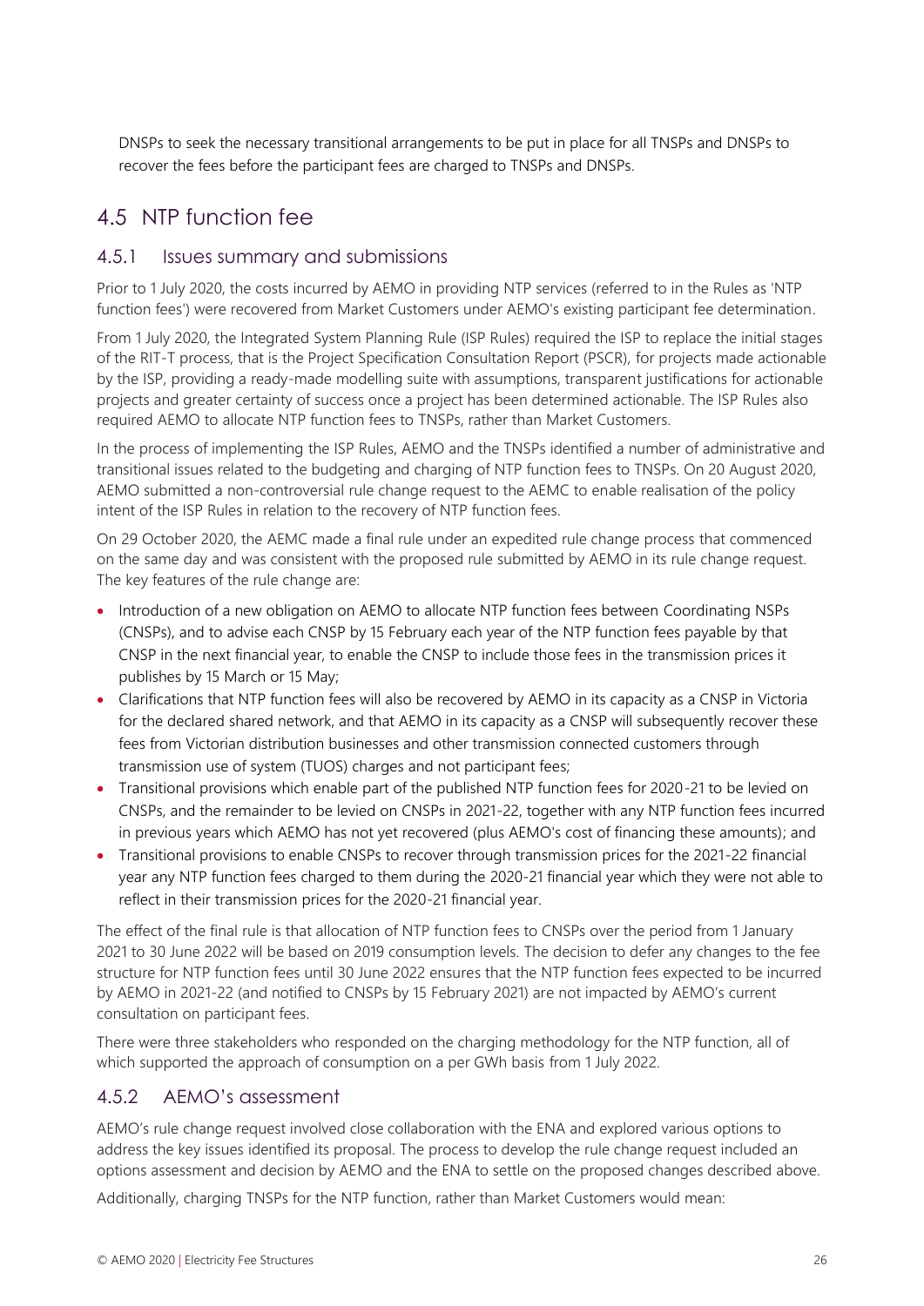DNSPs to seek the necessary transitional arrangements to be put in place for all TNSPs and DNSPs to recover the fees before the participant fees are charged to TNSPs and DNSPs.

## 4.5 NTP function fee

### 4.5.1 Issues summary and submissions

Prior to 1 July 2020, the costs incurred by AEMO in providing NTP services (referred to in the Rules as 'NTP function fees') were recovered from Market Customers under AEMO's existing participant fee determination.

From 1 July 2020, the Integrated System Planning Rule (ISP Rules) required the ISP to replace the initial stages of the RIT-T process, that is the Project Specification Consultation Report (PSCR), for projects made actionable by the ISP, providing a ready-made modelling suite with assumptions, transparent justifications for actionable projects and greater certainty of success once a project has been determined actionable. The ISP Rules also required AEMO to allocate NTP function fees to TNSPs, rather than Market Customers.

In the process of implementing the ISP Rules, AEMO and the TNSPs identified a number of administrative and transitional issues related to the budgeting and charging of NTP function fees to TNSPs. On 20 August 2020, AEMO submitted a non-controversial rule change request to the AEMC to enable realisation of the policy intent of the ISP Rules in relation to the recovery of NTP function fees.

On 29 October 2020, the AEMC made a final rule under an expedited rule change process that commenced on the same day and was consistent with the proposed rule submitted by AEMO in its rule change request. The key features of the rule change are:

- Introduction of a new obligation on AEMO to allocate NTP function fees between Coordinating NSPs (CNSPs), and to advise each CNSP by 15 February each year of the NTP function fees payable by that CNSP in the next financial year, to enable the CNSP to include those fees in the transmission prices it publishes by 15 March or 15 May;
- Clarifications that NTP function fees will also be recovered by AEMO in its capacity as a CNSP in Victoria for the declared shared network, and that AEMO in its capacity as a CNSP will subsequently recover these fees from Victorian distribution businesses and other transmission connected customers through transmission use of system (TUOS) charges and not participant fees;
- Transitional provisions which enable part of the published NTP function fees for 2020-21 to be levied on CNSPs, and the remainder to be levied on CNSPs in 2021-22, together with any NTP function fees incurred in previous years which AEMO has not yet recovered (plus AEMO's cost of financing these amounts); and
- Transitional provisions to enable CNSPs to recover through transmission prices for the 2021-22 financial year any NTP function fees charged to them during the 2020-21 financial year which they were not able to reflect in their transmission prices for the 2020-21 financial year.

The effect of the final rule is that allocation of NTP function fees to CNSPs over the period from 1 January 2021 to 30 June 2022 will be based on 2019 consumption levels. The decision to defer any changes to the fee structure for NTP function fees until 30 June 2022 ensures that the NTP function fees expected to be incurred by AEMO in 2021-22 (and notified to CNSPs by 15 February 2021) are not impacted by AEMO's current consultation on participant fees.

There were three stakeholders who responded on the charging methodology for the NTP function, all of which supported the approach of consumption on a per GWh basis from 1 July 2022.

### 4.5.2 AEMO's assessment

AEMO's rule change request involved close collaboration with the ENA and explored various options to address the key issues identified its proposal. The process to develop the rule change request included an options assessment and decision by AEMO and the ENA to settle on the proposed changes described above.

Additionally, charging TNSPs for the NTP function, rather than Market Customers would mean: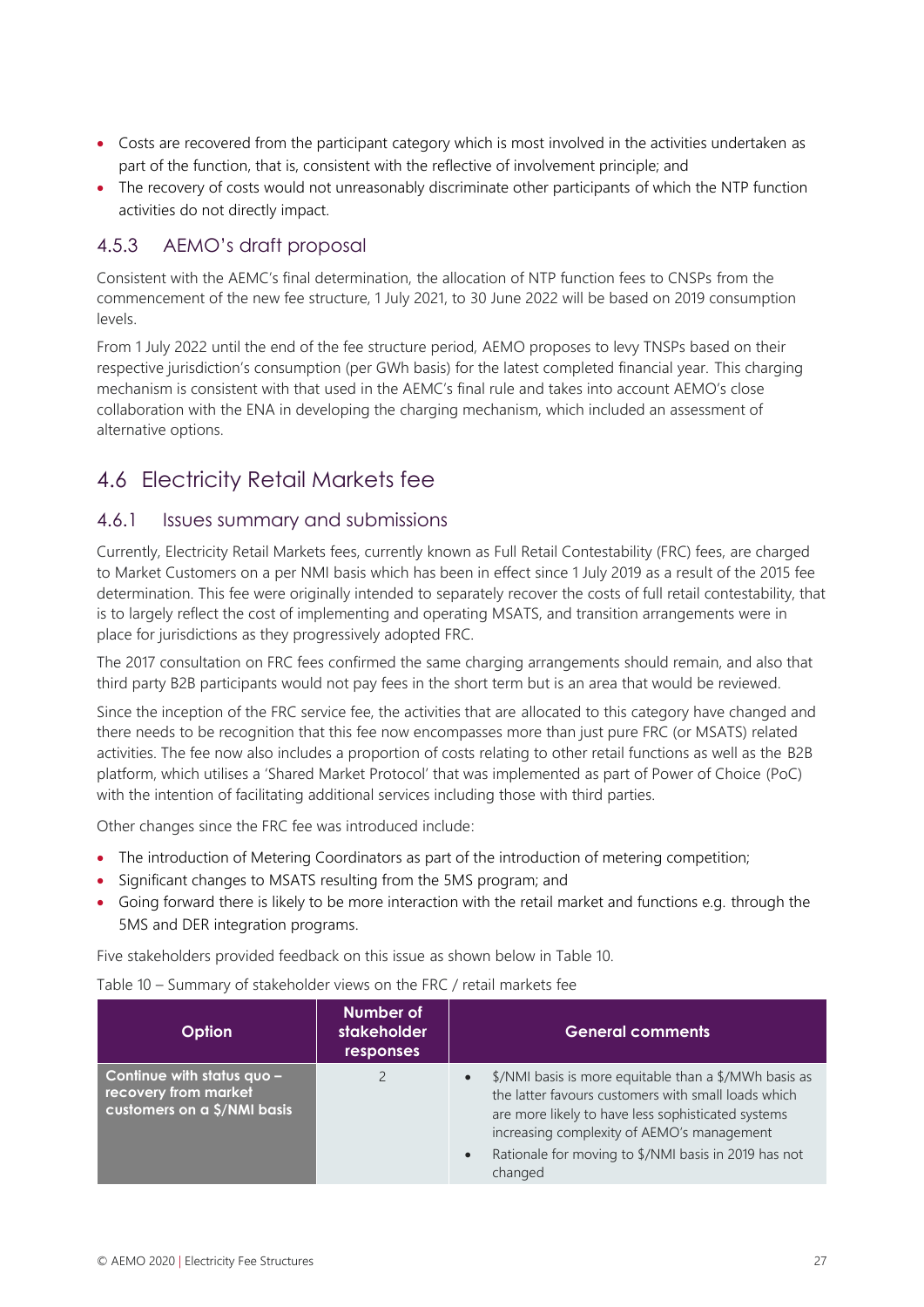- Costs are recovered from the participant category which is most involved in the activities undertaken as part of the function, that is, consistent with the reflective of involvement principle; and
- The recovery of costs would not unreasonably discriminate other participants of which the NTP function activities do not directly impact.

### 4.5.3 AEMO's draft proposal

Consistent with the AEMC's final determination, the allocation of NTP function fees to CNSPs from the commencement of the new fee structure, 1 July 2021, to 30 June 2022 will be based on 2019 consumption levels.

From 1 July 2022 until the end of the fee structure period, AEMO proposes to levy TNSPs based on their respective jurisdiction's consumption (per GWh basis) for the latest completed financial year. This charging mechanism is consistent with that used in the AEMC's final rule and takes into account AEMO's close collaboration with the ENA in developing the charging mechanism, which included an assessment of alternative options.

## 4.6 Electricity Retail Markets fee

### 4.6.1 Issues summary and submissions

Currently, Electricity Retail Markets fees, currently known as Full Retail Contestability (FRC) fees, are charged to Market Customers on a per NMI basis which has been in effect since 1 July 2019 as a result of the 2015 fee determination. This fee were originally intended to separately recover the costs of full retail contestability, that is to largely reflect the cost of implementing and operating MSATS, and transition arrangements were in place for jurisdictions as they progressively adopted FRC.

The 2017 consultation on FRC fees confirmed the same charging arrangements should remain, and also that third party B2B participants would not pay fees in the short term but is an area that would be reviewed.

Since the inception of the FRC service fee, the activities that are allocated to this category have changed and there needs to be recognition that this fee now encompasses more than just pure FRC (or MSATS) related activities. The fee now also includes a proportion of costs relating to other retail functions as well as the B2B platform, which utilises a 'Shared Market Protocol' that was implemented as part of Power of Choice (PoC) with the intention of facilitating additional services including those with third parties.

Other changes since the FRC fee was introduced include:

- The introduction of Metering Coordinators as part of the introduction of metering competition;
- Significant changes to MSATS resulting from the 5MS program; and
- Going forward there is likely to be more interaction with the retail market and functions e.g. through the 5MS and DER integration programs.

Five stakeholders provided feedback on this issue as shown below in Table 10.

Table 10 – Summary of stakeholder views on the FRC / retail markets fee

| Option | Number of stakeholder responses | General comments |
|---|---|---|
| **Continue with status quo – recovery from market customers on a $/NMI basis** | 2 | • $/NMI basis is more equitable than a $/MWh basis as the latter favours customers with small loads which are more likely to have less sophisticated systems increasing complexity of AEMO's management<br>• Rationale for moving to $/NMI basis in 2019 has not changed |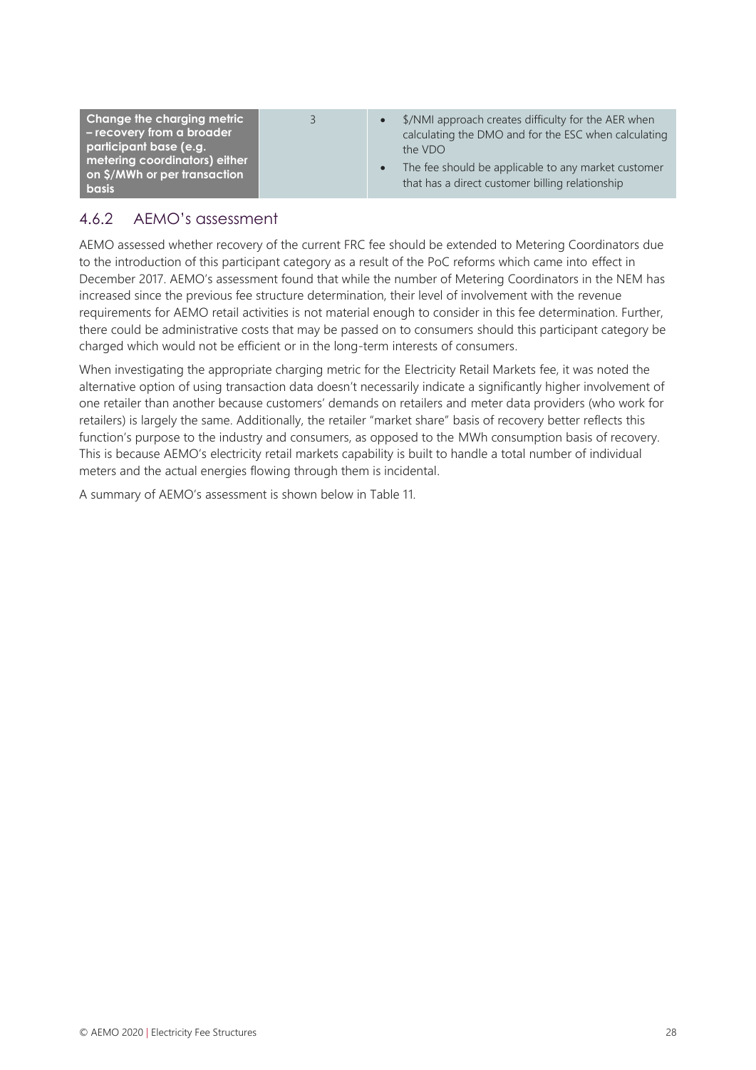| | | |
|---|---|---|
| **Change the charging metric – recovery from a broader participant base (e.g. metering coordinators) either on $/MWh or per transaction basis** | 3 | • $/NMI approach creates difficulty for the AER when calculating the DMO and for the ESC when calculating the VDO<br>• The fee should be applicable to any market customer that has a direct customer billing relationship |

### 4.6.2 AEMO's assessment

AEMO assessed whether recovery of the current FRC fee should be extended to Metering Coordinators due to the introduction of this participant category as a result of the PoC reforms which came into effect in December 2017. AEMO's assessment found that while the number of Metering Coordinators in the NEM has increased since the previous fee structure determination, their level of involvement with the revenue requirements for AEMO retail activities is not material enough to consider in this fee determination. Further, there could be administrative costs that may be passed on to consumers should this participant category be charged which would not be efficient or in the long-term interests of consumers.

When investigating the appropriate charging metric for the Electricity Retail Markets fee, it was noted the alternative option of using transaction data doesn't necessarily indicate a significantly higher involvement of one retailer than another because customers' demands on retailers and meter data providers (who work for retailers) is largely the same. Additionally, the retailer "market share" basis of recovery better reflects this function's purpose to the industry and consumers, as opposed to the MWh consumption basis of recovery. This is because AEMO's electricity retail markets capability is built to handle a total number of individual meters and the actual energies flowing through them is incidental.

A summary of AEMO's assessment is shown below in Table 11.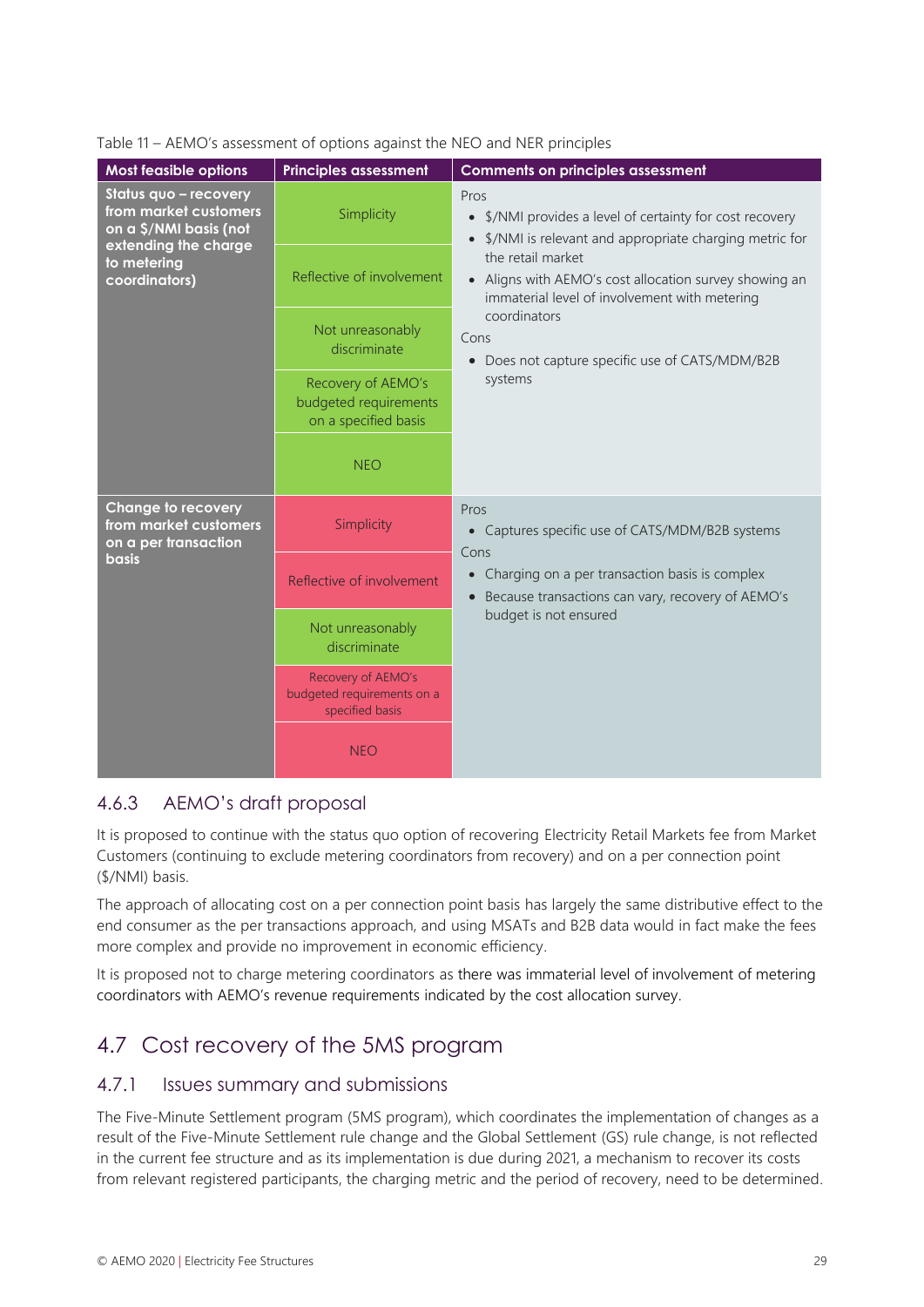Table 11 – AEMO's assessment of options against the NEO and NER principles

| Most feasible options | Principles assessment | Comments on principles assessment |
|---|---|---|
| **Status quo – recovery from market customers on a $/NMI basis (not extending the charge to metering coordinators)** | Simplicity | Pros<br>• $/NMI provides a level of certainty for cost recovery<br>• $/NMI is relevant and appropriate charging metric for the retail market<br>• Aligns with AEMO's cost allocation survey showing an immaterial level of involvement with metering coordinators<br>Cons<br>• Does not capture specific use of CATS/MDM/B2B systems |
| | Reflective of involvement | |
| | Not unreasonably discriminate | |
| | Recovery of AEMO's budgeted requirements on a specified basis | |
| | NEO | |
| **Change to recovery from market customers on a per transaction basis** | Simplicity | Pros<br>• Captures specific use of CATS/MDM/B2B systems<br>Cons<br>• Charging on a per transaction basis is complex<br>• Because transactions can vary, recovery of AEMO's budget is not ensured |
| | Reflective of involvement | |
| | Not unreasonably discriminate | |
| | Recovery of AEMO's budgeted requirements on a specified basis | |
| | NEO | |

### 4.6.3 AEMO's draft proposal

It is proposed to continue with the status quo option of recovering Electricity Retail Markets fee from Market Customers (continuing to exclude metering coordinators from recovery) and on a per connection point ($/NMI) basis.

The approach of allocating cost on a per connection point basis has largely the same distributive effect to the end consumer as the per transactions approach, and using MSATs and B2B data would in fact make the fees more complex and provide no improvement in economic efficiency.

It is proposed not to charge metering coordinators as there was immaterial level of involvement of metering coordinators with AEMO's revenue requirements indicated by the cost allocation survey.

## 4.7 Cost recovery of the 5MS program

### 4.7.1 Issues summary and submissions

The Five-Minute Settlement program (5MS program), which coordinates the implementation of changes as a result of the Five-Minute Settlement rule change and the Global Settlement (GS) rule change, is not reflected in the current fee structure and as its implementation is due during 2021, a mechanism to recover its costs from relevant registered participants, the charging metric and the period of recovery, need to be determined.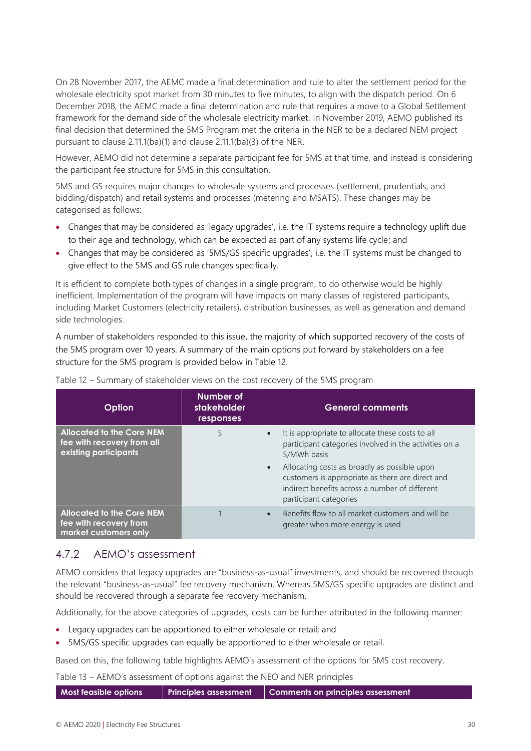On 28 November 2017, the AEMC made a final determination and rule to alter the settlement period for the wholesale electricity spot market from 30 minutes to five minutes, to align with the dispatch period. On 6 December 2018, the AEMC made a final determination and rule that requires a move to a Global Settlement framework for the demand side of the wholesale electricity market. In November 2019, AEMO published its final decision that determined the 5MS Program met the criteria in the NER to be a declared NEM project pursuant to clause 2.11.1(ba)(1) and clause 2.11.1(ba)(3) of the NER.

However, AEMO did not determine a separate participant fee for 5MS at that time, and instead is considering the participant fee structure for 5MS in this consultation.

5MS and GS requires major changes to wholesale systems and processes (settlement, prudentials, and bidding/dispatch) and retail systems and processes (metering and MSATS). These changes may be categorised as follows:

- Changes that may be considered as 'legacy upgrades', i.e. the IT systems require a technology uplift due to their age and technology, which can be expected as part of any systems life cycle; and
- Changes that may be considered as '5MS/GS specific upgrades', i.e. the IT systems must be changed to give effect to the 5MS and GS rule changes specifically.

It is efficient to complete both types of changes in a single program, to do otherwise would be highly inefficient. Implementation of the program will have impacts on many classes of registered participants, including Market Customers (electricity retailers), distribution businesses, as well as generation and demand side technologies.

A number of stakeholders responded to this issue, the majority of which supported recovery of the costs of the 5MS program over 10 years. A summary of the main options put forward by stakeholders on a fee structure for the 5MS program is provided below in Table 12.

Table 12 – Summary of stakeholder views on the cost recovery of the 5MS program

| Option | Number of stakeholder responses | General comments |
|---|---|---|
| Allocated to the Core NEM fee with recovery from all existing participants | 5 | • It is appropriate to allocate these costs to all participant categories involved in the activities on a $/MWh basis<br>• Allocating costs as broadly as possible upon customers is appropriate as there are direct and indirect benefits across a number of different participant categories |
| Allocated to the Core NEM fee with recovery from market customers only | 1 | • Benefits flow to all market customers and will be greater when more energy is used |

## 4.7.2 AEMO's assessment

AEMO considers that legacy upgrades are "business-as-usual" investments, and should be recovered through the relevant "business-as-usual" fee recovery mechanism. Whereas 5MS/GS specific upgrades are distinct and should be recovered through a separate fee recovery mechanism.

Additionally, for the above categories of upgrades, costs can be further attributed in the following manner:

- Legacy upgrades can be apportioned to either wholesale or retail; and
- 5MS/GS specific upgrades can equally be apportioned to either wholesale or retail.

Based on this, the following table highlights AEMO's assessment of the options for 5MS cost recovery.

Table 13 – AEMO's assessment of options against the NEO and NER principles

| Most feasible options | Principles assessment | Comments on principles assessment |
|---|---|---|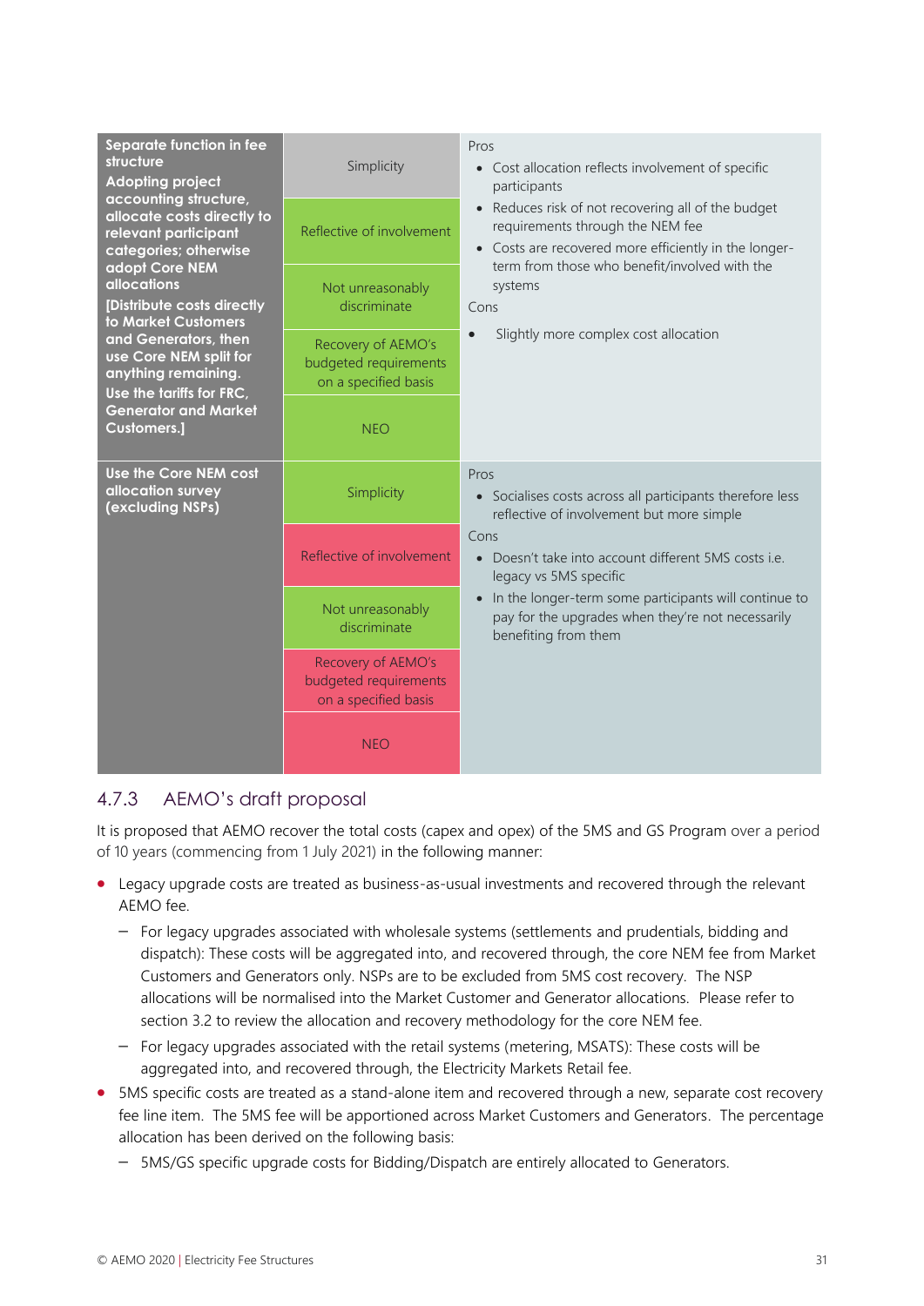| Option | Criteria | Assessment |
|---|---|---|
| **Separate function in fee structure** **Adopting project accounting structure, allocate costs directly to relevant participant categories; otherwise adopt Core NEM allocations** **[Distribute costs directly to Market Customers and Generators, then use Core NEM split for anything remaining. Use the tariffs for FRC, Generator and Market Customers.]** | Simplicity | Pros<br>• Cost allocation reflects involvement of specific participants<br>• Reduces risk of not recovering all of the budget requirements through the NEM fee<br>• Costs are recovered more efficiently in the longer-term from those who benefit/involved with the systems<br>Cons<br>• Slightly more complex cost allocation |
| | Reflective of involvement | |
| | Not unreasonably discriminate | |
| | Recovery of AEMO's budgeted requirements on a specified basis | |
| | NEO | |
| **Use the Core NEM cost allocation survey (excluding NSPs)** | Simplicity | Pros<br>• Socialises costs across all participants therefore less reflective of involvement but more simple<br>Cons<br>• Doesn't take into account different 5MS costs i.e. legacy vs 5MS specific<br>• In the longer-term some participants will continue to pay for the upgrades when they're not necessarily benefiting from them |
| | Reflective of involvement | |
| | Not unreasonably discriminate | |
| | Recovery of AEMO's budgeted requirements on a specified basis | |
| | NEO | |

### 4.7.3 AEMO's draft proposal

It is proposed that AEMO recover the total costs (capex and opex) of the 5MS and GS Program over a period of 10 years (commencing from 1 July 2021) in the following manner:

- Legacy upgrade costs are treated as business-as-usual investments and recovered through the relevant AEMO fee.
  - For legacy upgrades associated with wholesale systems (settlements and prudentials, bidding and dispatch): These costs will be aggregated into, and recovered through, the core NEM fee from Market Customers and Generators only. NSPs are to be excluded from 5MS cost recovery. The NSP allocations will be normalised into the Market Customer and Generator allocations. Please refer to section 3.2 to review the allocation and recovery methodology for the core NEM fee.
  - For legacy upgrades associated with the retail systems (metering, MSATS): These costs will be aggregated into, and recovered through, the Electricity Markets Retail fee.
- 5MS specific costs are treated as a stand-alone item and recovered through a new, separate cost recovery fee line item. The 5MS fee will be apportioned across Market Customers and Generators. The percentage allocation has been derived on the following basis:
  - 5MS/GS specific upgrade costs for Bidding/Dispatch are entirely allocated to Generators.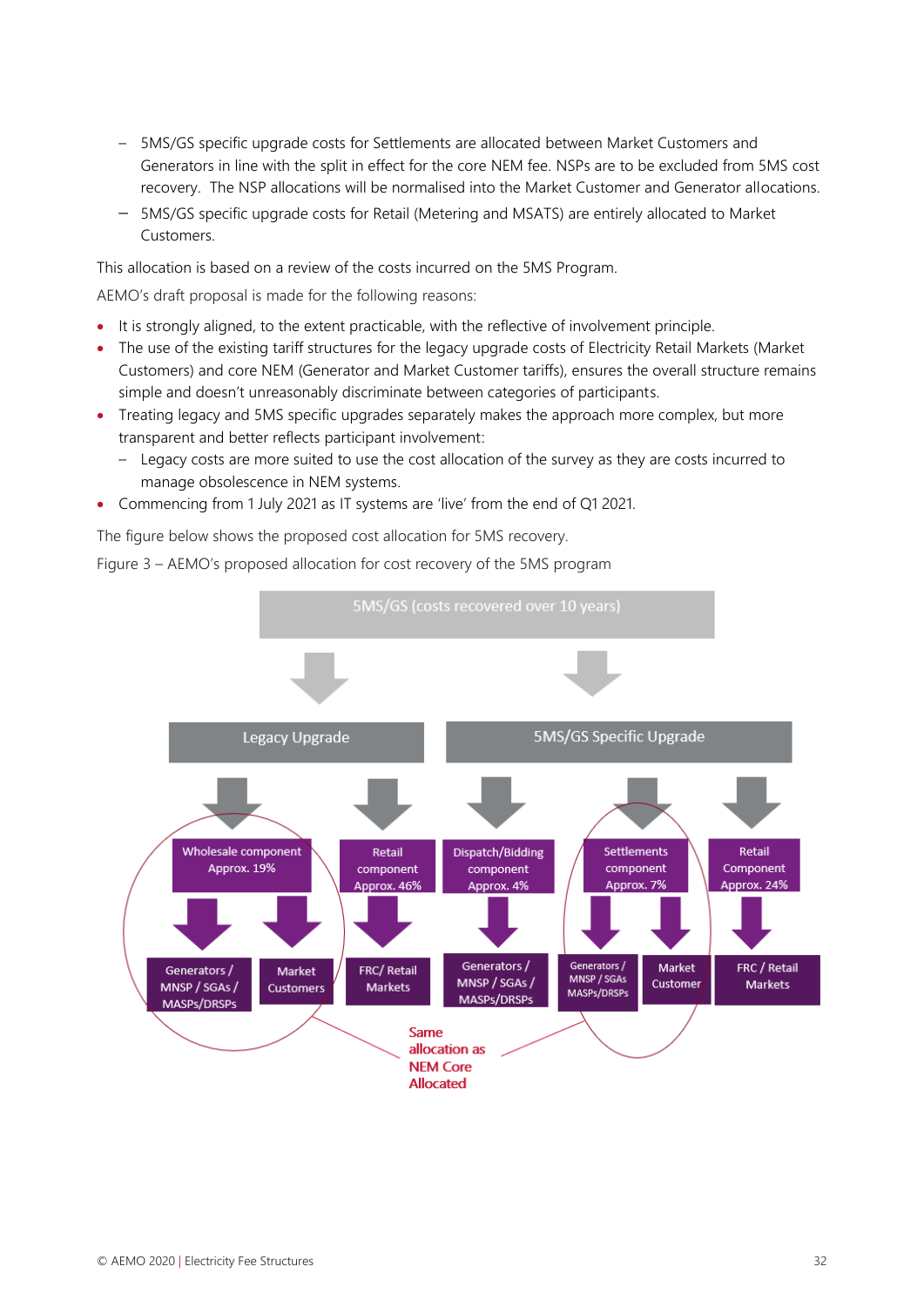- 5MS/GS specific upgrade costs for Settlements are allocated between Market Customers and Generators in line with the split in effect for the core NEM fee. NSPs are to be excluded from 5MS cost recovery. The NSP allocations will be normalised into the Market Customer and Generator allocations.
- 5MS/GS specific upgrade costs for Retail (Metering and MSATS) are entirely allocated to Market Customers.

This allocation is based on a review of the costs incurred on the 5MS Program.

AEMO's draft proposal is made for the following reasons:

- It is strongly aligned, to the extent practicable, with the reflective of involvement principle.
- The use of the existing tariff structures for the legacy upgrade costs of Electricity Retail Markets (Market Customers) and core NEM (Generator and Market Customer tariffs), ensures the overall structure remains simple and doesn't unreasonably discriminate between categories of participants.
- Treating legacy and 5MS specific upgrades separately makes the approach more complex, but more transparent and better reflects participant involvement:
  - Legacy costs are more suited to use the cost allocation of the survey as they are costs incurred to manage obsolescence in NEM systems.
- Commencing from 1 July 2021 as IT systems are 'live' from the end of Q1 2021.

The figure below shows the proposed cost allocation for 5MS recovery.

Figure 3 – AEMO's proposed allocation for cost recovery of the 5MS program

5MS/GS (costs recovered over 10 years)

- Legacy Upgrade
  - Wholesale component Approx. 19%
    - Generators / MNSP / SGAs / MASPs/DRSPs
    - Market Customers
  - Retail component Approx. 46%
    - FRC/ Retail Markets
- 5MS/GS Specific Upgrade
  - Dispatch/Bidding component Approx. 4%
    - Generators / MNSP / SGAs / MASPs/DRSPs
  - Settlements component Approx. 7%
    - Generators / MNSP / SGAs MASPs/DRSPs
    - Market Customer
  - Retail Component Approx. 24%
    - FRC / Retail Markets

Same allocation as NEM Core Allocated (applies to the Wholesale component and Settlements component allocations)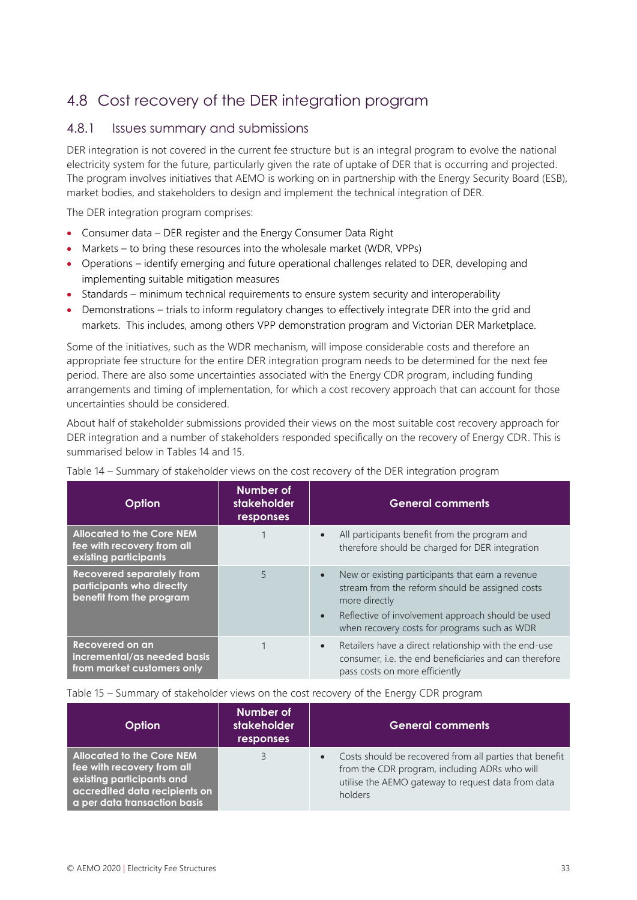## 4.8 Cost recovery of the DER integration program

### 4.8.1 Issues summary and submissions

DER integration is not covered in the current fee structure but is an integral program to evolve the national electricity system for the future, particularly given the rate of uptake of DER that is occurring and projected. The program involves initiatives that AEMO is working on in partnership with the Energy Security Board (ESB), market bodies, and stakeholders to design and implement the technical integration of DER.

The DER integration program comprises:

- Consumer data – DER register and the Energy Consumer Data Right
- Markets – to bring these resources into the wholesale market (WDR, VPPs)
- Operations – identify emerging and future operational challenges related to DER, developing and implementing suitable mitigation measures
- Standards – minimum technical requirements to ensure system security and interoperability
- Demonstrations – trials to inform regulatory changes to effectively integrate DER into the grid and markets. This includes, among others VPP demonstration program and Victorian DER Marketplace.

Some of the initiatives, such as the WDR mechanism, will impose considerable costs and therefore an appropriate fee structure for the entire DER integration program needs to be determined for the next fee period. There are also some uncertainties associated with the Energy CDR program, including funding arrangements and timing of implementation, for which a cost recovery approach that can account for those uncertainties should be considered.

About half of stakeholder submissions provided their views on the most suitable cost recovery approach for DER integration and a number of stakeholders responded specifically on the recovery of Energy CDR. This is summarised below in Tables 14 and 15.

Table 14 – Summary of stakeholder views on the cost recovery of the DER integration program

| Option | Number of stakeholder responses | General comments |
|---|---|---|
| **Allocated to the Core NEM fee with recovery from all existing participants** | 1 | • All participants benefit from the program and therefore should be charged for DER integration |
| **Recovered separately from participants who directly benefit from the program** | 5 | • New or existing participants that earn a revenue stream from the reform should be assigned costs more directly<br>• Reflective of involvement approach should be used when recovery costs for programs such as WDR |
| **Recovered on an incremental/as needed basis from market customers only** | 1 | • Retailers have a direct relationship with the end-use consumer, i.e. the end beneficiaries and can therefore pass costs on more efficiently |

Table 15 – Summary of stakeholder views on the cost recovery of the Energy CDR program

| Option | Number of stakeholder responses | General comments |
|---|---|---|
| **Allocated to the Core NEM fee with recovery from all existing participants and accredited data recipients on a per data transaction basis** | 3 | • Costs should be recovered from all parties that benefit from the CDR program, including ADRs who will utilise the AEMO gateway to request data from data holders |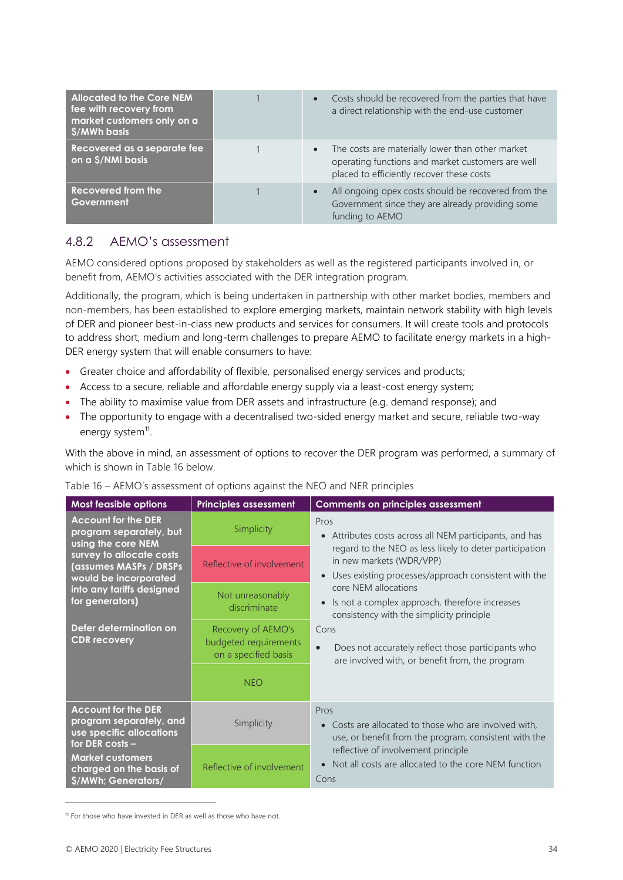| | | |
|---|---|---|
| **Allocated to the Core NEM fee with recovery from market customers only on a $/MWh basis** | 1 | • Costs should be recovered from the parties that have a direct relationship with the end-use customer |
| **Recovered as a separate fee on a $/NMI basis** | 1 | • The costs are materially lower than other market operating functions and market customers are well placed to efficiently recover these costs |
| **Recovered from the Government** | 1 | • All ongoing opex costs should be recovered from the Government since they are already providing some funding to AEMO |

### 4.8.2 AEMO's assessment

AEMO considered options proposed by stakeholders as well as the registered participants involved in, or benefit from, AEMO's activities associated with the DER integration program.

Additionally, the program, which is being undertaken in partnership with other market bodies, members and non-members, has been established to explore emerging markets, maintain network stability with high levels of DER and pioneer best-in-class new products and services for consumers. It will create tools and protocols to address short, medium and long-term challenges to prepare AEMO to facilitate energy markets in a high-DER energy system that will enable consumers to have:

- Greater choice and affordability of flexible, personalised energy services and products;
- Access to a secure, reliable and affordable energy supply via a least-cost energy system;
- The ability to maximise value from DER assets and infrastructure (e.g. demand response); and
- The opportunity to engage with a decentralised two-sided energy market and secure, reliable two-way energy system[11].

With the above in mind, an assessment of options to recover the DER program was performed, a summary of which is shown in Table 16 below.

Table 16 – AEMO's assessment of options against the NEO and NER principles

| Most feasible options | Principles assessment | Comments on principles assessment |
|---|---|---|
| **Account for the DER program separately, but using the core NEM survey to allocate costs (assumes MASPs / DRSPs would be incorporated into any tariffs designed for generators)**<br><br>**Defer determination on CDR recovery** | Simplicity<br>Reflective of involvement<br>Not unreasonably discriminate<br>Recovery of AEMO's budgeted requirements on a specified basis<br>NEO | Pros<br>• Attributes costs across all NEM participants, and has regard to the NEO as less likely to deter participation in new markets (WDR/VPP)<br>• Uses existing processes/approach consistent with the core NEM allocations<br>• Is not a complex approach, therefore increases consistency with the simplicity principle<br>Cons<br>• Does not accurately reflect those participants who are involved with, or benefit from, the program |
| **Account for the DER program separately, and use specific allocations for DER costs –**<br>**Market customers charged on the basis of $/MWh; Generators/** | Simplicity<br>Reflective of involvement | Pros<br>• Costs are allocated to those who are involved with, use, or benefit from the program, consistent with the reflective of involvement principle<br>• Not all costs are allocated to the core NEM function<br>Cons |

[11] For those who have invested in DER as well as those who have not.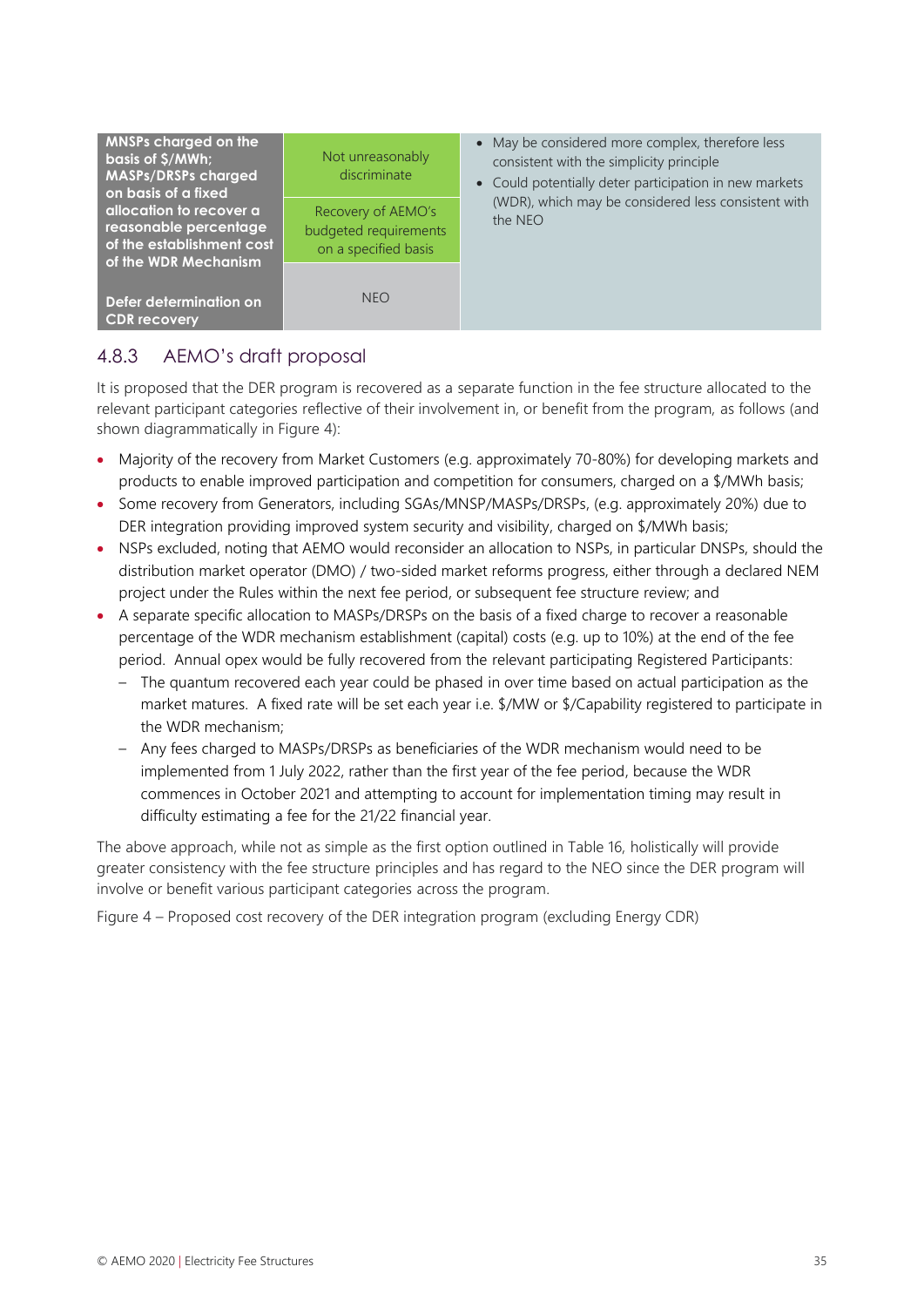| | | |
|---|---|---|
| **MNSPs charged on the basis of $/MWh; MASPs/DRSPs charged on basis of a fixed allocation to recover a reasonable percentage of the establishment cost of the WDR Mechanism** | Not unreasonably discriminate | • May be considered more complex, therefore less consistent with the simplicity principle<br>• Could potentially deter participation in new markets (WDR), which may be considered less consistent with the NEO |
| | Recovery of AEMO's budgeted requirements on a specified basis | |
| **Defer determination on CDR recovery** | NEO | |

### 4.8.3 AEMO's draft proposal

It is proposed that the DER program is recovered as a separate function in the fee structure allocated to the relevant participant categories reflective of their involvement in, or benefit from the program, as follows (and shown diagrammatically in Figure 4):

- Majority of the recovery from Market Customers (e.g. approximately 70-80%) for developing markets and products to enable improved participation and competition for consumers, charged on a $/MWh basis;
- Some recovery from Generators, including SGAs/MNSP/MASPs/DRSPs, (e.g. approximately 20%) due to DER integration providing improved system security and visibility, charged on $/MWh basis;
- NSPs excluded, noting that AEMO would reconsider an allocation to NSPs, in particular DNSPs, should the distribution market operator (DMO) / two-sided market reforms progress, either through a declared NEM project under the Rules within the next fee period, or subsequent fee structure review; and
- A separate specific allocation to MASPs/DRSPs on the basis of a fixed charge to recover a reasonable percentage of the WDR mechanism establishment (capital) costs (e.g. up to 10%) at the end of the fee period. Annual opex would be fully recovered from the relevant participating Registered Participants:
  - The quantum recovered each year could be phased in over time based on actual participation as the market matures. A fixed rate will be set each year i.e. $/MW or $/Capability registered to participate in the WDR mechanism;
  - Any fees charged to MASPs/DRSPs as beneficiaries of the WDR mechanism would need to be implemented from 1 July 2022, rather than the first year of the fee period, because the WDR commences in October 2021 and attempting to account for implementation timing may result in difficulty estimating a fee for the 21/22 financial year.

The above approach, while not as simple as the first option outlined in Table 16, holistically will provide greater consistency with the fee structure principles and has regard to the NEO since the DER program will involve or benefit various participant categories across the program.

Figure 4 – Proposed cost recovery of the DER integration program (excluding Energy CDR)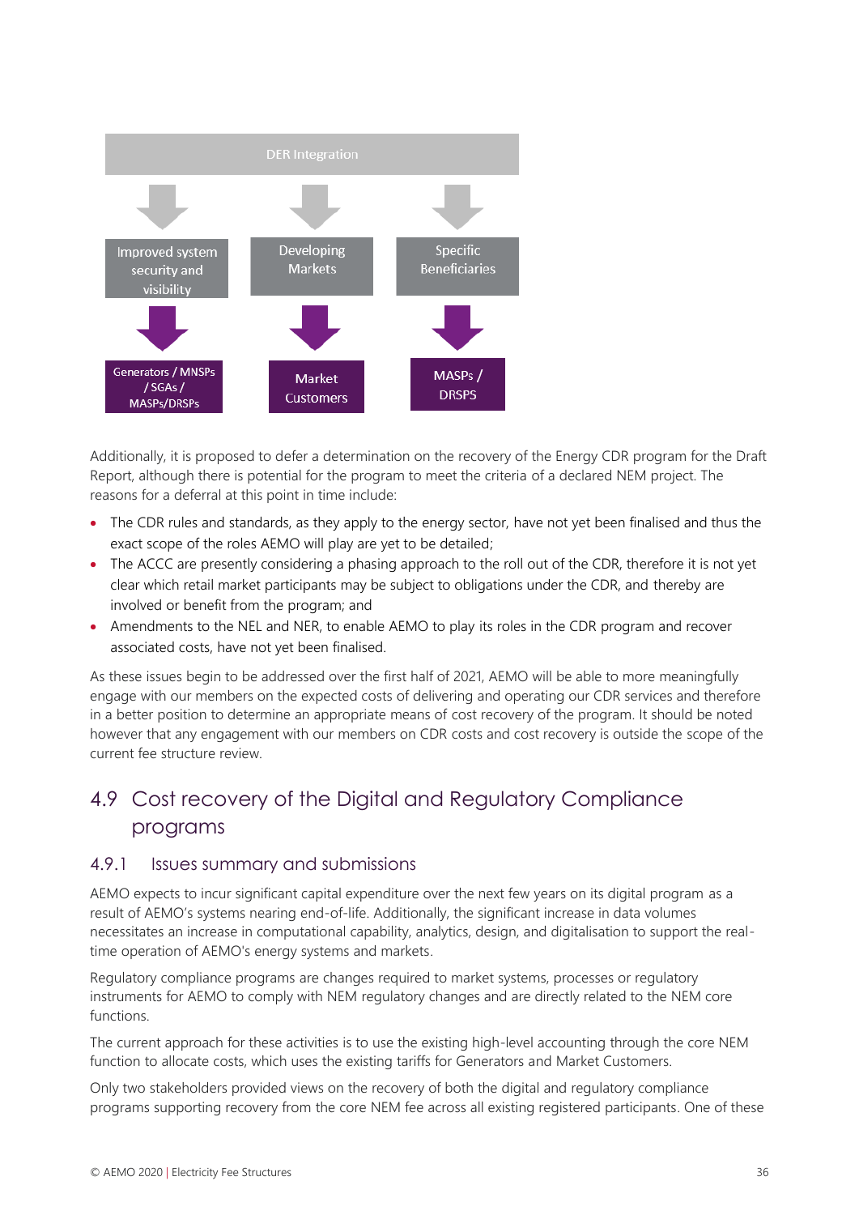DER Integration

| Improved system security and visibility | Developing Markets | Specific Beneficiaries |
| --- | --- | --- |
| Generators / MNSPs / SGAs / MASPs/DRSPs | Market Customers | MASPs / DRSPS |

Additionally, it is proposed to defer a determination on the recovery of the Energy CDR program for the Draft Report, although there is potential for the program to meet the criteria of a declared NEM project. The reasons for a deferral at this point in time include:

- The CDR rules and standards, as they apply to the energy sector, have not yet been finalised and thus the exact scope of the roles AEMO will play are yet to be detailed;
- The ACCC are presently considering a phasing approach to the roll out of the CDR, therefore it is not yet clear which retail market participants may be subject to obligations under the CDR, and thereby are involved or benefit from the program; and
- Amendments to the NEL and NER, to enable AEMO to play its roles in the CDR program and recover associated costs, have not yet been finalised.

As these issues begin to be addressed over the first half of 2021, AEMO will be able to more meaningfully engage with our members on the expected costs of delivering and operating our CDR services and therefore in a better position to determine an appropriate means of cost recovery of the program. It should be noted however that any engagement with our members on CDR costs and cost recovery is outside the scope of the current fee structure review.

## 4.9 Cost recovery of the Digital and Regulatory Compliance programs

### 4.9.1 Issues summary and submissions

AEMO expects to incur significant capital expenditure over the next few years on its digital program as a result of AEMO's systems nearing end-of-life. Additionally, the significant increase in data volumes necessitates an increase in computational capability, analytics, design, and digitalisation to support the real-time operation of AEMO's energy systems and markets.

Regulatory compliance programs are changes required to market systems, processes or regulatory instruments for AEMO to comply with NEM regulatory changes and are directly related to the NEM core functions.

The current approach for these activities is to use the existing high-level accounting through the core NEM function to allocate costs, which uses the existing tariffs for Generators and Market Customers.

Only two stakeholders provided views on the recovery of both the digital and regulatory compliance programs supporting recovery from the core NEM fee across all existing registered participants. One of these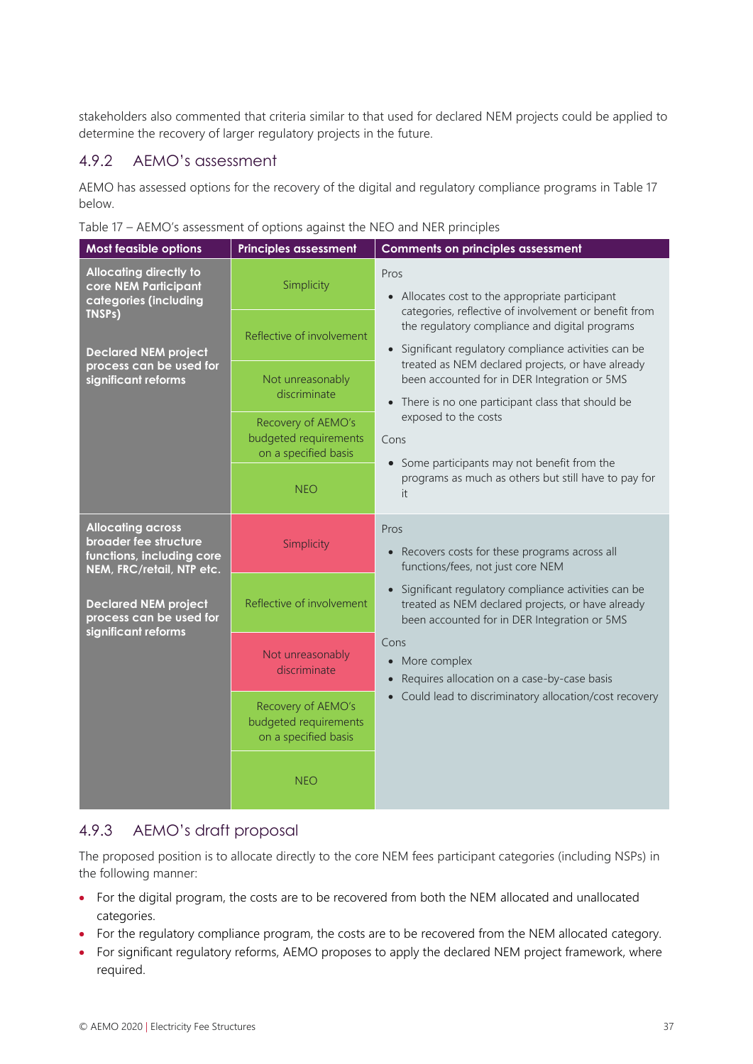stakeholders also commented that criteria similar to that used for declared NEM projects could be applied to determine the recovery of larger regulatory projects in the future.

### 4.9.2 AEMO's assessment

AEMO has assessed options for the recovery of the digital and regulatory compliance programs in Table 17 below.

Table 17 – AEMO's assessment of options against the NEO and NER principles

| Most feasible options | Principles assessment | Comments on principles assessment |
|---|---|---|
| **Allocating directly to core NEM Participant categories (including TNSPs)**<br><br>**Declared NEM project process can be used for significant reforms** | Simplicity | Pros<br>• Allocates cost to the appropriate participant categories, reflective of involvement or benefit from the regulatory compliance and digital programs<br>• Significant regulatory compliance activities can be treated as NEM declared projects, or have already been accounted for in DER Integration or 5MS<br>• There is no one participant class that should be exposed to the costs<br>Cons<br>• Some participants may not benefit from the programs as much as others but still have to pay for it |
| | Reflective of involvement | |
| | Not unreasonably discriminate | |
| | Recovery of AEMO's budgeted requirements on a specified basis | |
| | NEO | |
| **Allocating across broader fee structure functions, including core NEM, FRC/retail, NTP etc.**<br><br>**Declared NEM project process can be used for significant reforms** | Simplicity | Pros<br>• Recovers costs for these programs across all functions/fees, not just core NEM<br>• Significant regulatory compliance activities can be treated as NEM declared projects, or have already been accounted for in DER Integration or 5MS<br>Cons<br>• More complex<br>• Requires allocation on a case-by-case basis<br>• Could lead to discriminatory allocation/cost recovery |
| | Reflective of involvement | |
| | Not unreasonably discriminate | |
| | Recovery of AEMO's budgeted requirements on a specified basis | |
| | NEO | |

### 4.9.3 AEMO's draft proposal

The proposed position is to allocate directly to the core NEM fees participant categories (including NSPs) in the following manner:

- For the digital program, the costs are to be recovered from both the NEM allocated and unallocated categories.
- For the regulatory compliance program, the costs are to be recovered from the NEM allocated category.
- For significant regulatory reforms, AEMO proposes to apply the declared NEM project framework, where required.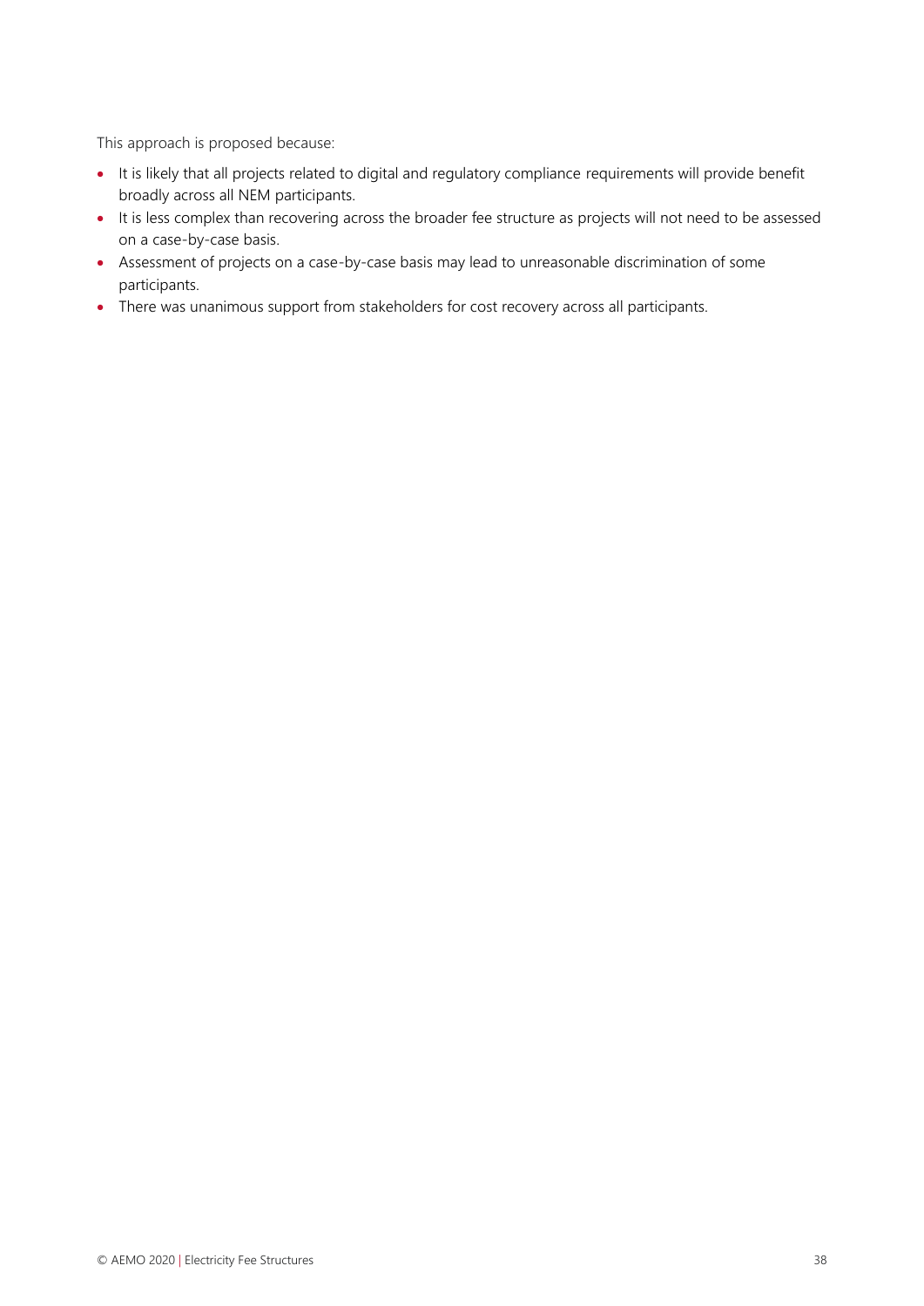This approach is proposed because:

- It is likely that all projects related to digital and regulatory compliance requirements will provide benefit broadly across all NEM participants.
- It is less complex than recovering across the broader fee structure as projects will not need to be assessed on a case-by-case basis.
- Assessment of projects on a case-by-case basis may lead to unreasonable discrimination of some participants.
- There was unanimous support from stakeholders for cost recovery across all participants.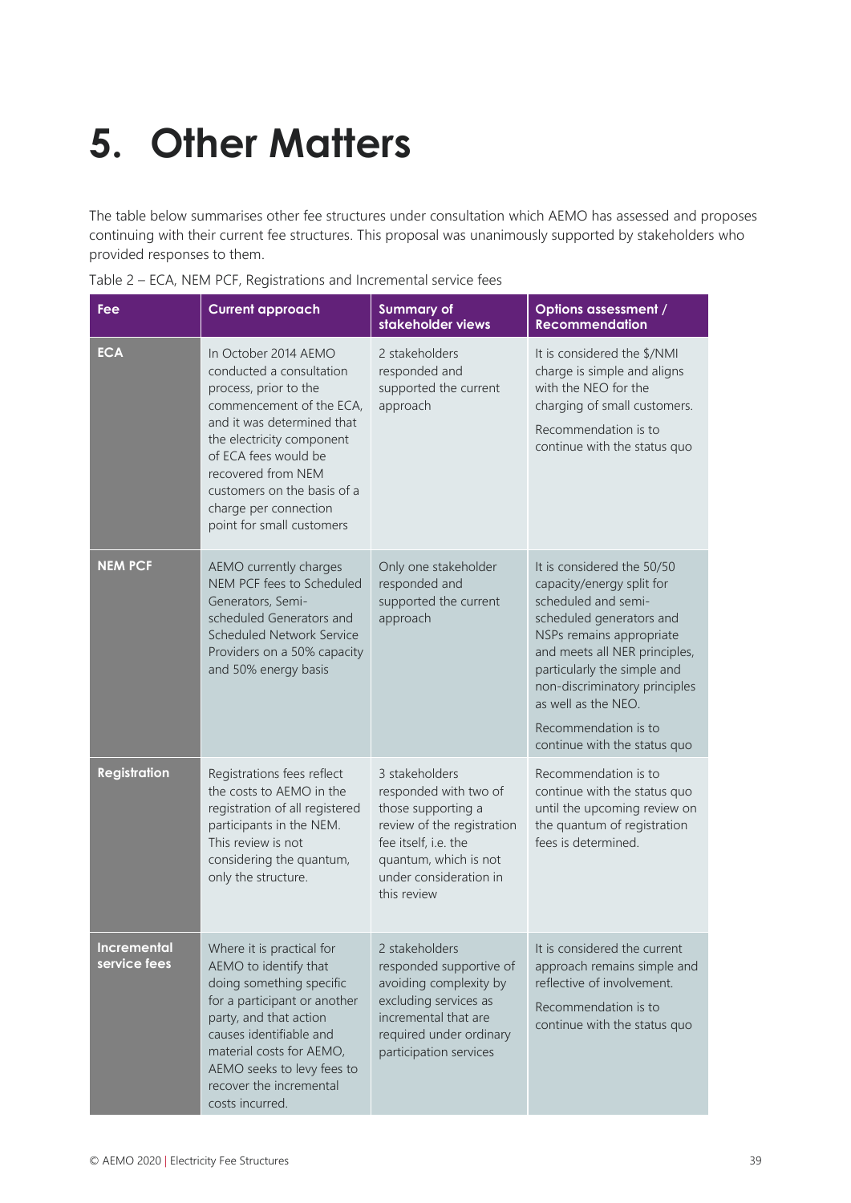# 5. Other Matters

The table below summarises other fee structures under consultation which AEMO has assessed and proposes continuing with their current fee structures. This proposal was unanimously supported by stakeholders who provided responses to them.

Table 2 – ECA, NEM PCF, Registrations and Incremental service fees

| Fee | Current approach | Summary of stakeholder views | Options assessment / Recommendation |
|---|---|---|---|
| **ECA** | In October 2014 AEMO conducted a consultation process, prior to the commencement of the ECA, and it was determined that the electricity component of ECA fees would be recovered from NEM customers on the basis of a charge per connection point for small customers | 2 stakeholders responded and supported the current approach | It is considered the $/NMI charge is simple and aligns with the NEO for the charging of small customers.<br><br>Recommendation is to continue with the status quo |
| **NEM PCF** | AEMO currently charges NEM PCF fees to Scheduled Generators, Semi-scheduled Generators and Scheduled Network Service Providers on a 50% capacity and 50% energy basis | Only one stakeholder responded and supported the current approach | It is considered the 50/50 capacity/energy split for scheduled and semi-scheduled generators and NSPs remains appropriate and meets all NER principles, particularly the simple and non-discriminatory principles as well as the NEO.<br><br>Recommendation is to continue with the status quo |
| **Registration** | Registrations fees reflect the costs to AEMO in the registration of all registered participants in the NEM. This review is not considering the quantum, only the structure. | 3 stakeholders responded with two of those supporting a review of the registration fee itself, i.e. the quantum, which is not under consideration in this review | Recommendation is to continue with the status quo until the upcoming review on the quantum of registration fees is determined. |
| **Incremental service fees** | Where it is practical for AEMO to identify that doing something specific for a participant or another party, and that action causes identifiable and material costs for AEMO, AEMO seeks to levy fees to recover the incremental costs incurred. | 2 stakeholders responded supportive of avoiding complexity by excluding services as incremental that are required under ordinary participation services | It is considered the current approach remains simple and reflective of involvement.<br><br>Recommendation is to continue with the status quo |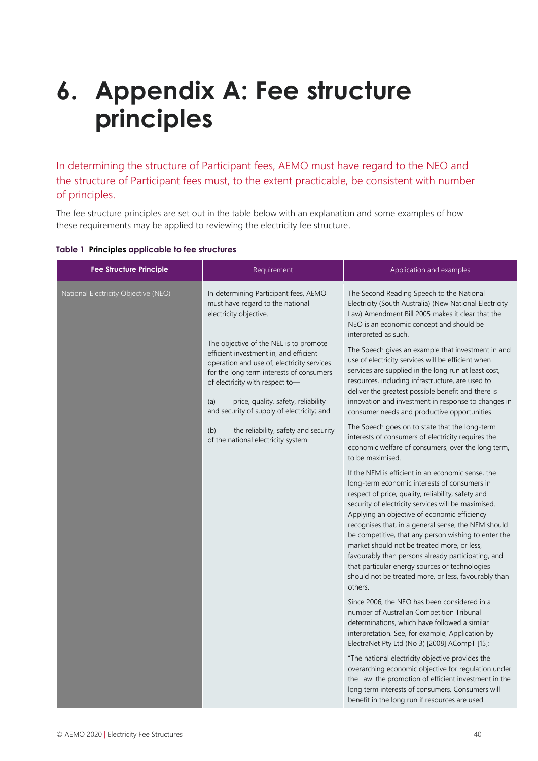# 6. Appendix A: Fee structure principles

In determining the structure of Participant fees, AEMO must have regard to the NEO and the structure of Participant fees must, to the extent practicable, be consistent with number of principles.

The fee structure principles are set out in the table below with an explanation and some examples of how these requirements may be applied to reviewing the electricity fee structure.

**Table 1 Principles applicable to fee structures**

| Fee Structure Principle | Requirement | Application and examples |
|---|---|---|
| National Electricity Objective (NEO) | In determining Participant fees, AEMO must have regard to the national electricity objective.<br><br>The objective of the NEL is to promote efficient investment in, and efficient operation and use of, electricity services for the long term interests of consumers of electricity with respect to—<br><br>(a) price, quality, safety, reliability and security of supply of electricity; and<br><br>(b) the reliability, safety and security of the national electricity system | The Second Reading Speech to the National Electricity (South Australia) (New National Electricity Law) Amendment Bill 2005 makes it clear that the NEO is an economic concept and should be interpreted as such.<br><br>The Speech gives an example that investment in and use of electricity services will be efficient when services are supplied in the long run at least cost, resources, including infrastructure, are used to deliver the greatest possible benefit and there is innovation and investment in response to changes in consumer needs and productive opportunities.<br><br>The Speech goes on to state that the long-term interests of consumers of electricity requires the economic welfare of consumers, over the long term, to be maximised.<br><br>If the NEM is efficient in an economic sense, the long-term economic interests of consumers in respect of price, quality, reliability, safety and security of electricity services will be maximised. Applying an objective of economic efficiency recognises that, in a general sense, the NEM should be competitive, that any person wishing to enter the market should not be treated more, or less, favourably than persons already participating, and that particular energy sources or technologies should not be treated more, or less, favourably than others.<br><br>Since 2006, the NEO has been considered in a number of Australian Competition Tribunal determinations, which have followed a similar interpretation. See, for example, Application by ElectraNet Pty Ltd (No 3) [2008] ACompT [15]:<br><br>"The national electricity objective provides the overarching economic objective for regulation under the Law: the promotion of efficient investment in the long term interests of consumers. Consumers will benefit in the long run if resources are used |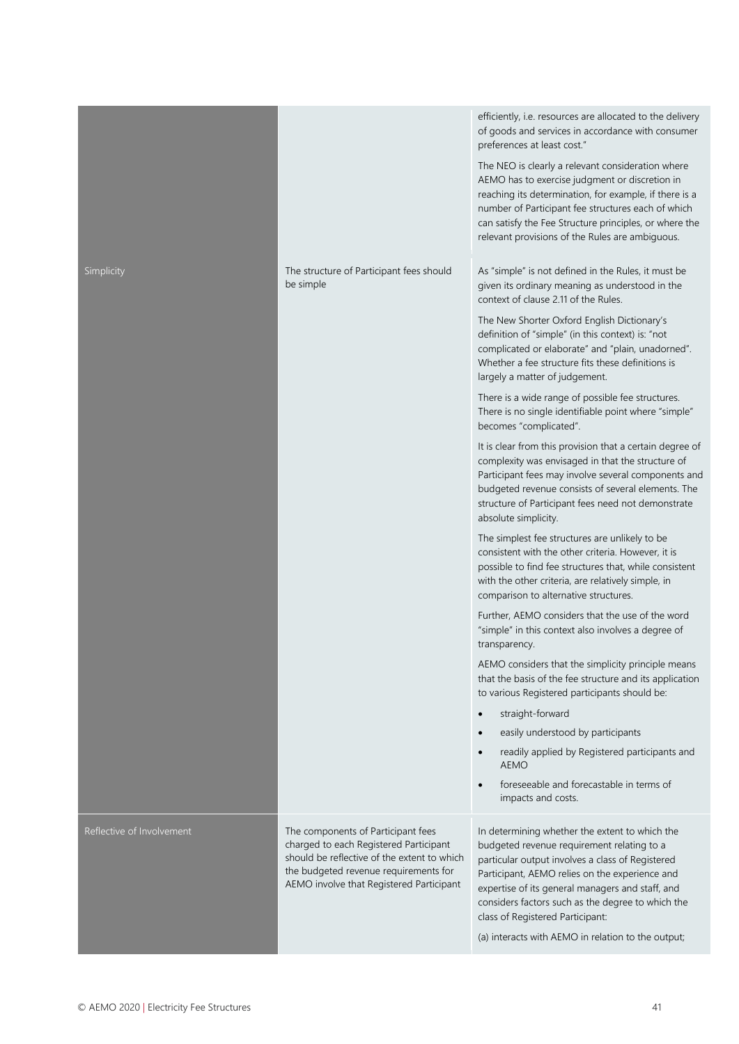| | | |
|---|---|---|
| | | efficiently, i.e. resources are allocated to the delivery of goods and services in accordance with consumer preferences at least cost."<br><br>The NEO is clearly a relevant consideration where AEMO has to exercise judgment or discretion in reaching its determination, for example, if there is a number of Participant fee structures each of which can satisfy the Fee Structure principles, or where the relevant provisions of the Rules are ambiguous. |
| Simplicity | The structure of Participant fees should be simple | As "simple" is not defined in the Rules, it must be given its ordinary meaning as understood in the context of clause 2.11 of the Rules.<br><br>The New Shorter Oxford English Dictionary's definition of "simple" (in this context) is: "not complicated or elaborate" and "plain, unadorned". Whether a fee structure fits these definitions is largely a matter of judgement.<br><br>There is a wide range of possible fee structures. There is no single identifiable point where "simple" becomes "complicated".<br><br>It is clear from this provision that a certain degree of complexity was envisaged in that the structure of Participant fees may involve several components and budgeted revenue consists of several elements. The structure of Participant fees need not demonstrate absolute simplicity.<br><br>The simplest fee structures are unlikely to be consistent with the other criteria. However, it is possible to find fee structures that, while consistent with the other criteria, are relatively simple, in comparison to alternative structures.<br><br>Further, AEMO considers that the use of the word "simple" in this context also involves a degree of transparency.<br><br>AEMO considers that the simplicity principle means that the basis of the fee structure and its application to various Registered participants should be:<br><br>• straight-forward<br>• easily understood by participants<br>• readily applied by Registered participants and AEMO<br>• foreseeable and forecastable in terms of impacts and costs. |
| Reflective of Involvement | The components of Participant fees charged to each Registered Participant should be reflective of the extent to which the budgeted revenue requirements for AEMO involve that Registered Participant | In determining whether the extent to which the budgeted revenue requirement relating to a particular output involves a class of Registered Participant, AEMO relies on the experience and expertise of its general managers and staff, and considers factors such as the degree to which the class of Registered Participant:<br><br>(a) interacts with AEMO in relation to the output; |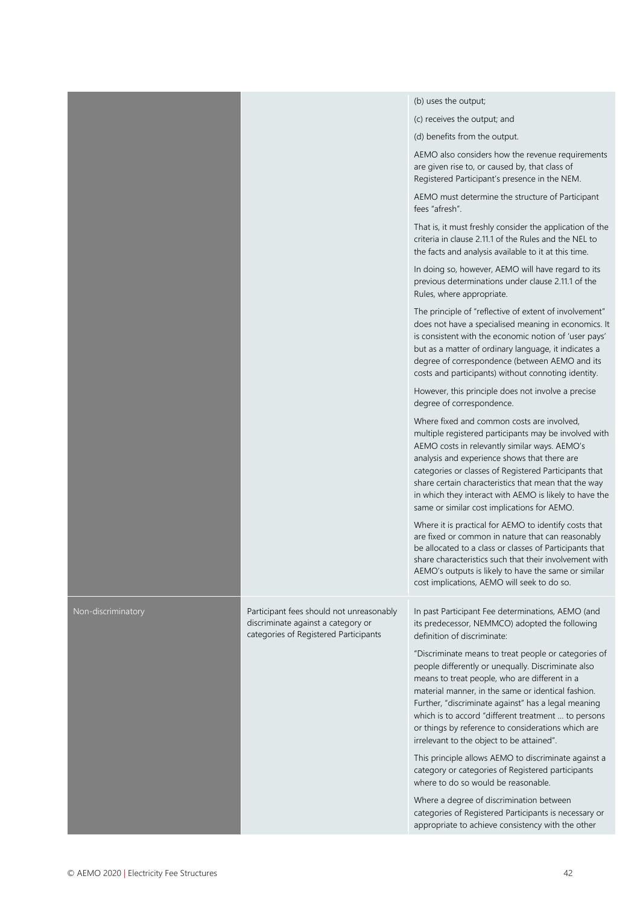| | | |
|---|---|---|
| | | (b) uses the output;<br><br>(c) receives the output; and<br><br>(d) benefits from the output.<br><br>AEMO also considers how the revenue requirements are given rise to, or caused by, that class of Registered Participant's presence in the NEM.<br><br>AEMO must determine the structure of Participant fees "afresh".<br><br>That is, it must freshly consider the application of the criteria in clause 2.11.1 of the Rules and the NEL to the facts and analysis available to it at this time.<br><br>In doing so, however, AEMO will have regard to its previous determinations under clause 2.11.1 of the Rules, where appropriate.<br><br>The principle of "reflective of extent of involvement" does not have a specialised meaning in economics. It is consistent with the economic notion of 'user pays' but as a matter of ordinary language, it indicates a degree of correspondence (between AEMO and its costs and participants) without connoting identity.<br><br>However, this principle does not involve a precise degree of correspondence.<br><br>Where fixed and common costs are involved, multiple registered participants may be involved with AEMO costs in relevantly similar ways. AEMO's analysis and experience shows that there are categories or classes of Registered Participants that share certain characteristics that mean that the way in which they interact with AEMO is likely to have the same or similar cost implications for AEMO.<br><br>Where it is practical for AEMO to identify costs that are fixed or common in nature that can reasonably be allocated to a class or classes of Participants that share characteristics such that their involvement with AEMO's outputs is likely to have the same or similar cost implications, AEMO will seek to do so. |
| Non-discriminatory | Participant fees should not unreasonably discriminate against a category or categories of Registered Participants | In past Participant Fee determinations, AEMO (and its predecessor, NEMMCO) adopted the following definition of discriminate:<br><br>"Discriminate means to treat people or categories of people differently or unequally. Discriminate also means to treat people, who are different in a material manner, in the same or identical fashion. Further, "discriminate against" has a legal meaning which is to accord "different treatment ... to persons or things by reference to considerations which are irrelevant to the object to be attained".<br><br>This principle allows AEMO to discriminate against a category or categories of Registered participants where to do so would be reasonable.<br><br>Where a degree of discrimination between categories of Registered Participants is necessary or appropriate to achieve consistency with the other |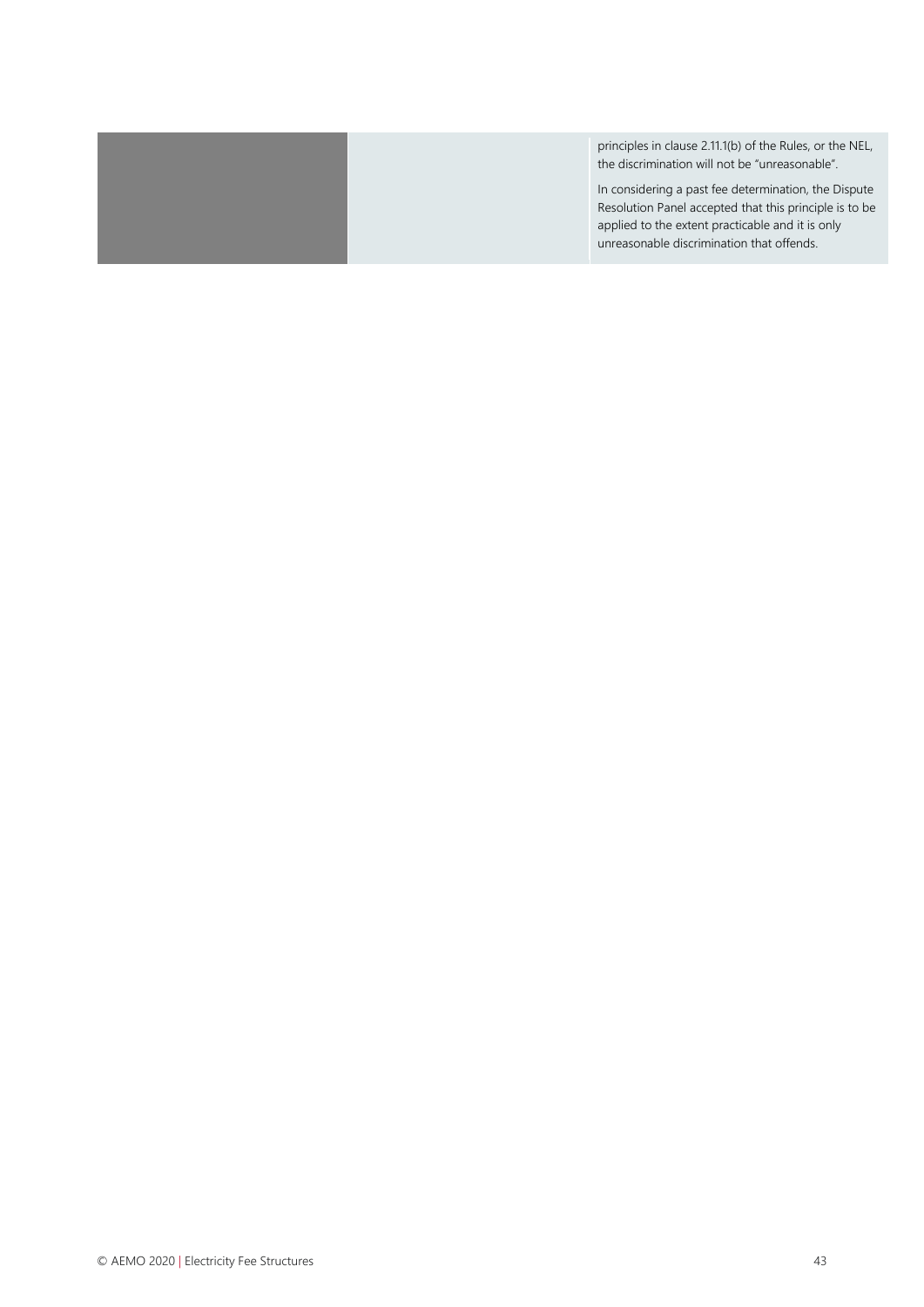| | | |
|---|---|---|
| | | principles in clause 2.11.1(b) of the Rules, or the NEL, the discrimination will not be "unreasonable".<br><br>In considering a past fee determination, the Dispute Resolution Panel accepted that this principle is to be applied to the extent practicable and it is only unreasonable discrimination that offends. |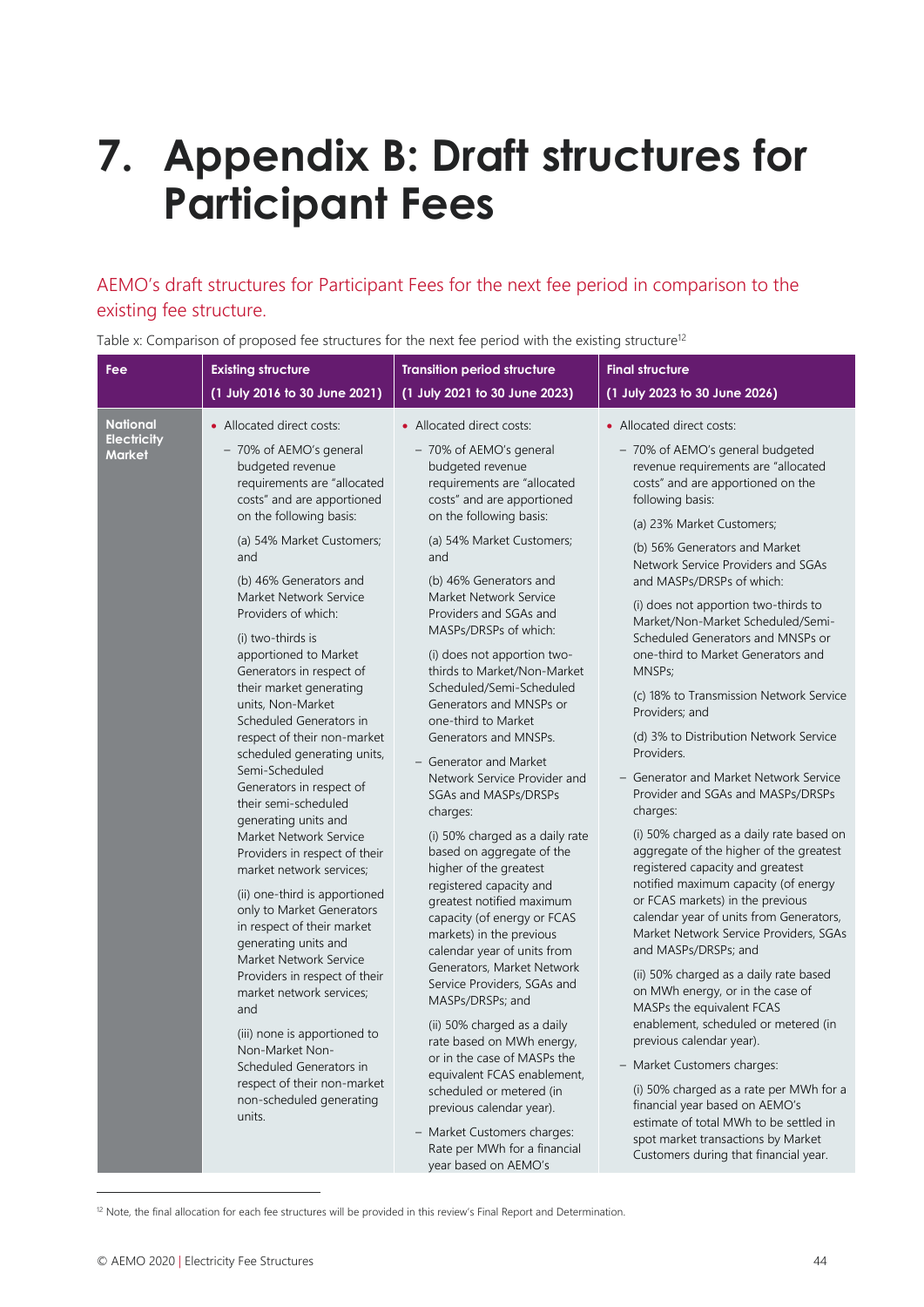# 7. Appendix B: Draft structures for Participant Fees

## AEMO's draft structures for Participant Fees for the next fee period in comparison to the existing fee structure.

Table x: Comparison of proposed fee structures for the next fee period with the existing structure[12]

| Fee | Existing structure (1 July 2016 to 30 June 2021) | Transition period structure (1 July 2021 to 30 June 2023) | Final structure (1 July 2023 to 30 June 2026) |
|---|---|---|---|
| National Electricity Market | • Allocated direct costs:<br>– 70% of AEMO's general budgeted revenue requirements are "allocated costs" and are apportioned on the following basis:<br>(a) 54% Market Customers; and<br>(b) 46% Generators and Market Network Service Providers of which:<br>(i) two-thirds is apportioned to Market Generators in respect of their market generating units, Non-Market Scheduled Generators in respect of their non-market scheduled generating units, Semi-Scheduled Generators in respect of their semi-scheduled generating units and Market Network Service Providers in respect of their market network services;<br>(ii) one-third is apportioned only to Market Generators in respect of their market generating units and Market Network Service Providers in respect of their market network services; and<br>(iii) none is apportioned to Non-Market Non-Scheduled Generators in respect of their non-market non-scheduled generating units. | • Allocated direct costs:<br>– 70% of AEMO's general budgeted revenue requirements are "allocated costs" and are apportioned on the following basis:<br>(a) 54% Market Customers; and<br>(b) 46% Generators and Market Network Service Providers and SGAs and MASPs/DRSPs of which:<br>(i) does not apportion two-thirds to Market/Non-Market Scheduled/Semi-Scheduled Generators and MNSPs or one-third to Market Generators and MNSPs.<br>– Generator and Market Network Service Provider and SGAs and MASPs/DRSPs charges:<br>(i) 50% charged as a daily rate based on aggregate of the higher of the greatest registered capacity and greatest notified maximum capacity (of energy or FCAS markets) in the previous calendar year of units from Generators, Market Network Service Providers, SGAs and MASPs/DRSPs; and<br>(ii) 50% charged as a daily rate based on MWh energy, or in the case of MASPs the equivalent FCAS enablement, scheduled or metered (in previous calendar year).<br>– Market Customers charges: Rate per MWh for a financial year based on AEMO's | • Allocated direct costs:<br>– 70% of AEMO's general budgeted revenue requirements are "allocated costs" and are apportioned on the following basis:<br>(a) 23% Market Customers;<br>(b) 56% Generators and Market Network Service Providers and SGAs and MASPs/DRSPs of which:<br>(i) does not apportion two-thirds to Market/Non-Market Scheduled/Semi-Scheduled Generators and MNSPs or one-third to Market Generators and MNSPs;<br>(c) 18% to Transmission Network Service Providers; and<br>(d) 3% to Distribution Network Service Providers.<br>– Generator and Market Network Service Provider and SGAs and MASPs/DRSPs charges:<br>(i) 50% charged as a daily rate based on aggregate of the higher of the greatest registered capacity and greatest notified maximum capacity (of energy or FCAS markets) in the previous calendar year of units from Generators, Market Network Service Providers, SGAs and MASPs/DRSPs; and<br>(ii) 50% charged as a daily rate based on MWh energy, or in the case of MASPs the equivalent FCAS enablement, scheduled or metered (in previous calendar year).<br>– Market Customers charges:<br>(i) 50% charged as a rate per MWh for a financial year based on AEMO's estimate of total MWh to be settled in spot market transactions by Market Customers during that financial year. |

[12] Note, the final allocation for each fee structures will be provided in this review's Final Report and Determination.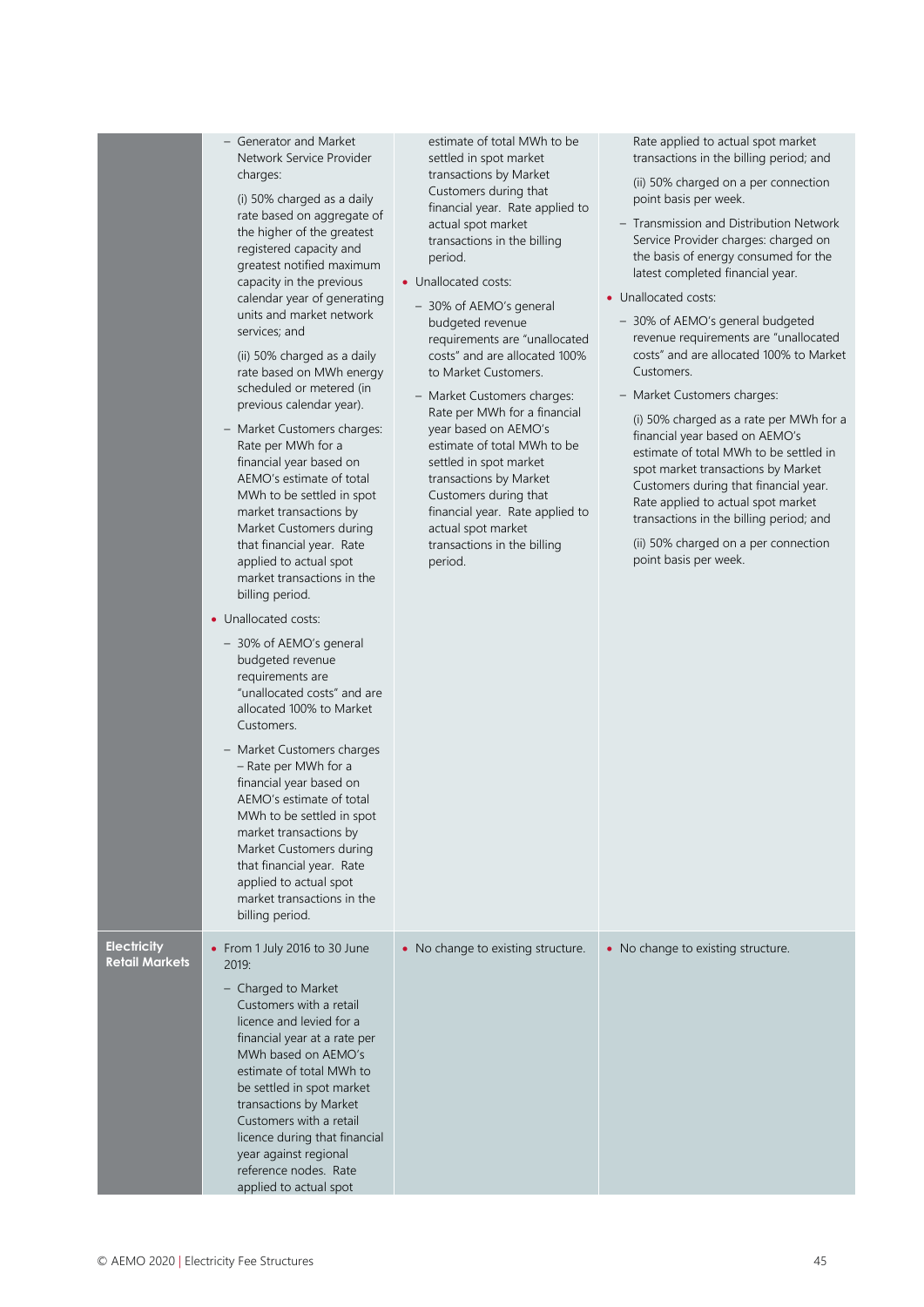| | | | |
|---|---|---|---|
| | – Generator and Market Network Service Provider charges:<br>(i) 50% charged as a daily rate based on aggregate of the higher of the greatest registered capacity and greatest notified maximum capacity in the previous calendar year of generating units and market network services; and<br>(ii) 50% charged as a daily rate based on MWh energy scheduled or metered (in previous calendar year).<br>– Market Customers charges: Rate per MWh for a financial year based on AEMO's estimate of total MWh to be settled in spot market transactions by Market Customers during that financial year. Rate applied to actual spot market transactions in the billing period.<br>• Unallocated costs:<br>– 30% of AEMO's general budgeted revenue requirements are "unallocated costs" and are allocated 100% to Market Customers.<br>– Market Customers charges – Rate per MWh for a financial year based on AEMO's estimate of total MWh to be settled in spot market transactions by Market Customers during that financial year. Rate applied to actual spot market transactions in the billing period. | estimate of total MWh to be settled in spot market transactions by Market Customers during that financial year. Rate applied to actual spot market transactions in the billing period.<br>• Unallocated costs:<br>– 30% of AEMO's general budgeted revenue requirements are "unallocated costs" and are allocated 100% to Market Customers.<br>– Market Customers charges: Rate per MWh for a financial year based on AEMO's estimate of total MWh to be settled in spot market transactions by Market Customers during that financial year. Rate applied to actual spot market transactions in the billing period. | Rate applied to actual spot market transactions in the billing period; and<br>(ii) 50% charged on a per connection point basis per week.<br>– Transmission and Distribution Network Service Provider charges: charged on the basis of energy consumed for the latest completed financial year.<br>• Unallocated costs:<br>– 30% of AEMO's general budgeted revenue requirements are "unallocated costs" and are allocated 100% to Market Customers.<br>– Market Customers charges:<br>(i) 50% charged as a rate per MWh for a financial year based on AEMO's estimate of total MWh to be settled in spot market transactions by Market Customers during that financial year. Rate applied to actual spot market transactions in the billing period; and<br>(ii) 50% charged on a per connection point basis per week. |
| **Electricity Retail Markets** | • From 1 July 2016 to 30 June 2019:<br>– Charged to Market Customers with a retail licence and levied for a financial year at a rate per MWh based on AEMO's estimate of total MWh to be settled in spot market transactions by Market Customers with a retail licence during that financial year against regional reference nodes. Rate applied to actual spot | • No change to existing structure. | • No change to existing structure. |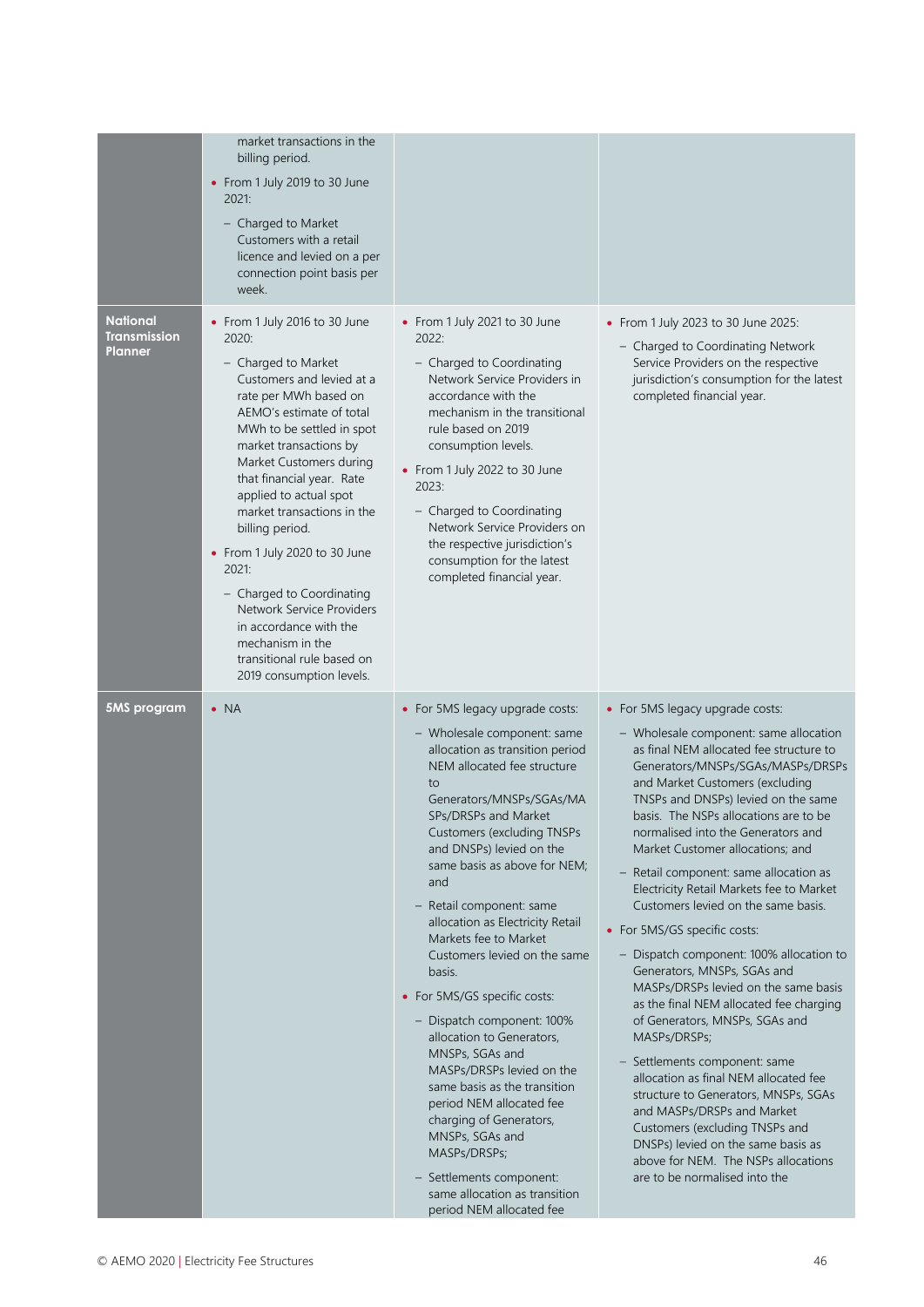| | | | |
|---|---|---|---|
| | market transactions in the billing period.<br>• From 1 July 2019 to 30 June 2021:<br>– Charged to Market Customers with a retail licence and levied on a per connection point basis per week. | | |
| **National Transmission Planner** | • From 1 July 2016 to 30 June 2020:<br>– Charged to Market Customers and levied at a rate per MWh based on AEMO's estimate of total MWh to be settled in spot market transactions by Market Customers during that financial year. Rate applied to actual spot market transactions in the billing period.<br>• From 1 July 2020 to 30 June 2021:<br>– Charged to Coordinating Network Service Providers in accordance with the mechanism in the transitional rule based on 2019 consumption levels. | • From 1 July 2021 to 30 June 2022:<br>– Charged to Coordinating Network Service Providers in accordance with the mechanism in the transitional rule based on 2019 consumption levels.<br>• From 1 July 2022 to 30 June 2023:<br>– Charged to Coordinating Network Service Providers on the respective jurisdiction's consumption for the latest completed financial year. | • From 1 July 2023 to 30 June 2025:<br>– Charged to Coordinating Network Service Providers on the respective jurisdiction's consumption for the latest completed financial year. |
| **5MS program** | • NA | • For 5MS legacy upgrade costs:<br>– Wholesale component: same allocation as transition period NEM allocated fee structure to Generators/MNSPs/SGAs/MASPs/DRSPs and Market Customers (excluding TNSPs and DNSPs) levied on the same basis as above for NEM; and<br>– Retail component: same allocation as Electricity Retail Markets fee to Market Customers levied on the same basis.<br>• For 5MS/GS specific costs:<br>– Dispatch component: 100% allocation to Generators, MNSPs, SGAs and MASPs/DRSPs levied on the same basis as the transition period NEM allocated fee charging of Generators, MNSPs, SGAs and MASPs/DRSPs;<br>– Settlements component: same allocation as transition period NEM allocated fee | • For 5MS legacy upgrade costs:<br>– Wholesale component: same allocation as final NEM allocated fee structure to Generators/MNSPs/SGAs/MASPs/DRSPs and Market Customers (excluding TNSPs and DNSPs) levied on the same basis. The NSPs allocations are to be normalised into the Generators and Market Customer allocations; and<br>– Retail component: same allocation as Electricity Retail Markets fee to Market Customers levied on the same basis.<br>• For 5MS/GS specific costs:<br>– Dispatch component: 100% allocation to Generators, MNSPs, SGAs and MASPs/DRSPs levied on the same basis as the final NEM allocated fee charging of Generators, MNSPs, SGAs and MASPs/DRSPs;<br>– Settlements component: same allocation as final NEM allocated fee structure to Generators, MNSPs, SGAs and MASPs/DRSPs and Market Customers (excluding TNSPs and DNSPs) levied on the same basis as above for NEM. The NSPs allocations are to be normalised into the |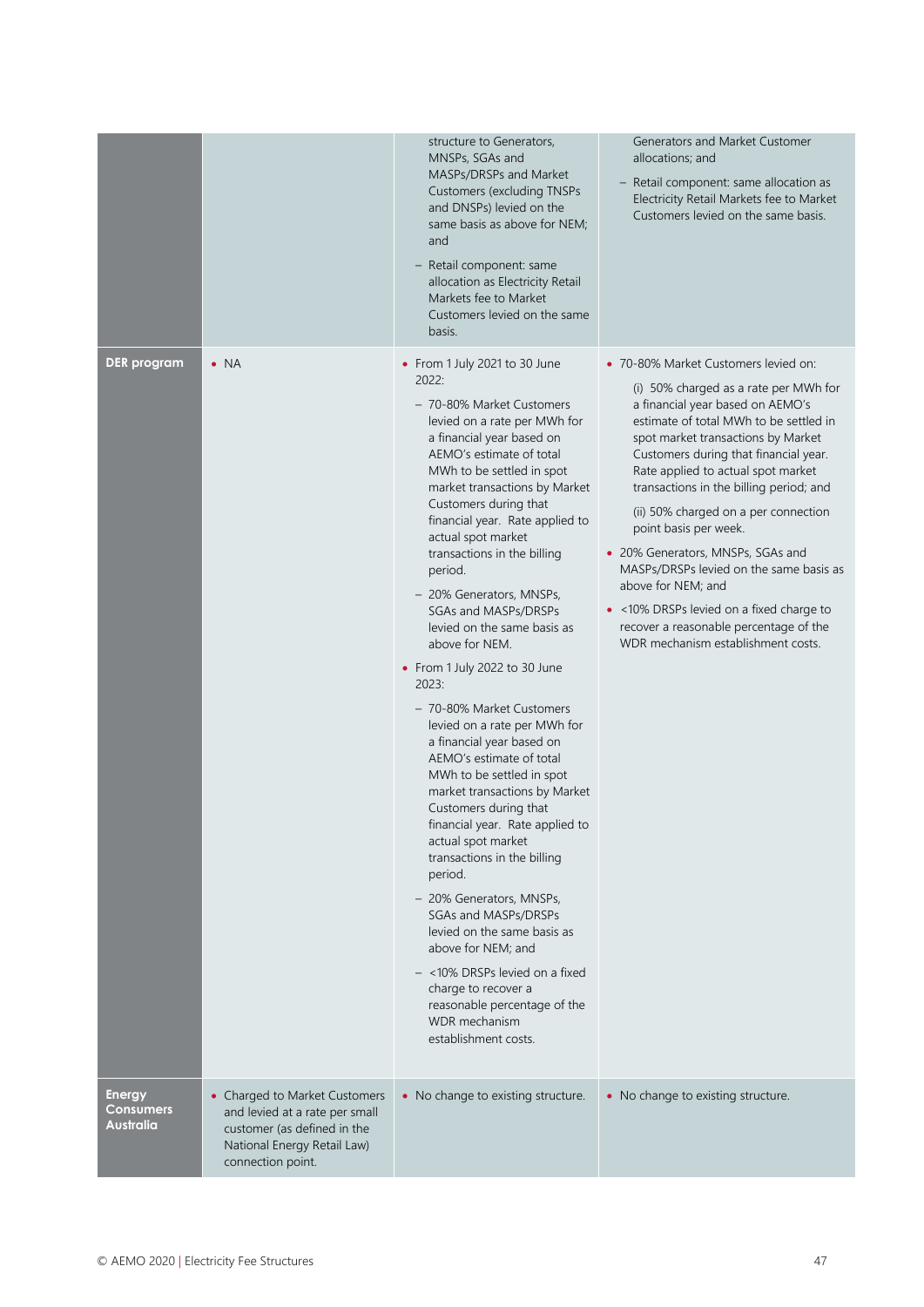| | | | |
|---|---|---|---|
| | | structure to Generators, MNSPs, SGAs and MASPs/DRSPs and Market Customers (excluding TNSPs and DNSPs) levied on the same basis as above for NEM; and<br>– Retail component: same allocation as Electricity Retail Markets fee to Market Customers levied on the same basis. | Generators and Market Customer allocations; and<br>– Retail component: same allocation as Electricity Retail Markets fee to Market Customers levied on the same basis. |
| **DER program** | • NA | • From 1 July 2021 to 30 June 2022:<br>– 70-80% Market Customers levied on a rate per MWh for a financial year based on AEMO's estimate of total MWh to be settled in spot market transactions by Market Customers during that financial year. Rate applied to actual spot market transactions in the billing period.<br>– 20% Generators, MNSPs, SGAs and MASPs/DRSPs levied on the same basis as above for NEM.<br>• From 1 July 2022 to 30 June 2023:<br>– 70-80% Market Customers levied on a rate per MWh for a financial year based on AEMO's estimate of total MWh to be settled in spot market transactions by Market Customers during that financial year. Rate applied to actual spot market transactions in the billing period.<br>– 20% Generators, MNSPs, SGAs and MASPs/DRSPs levied on the same basis as above for NEM; and<br>– <10% DRSPs levied on a fixed charge to recover a reasonable percentage of the WDR mechanism establishment costs. | • 70-80% Market Customers levied on:<br>(i) 50% charged as a rate per MWh for a financial year based on AEMO's estimate of total MWh to be settled in spot market transactions by Market Customers during that financial year. Rate applied to actual spot market transactions in the billing period; and<br>(ii) 50% charged on a per connection point basis per week.<br>• 20% Generators, MNSPs, SGAs and MASPs/DRSPs levied on the same basis as above for NEM; and<br>• <10% DRSPs levied on a fixed charge to recover a reasonable percentage of the WDR mechanism establishment costs. |
| **Energy Consumers Australia** | • Charged to Market Customers and levied at a rate per small customer (as defined in the National Energy Retail Law) connection point. | • No change to existing structure. | • No change to existing structure. |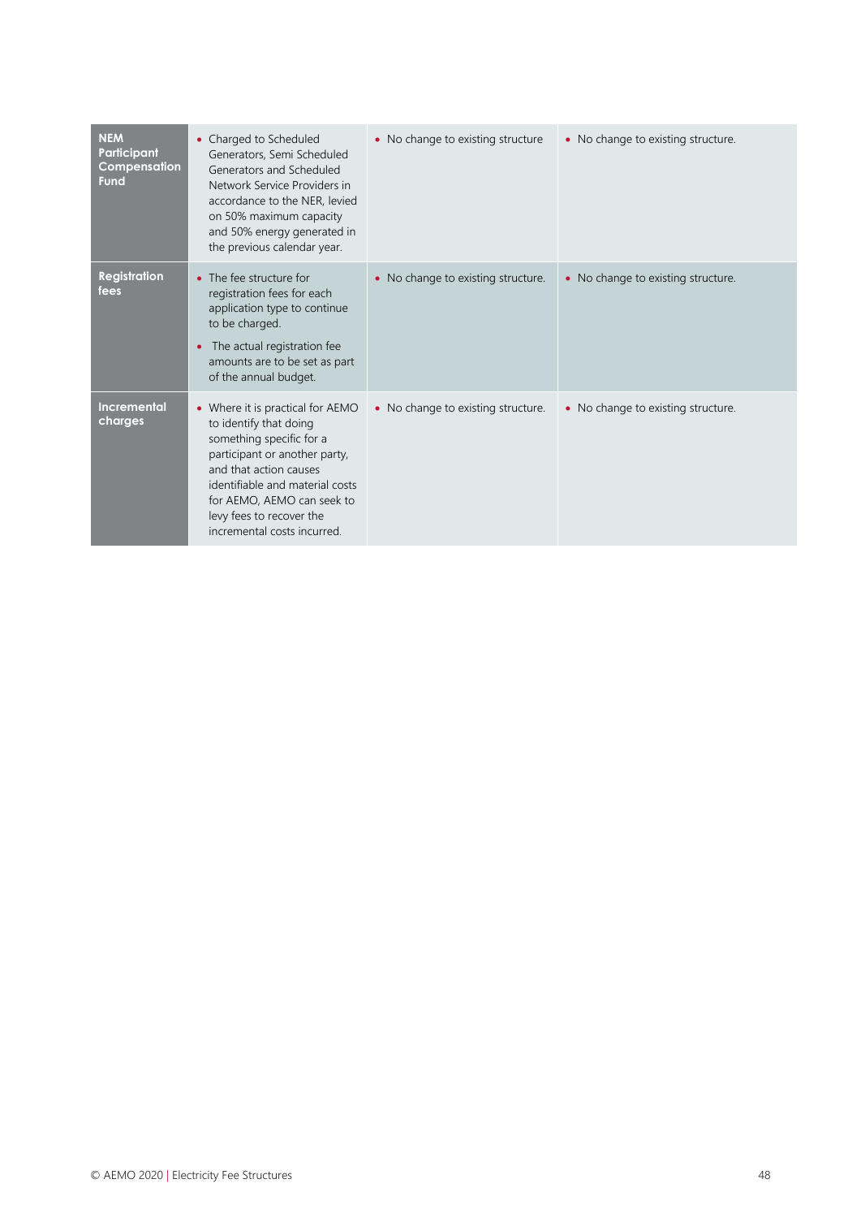| | | | |
|---|---|---|---|
| **NEM Participant Compensation Fund** | • Charged to Scheduled Generators, Semi Scheduled Generators and Scheduled Network Service Providers in accordance to the NER, levied on 50% maximum capacity and 50% energy generated in the previous calendar year. | • No change to existing structure | • No change to existing structure. |
| **Registration fees** | • The fee structure for registration fees for each application type to continue to be charged.<br>• The actual registration fee amounts are to be set as part of the annual budget. | • No change to existing structure. | • No change to existing structure. |
| **Incremental charges** | • Where it is practical for AEMO to identify that doing something specific for a participant or another party, and that action causes identifiable and material costs for AEMO, AEMO can seek to levy fees to recover the incremental costs incurred. | • No change to existing structure. | • No change to existing structure. |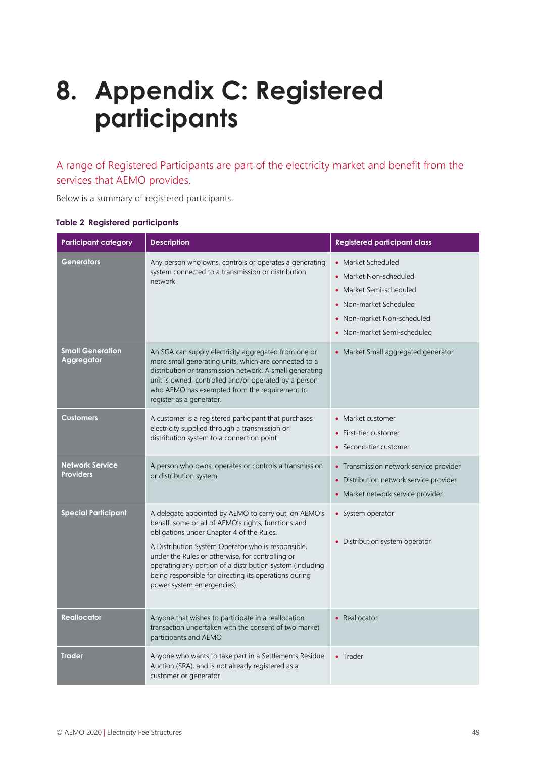# 8. Appendix C: Registered participants

A range of Registered Participants are part of the electricity market and benefit from the services that AEMO provides.

Below is a summary of registered participants.

**Table 2 Registered participants**

| Participant category | Description | Registered participant class |
|---|---|---|
| **Generators** | Any person who owns, controls or operates a generating system connected to a transmission or distribution network | • Market Scheduled<br>• Market Non-scheduled<br>• Market Semi-scheduled<br>• Non-market Scheduled<br>• Non-market Non-scheduled<br>• Non-market Semi-scheduled |
| **Small Generation Aggregator** | An SGA can supply electricity aggregated from one or more small generating units, which are connected to a distribution or transmission network. A small generating unit is owned, controlled and/or operated by a person who AEMO has exempted from the requirement to register as a generator. | • Market Small aggregated generator |
| **Customers** | A customer is a registered participant that purchases electricity supplied through a transmission or distribution system to a connection point | • Market customer<br>• First-tier customer<br>• Second-tier customer |
| **Network Service Providers** | A person who owns, operates or controls a transmission or distribution system | • Transmission network service provider<br>• Distribution network service provider<br>• Market network service provider |
| **Special Participant** | A delegate appointed by AEMO to carry out, on AEMO's behalf, some or all of AEMO's rights, functions and obligations under Chapter 4 of the Rules.<br><br>A Distribution System Operator who is responsible, under the Rules or otherwise, for controlling or operating any portion of a distribution system (including being responsible for directing its operations during power system emergencies). | • System operator<br><br>• Distribution system operator |
| **Reallocator** | Anyone that wishes to participate in a reallocation transaction undertaken with the consent of two market participants and AEMO | • Reallocator |
| **Trader** | Anyone who wants to take part in a Settlements Residue Auction (SRA), and is not already registered as a customer or generator | • Trader |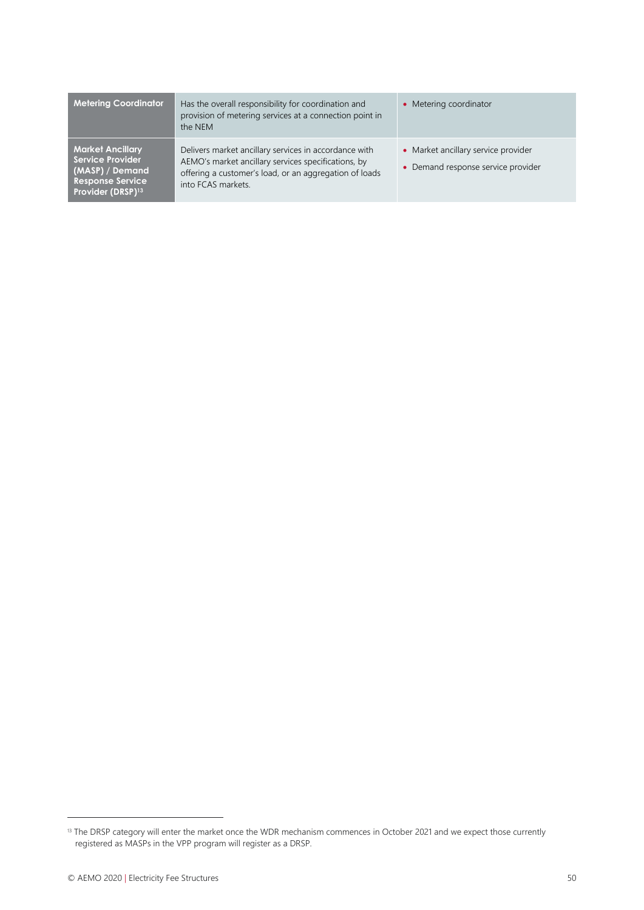| | | |
|---|---|---|
| **Metering Coordinator** | Has the overall responsibility for coordination and provision of metering services at a connection point in the NEM | • Metering coordinator |
| **Market Ancillary Service Provider (MASP) / Demand Response Service Provider (DRSP)[13]** | Delivers market ancillary services in accordance with AEMO's market ancillary services specifications, by offering a customer's load, or an aggregation of loads into FCAS markets. | • Market ancillary service provider<br>• Demand response service provider |

[13] The DRSP category will enter the market once the WDR mechanism commences in October 2021 and we expect those currently registered as MASPs in the VPP program will register as a DRSP.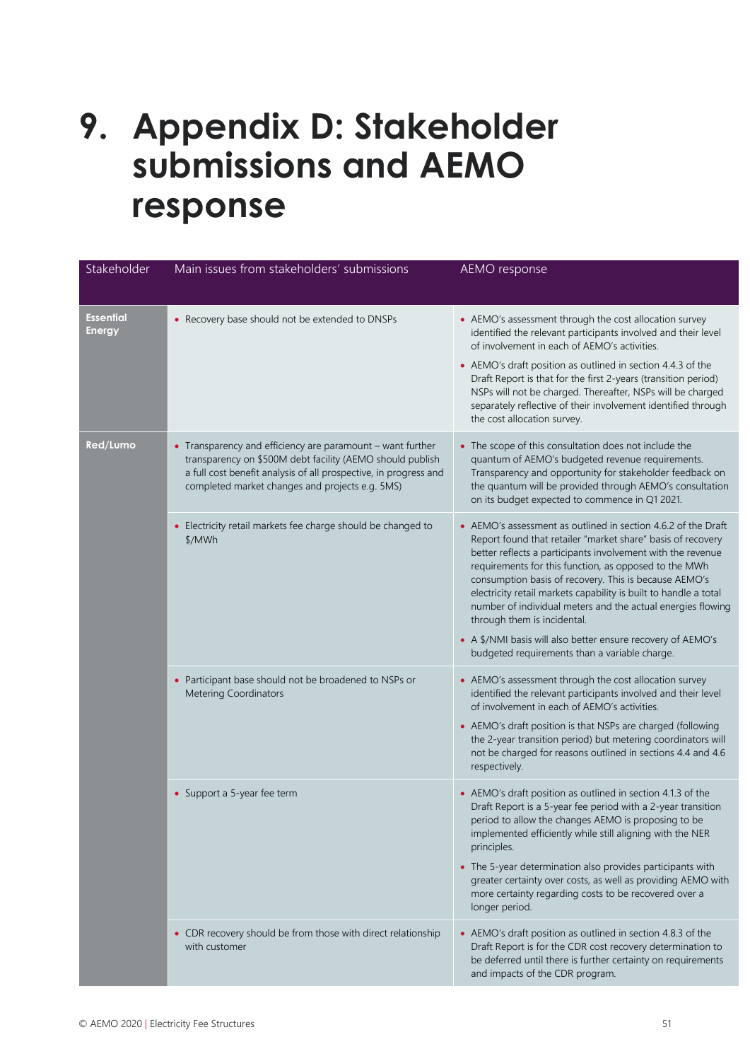# 9. Appendix D: Stakeholder submissions and AEMO response

| Stakeholder | Main issues from stakeholders' submissions | AEMO response |
|---|---|---|
| **Essential Energy** | • Recovery base should not be extended to DNSPs | • AEMO's assessment through the cost allocation survey identified the relevant participants involved and their level of involvement in each of AEMO's activities.<br>• AEMO's draft position as outlined in section 4.4.3 of the Draft Report is that for the first 2-years (transition period) NSPs will not be charged. Thereafter, NSPs will be charged separately reflective of their involvement identified through the cost allocation survey. |
| **Red/Lumo** | • Transparency and efficiency are paramount – want further transparency on \$500M debt facility (AEMO should publish a full cost benefit analysis of all prospective, in progress and completed market changes and projects e.g. 5MS) | • The scope of this consultation does not include the quantum of AEMO's budgeted revenue requirements. Transparency and opportunity for stakeholder feedback on the quantum will be provided through AEMO's consultation on its budget expected to commence in Q1 2021. |
| | • Electricity retail markets fee charge should be changed to \$/MWh | • AEMO's assessment as outlined in section 4.6.2 of the Draft Report found that retailer "market share" basis of recovery better reflects a participants involvement with the revenue requirements for this function, as opposed to the MWh consumption basis of recovery. This is because AEMO's electricity retail markets capability is built to handle a total number of individual meters and the actual energies flowing through them is incidental.<br>• A \$/NMI basis will also better ensure recovery of AEMO's budgeted requirements than a variable charge. |
| | • Participant base should not be broadened to NSPs or Metering Coordinators | • AEMO's assessment through the cost allocation survey identified the relevant participants involved and their level of involvement in each of AEMO's activities.<br>• AEMO's draft position is that NSPs are charged (following the 2-year transition period) but metering coordinators will not be charged for reasons outlined in sections 4.4 and 4.6 respectively. |
| | • Support a 5-year fee term | • AEMO's draft position as outlined in section 4.1.3 of the Draft Report is a 5-year fee period with a 2-year transition period to allow the changes AEMO is proposing to be implemented efficiently while still aligning with the NER principles.<br>• The 5-year determination also provides participants with greater certainty over costs, as well as providing AEMO with more certainty regarding costs to be recovered over a longer period. |
| | • CDR recovery should be from those with direct relationship with customer | • AEMO's draft position as outlined in section 4.8.3 of the Draft Report is for the CDR cost recovery determination to be deferred until there is further certainty on requirements and impacts of the CDR program. |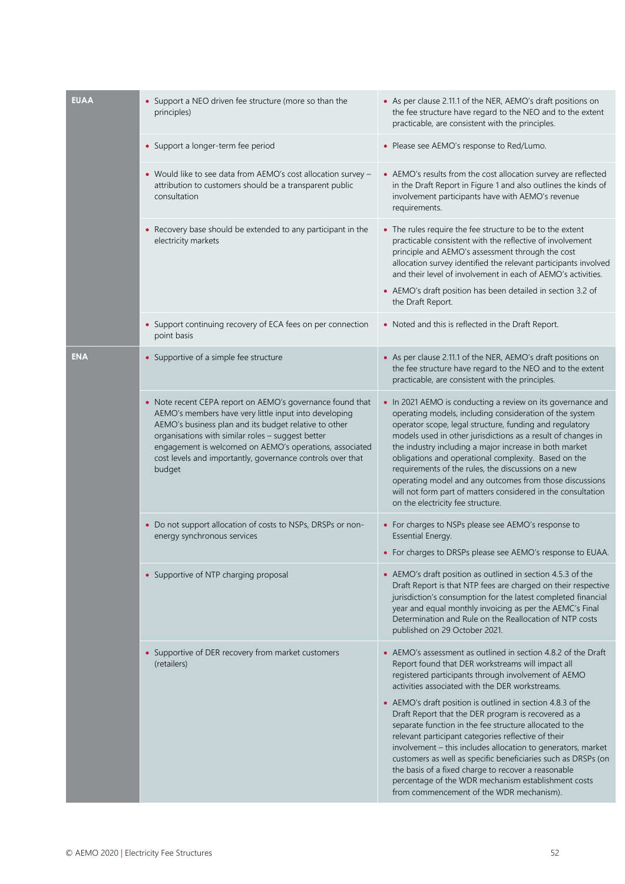| | | |
|---|---|---|
| **EUAA** | • Support a NEO driven fee structure (more so than the principles) | • As per clause 2.11.1 of the NER, AEMO's draft positions on the fee structure have regard to the NEO and to the extent practicable, are consistent with the principles. |
| | • Support a longer-term fee period | • Please see AEMO's response to Red/Lumo. |
| | • Would like to see data from AEMO's cost allocation survey – attribution to customers should be a transparent public consultation | • AEMO's results from the cost allocation survey are reflected in the Draft Report in Figure 1 and also outlines the kinds of involvement participants have with AEMO's revenue requirements. |
| | • Recovery base should be extended to any participant in the electricity markets | • The rules require the fee structure to be to the extent practicable consistent with the reflective of involvement principle and AEMO's assessment through the cost allocation survey identified the relevant participants involved and their level of involvement in each of AEMO's activities.<br>• AEMO's draft position has been detailed in section 3.2 of the Draft Report. |
| | • Support continuing recovery of ECA fees on per connection point basis | • Noted and this is reflected in the Draft Report. |
| **ENA** | • Supportive of a simple fee structure | • As per clause 2.11.1 of the NER, AEMO's draft positions on the fee structure have regard to the NEO and to the extent practicable, are consistent with the principles. |
| | • Note recent CEPA report on AEMO's governance found that AEMO's members have very little input into developing AEMO's business plan and its budget relative to other organisations with similar roles – suggest better engagement is welcomed on AEMO's operations, associated cost levels and importantly, governance controls over that budget | • In 2021 AEMO is conducting a review on its governance and operating models, including consideration of the system operator scope, legal structure, funding and regulatory models used in other jurisdictions as a result of changes in the industry including a major increase in both market obligations and operational complexity. Based on the requirements of the rules, the discussions on a new operating model and any outcomes from those discussions will not form part of matters considered in the consultation on the electricity fee structure. |
| | • Do not support allocation of costs to NSPs, DRSPs or non-energy synchronous services | • For charges to NSPs please see AEMO's response to Essential Energy.<br>• For charges to DRSPs please see AEMO's response to EUAA. |
| | • Supportive of NTP charging proposal | • AEMO's draft position as outlined in section 4.5.3 of the Draft Report is that NTP fees are charged on their respective jurisdiction's consumption for the latest completed financial year and equal monthly invoicing as per the AEMC's Final Determination and Rule on the Reallocation of NTP costs published on 29 October 2021. |
| | • Supportive of DER recovery from market customers (retailers) | • AEMO's assessment as outlined in section 4.8.2 of the Draft Report found that DER workstreams will impact all registered participants through involvement of AEMO activities associated with the DER workstreams.<br>• AEMO's draft position is outlined in section 4.8.3 of the Draft Report that the DER program is recovered as a separate function in the fee structure allocated to the relevant participant categories reflective of their involvement – this includes allocation to generators, market customers as well as specific beneficiaries such as DRSPs (on the basis of a fixed charge to recover a reasonable percentage of the WDR mechanism establishment costs from commencement of the WDR mechanism). |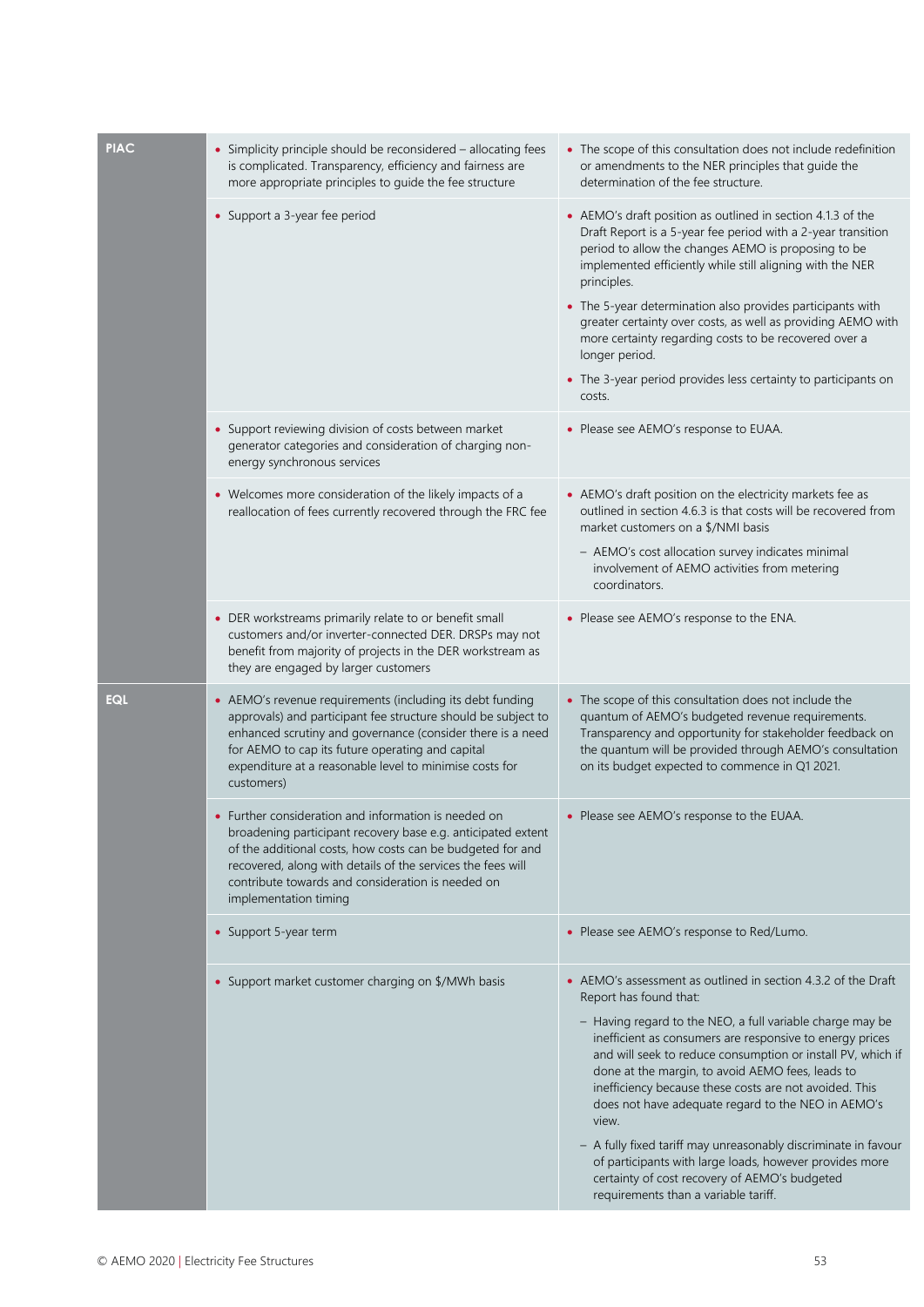| | | |
|---|---|---|
| **PIAC** | • Simplicity principle should be reconsidered – allocating fees is complicated. Transparency, efficiency and fairness are more appropriate principles to guide the fee structure | • The scope of this consultation does not include redefinition or amendments to the NER principles that guide the determination of the fee structure. |
| | • Support a 3-year fee period | • AEMO's draft position as outlined in section 4.1.3 of the Draft Report is a 5-year fee period with a 2-year transition period to allow the changes AEMO is proposing to be implemented efficiently while still aligning with the NER principles.<br>• The 5-year determination also provides participants with greater certainty over costs, as well as providing AEMO with more certainty regarding costs to be recovered over a longer period.<br>• The 3-year period provides less certainty to participants on costs. |
| | • Support reviewing division of costs between market generator categories and consideration of charging non-energy synchronous services | • Please see AEMO's response to EUAA. |
| | • Welcomes more consideration of the likely impacts of a reallocation of fees currently recovered through the FRC fee | • AEMO's draft position on the electricity markets fee as outlined in section 4.6.3 is that costs will be recovered from market customers on a $/NMI basis<br>– AEMO's cost allocation survey indicates minimal involvement of AEMO activities from metering coordinators. |
| | • DER workstreams primarily relate to or benefit small customers and/or inverter-connected DER. DRSPs may not benefit from majority of projects in the DER workstream as they are engaged by larger customers | • Please see AEMO's response to the ENA. |
| **EQL** | • AEMO's revenue requirements (including its debt funding approvals) and participant fee structure should be subject to enhanced scrutiny and governance (consider there is a need for AEMO to cap its future operating and capital expenditure at a reasonable level to minimise costs for customers) | • The scope of this consultation does not include the quantum of AEMO's budgeted revenue requirements. Transparency and opportunity for stakeholder feedback on the quantum will be provided through AEMO's consultation on its budget expected to commence in Q1 2021. |
| | • Further consideration and information is needed on broadening participant recovery base e.g. anticipated extent of the additional costs, how costs can be budgeted for and recovered, along with details of the services the fees will contribute towards and consideration is needed on implementation timing | • Please see AEMO's response to the EUAA. |
| | • Support 5-year term | • Please see AEMO's response to Red/Lumo. |
| | • Support market customer charging on $/MWh basis | • AEMO's assessment as outlined in section 4.3.2 of the Draft Report has found that:<br>– Having regard to the NEO, a full variable charge may be inefficient as consumers are responsive to energy prices and will seek to reduce consumption or install PV, which if done at the margin, to avoid AEMO fees, leads to inefficiency because these costs are not avoided. This does not have adequate regard to the NEO in AEMO's view.<br>– A fully fixed tariff may unreasonably discriminate in favour of participants with large loads, however provides more certainty of cost recovery of AEMO's budgeted requirements than a variable tariff. |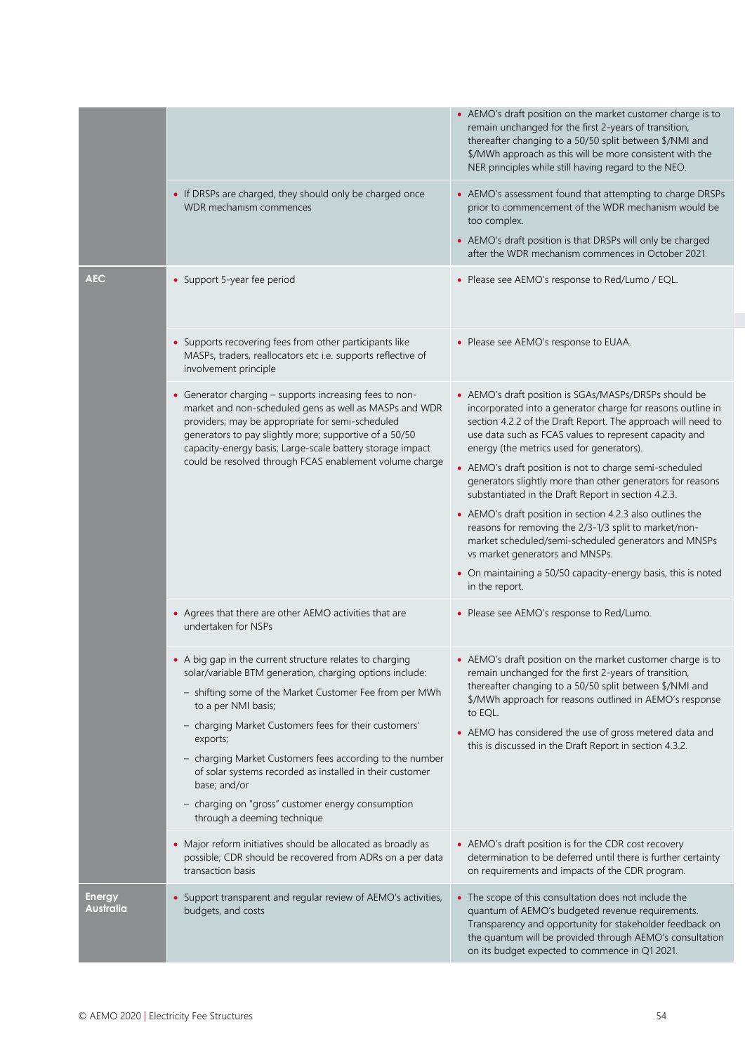| | | |
|---|---|---|
| | | • AEMO's draft position on the market customer charge is to remain unchanged for the first 2-years of transition, thereafter changing to a 50/50 split between $/NMI and $/MWh approach as this will be more consistent with the NER principles while still having regard to the NEO. |
| | • If DRSPs are charged, they should only be charged once WDR mechanism commences | • AEMO's assessment found that attempting to charge DRSPs prior to commencement of the WDR mechanism would be too complex.<br>• AEMO's draft position is that DRSPs will only be charged after the WDR mechanism commences in October 2021. |
| **AEC** | • Support 5-year fee period | • Please see AEMO's response to Red/Lumo / EQL. |
| | • Supports recovering fees from other participants like MASPs, traders, reallocators etc i.e. supports reflective of involvement principle | • Please see AEMO's response to EUAA. |
| | • Generator charging – supports increasing fees to non-market and non-scheduled gens as well as MASPs and WDR providers; may be appropriate for semi-scheduled generators to pay slightly more; supportive of a 50/50 capacity-energy basis; Large-scale battery storage impact could be resolved through FCAS enablement volume charge | • AEMO's draft position is SGAs/MASPs/DRSPs should be incorporated into a generator charge for reasons outline in section 4.2.2 of the Draft Report. The approach will need to use data such as FCAS values to represent capacity and energy (the metrics used for generators).<br>• AEMO's draft position is not to charge semi-scheduled generators slightly more than other generators for reasons substantiated in the Draft Report in section 4.2.3.<br>• AEMO's draft position in section 4.2.3 also outlines the reasons for removing the 2/3-1/3 split to market/non-market scheduled/semi-scheduled generators and MNSPs vs market generators and MNSPs.<br>• On maintaining a 50/50 capacity-energy basis, this is noted in the report. |
| | • Agrees that there are other AEMO activities that are undertaken for NSPs | • Please see AEMO's response to Red/Lumo. |
| | • A big gap in the current structure relates to charging solar/variable BTM generation, charging options include:<br>– shifting some of the Market Customer Fee from per MWh to a per NMI basis;<br>– charging Market Customers fees for their customers' exports;<br>– charging Market Customers fees according to the number of solar systems recorded as installed in their customer base; and/or<br>– charging on "gross" customer energy consumption through a deeming technique | • AEMO's draft position on the market customer charge is to remain unchanged for the first 2-years of transition, thereafter changing to a 50/50 split between $/NMI and $/MWh approach for reasons outlined in AEMO's response to EQL.<br>• AEMO has considered the use of gross metered data and this is discussed in the Draft Report in section 4.3.2. |
| | • Major reform initiatives should be allocated as broadly as possible; CDR should be recovered from ADRs on a per data transaction basis | • AEMO's draft position is for the CDR cost recovery determination to be deferred until there is further certainty on requirements and impacts of the CDR program. |
| **Energy Australia** | • Support transparent and regular review of AEMO's activities, budgets, and costs | • The scope of this consultation does not include the quantum of AEMO's budgeted revenue requirements. Transparency and opportunity for stakeholder feedback on the quantum will be provided through AEMO's consultation on its budget expected to commence in Q1 2021. |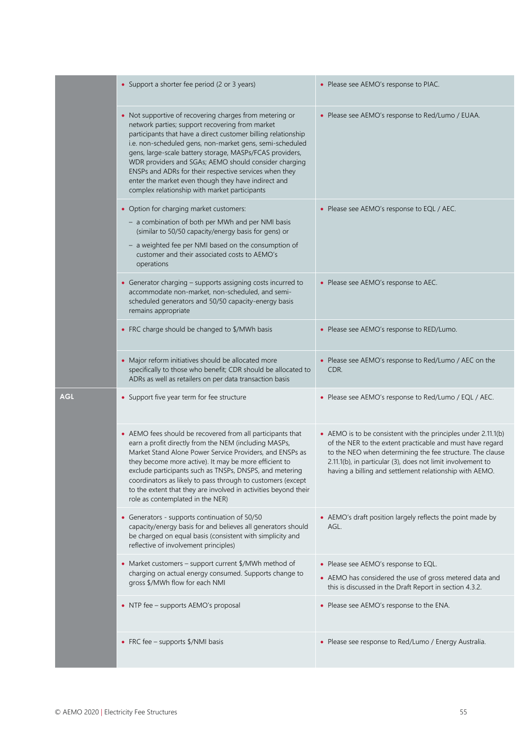| | | |
|---|---|---|
| | • Support a shorter fee period (2 or 3 years) | • Please see AEMO's response to PIAC. |
| | • Not supportive of recovering charges from metering or network parties; support recovering from market participants that have a direct customer billing relationship i.e. non-scheduled gens, non-market gens, semi-scheduled gens, large-scale battery storage, MASPs/FCAS providers, WDR providers and SGAs; AEMO should consider charging ENSPs and ADRs for their respective services when they enter the market even though they have indirect and complex relationship with market participants | • Please see AEMO's response to Red/Lumo / EUAA. |
| | • Option for charging market customers:<br>– a combination of both per MWh and per NMI basis (similar to 50/50 capacity/energy basis for gens) or<br>– a weighted fee per NMI based on the consumption of customer and their associated costs to AEMO's operations | • Please see AEMO's response to EQL / AEC. |
| | • Generator charging – supports assigning costs incurred to accommodate non-market, non-scheduled, and semi-scheduled generators and 50/50 capacity-energy basis remains appropriate | • Please see AEMO's response to AEC. |
| | • FRC charge should be changed to $/MWh basis | • Please see AEMO's response to RED/Lumo. |
| | • Major reform initiatives should be allocated more specifically to those who benefit; CDR should be allocated to ADRs as well as retailers on per data transaction basis | • Please see AEMO's response to Red/Lumo / AEC on the CDR. |
| **AGL** | • Support five year term for fee structure | • Please see AEMO's response to Red/Lumo / EQL / AEC. |
| | • AEMO fees should be recovered from all participants that earn a profit directly from the NEM (including MASPs, Market Stand Alone Power Service Providers, and ENSPs as they become more active). It may be more efficient to exclude participants such as TNSPs, DNSPS, and metering coordinators as likely to pass through to customers (except to the extent that they are involved in activities beyond their role as contemplated in the NER) | • AEMO is to be consistent with the principles under 2.11.1(b) of the NER to the extent practicable and must have regard to the NEO when determining the fee structure. The clause 2.11.1(b), in particular (3), does not limit involvement to having a billing and settlement relationship with AEMO. |
| | • Generators - supports continuation of 50/50 capacity/energy basis for and believes all generators should be charged on equal basis (consistent with simplicity and reflective of involvement principles) | • AEMO's draft position largely reflects the point made by AGL. |
| | • Market customers – support current $/MWh method of charging on actual energy consumed. Supports change to gross $/MWh flow for each NMI | • Please see AEMO's response to EQL.<br>• AEMO has considered the use of gross metered data and this is discussed in the Draft Report in section 4.3.2. |
| | • NTP fee – supports AEMO's proposal | • Please see AEMO's response to the ENA. |
| | • FRC fee – supports $/NMI basis | • Please see response to Red/Lumo / Energy Australia. |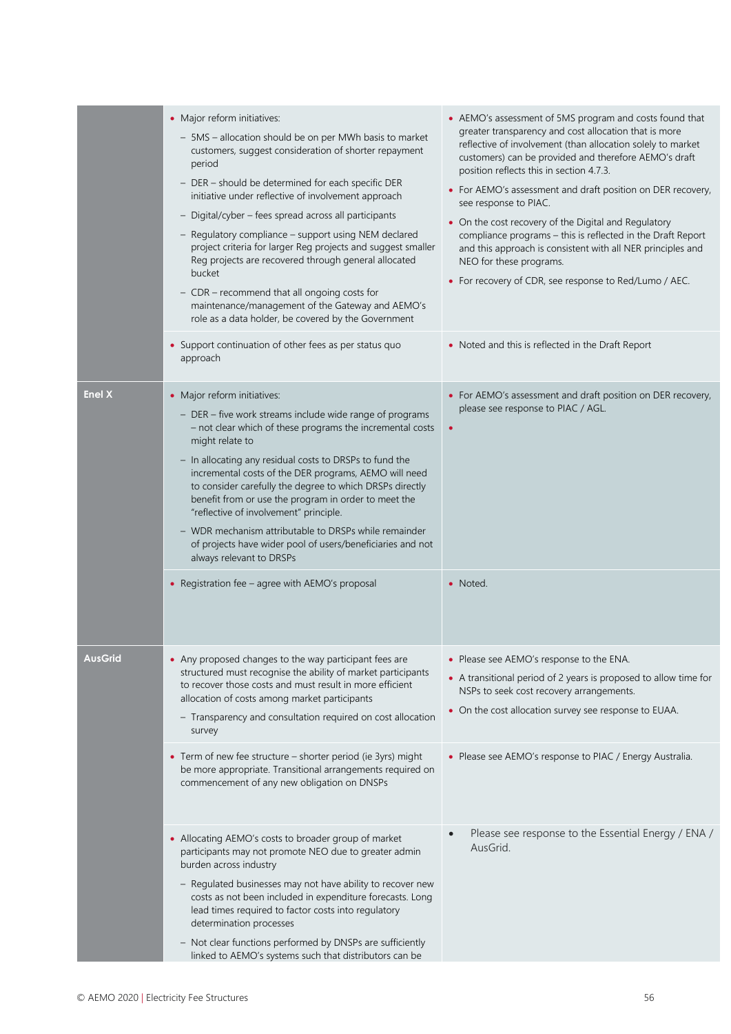| | | |
|---|---|---|
| | • Major reform initiatives:<br>– 5MS – allocation should be on per MWh basis to market customers, suggest consideration of shorter repayment period<br>– DER – should be determined for each specific DER initiative under reflective of involvement approach<br>– Digital/cyber – fees spread across all participants<br>– Regulatory compliance – support using NEM declared project criteria for larger Reg projects and suggest smaller Reg projects are recovered through general allocated bucket<br>– CDR – recommend that all ongoing costs for maintenance/management of the Gateway and AEMO's role as a data holder, be covered by the Government | • AEMO's assessment of 5MS program and costs found that greater transparency and cost allocation that is more reflective of involvement (than allocation solely to market customers) can be provided and therefore AEMO's draft position reflects this in section 4.7.3.<br>• For AEMO's assessment and draft position on DER recovery, see response to PIAC.<br>• On the cost recovery of the Digital and Regulatory compliance programs – this is reflected in the Draft Report and this approach is consistent with all NER principles and NEO for these programs.<br>• For recovery of CDR, see response to Red/Lumo / AEC. |
| | • Support continuation of other fees as per status quo approach | • Noted and this is reflected in the Draft Report |
| **Enel X** | • Major reform initiatives:<br>– DER – five work streams include wide range of programs – not clear which of these programs the incremental costs might relate to<br>– In allocating any residual costs to DRSPs to fund the incremental costs of the DER programs, AEMO will need to consider carefully the degree to which DRSPs directly benefit from or use the program in order to meet the "reflective of involvement" principle.<br>– WDR mechanism attributable to DRSPs while remainder of projects have wider pool of users/beneficiaries and not always relevant to DRSPs | • For AEMO's assessment and draft position on DER recovery, please see response to PIAC / AGL.<br>• |
| | • Registration fee – agree with AEMO's proposal | • Noted. |
| **AusGrid** | • Any proposed changes to the way participant fees are structured must recognise the ability of market participants to recover those costs and must result in more efficient allocation of costs among market participants<br>– Transparency and consultation required on cost allocation survey | • Please see AEMO's response to the ENA.<br>• A transitional period of 2 years is proposed to allow time for NSPs to seek cost recovery arrangements.<br>• On the cost allocation survey see response to EUAA. |
| | • Term of new fee structure – shorter period (ie 3yrs) might be more appropriate. Transitional arrangements required on commencement of any new obligation on DNSPs | • Please see AEMO's response to PIAC / Energy Australia. |
| | • Allocating AEMO's costs to broader group of market participants may not promote NEO due to greater admin burden across industry<br>– Regulated businesses may not have ability to recover new costs as not been included in expenditure forecasts. Long lead times required to factor costs into regulatory determination processes<br>– Not clear functions performed by DNSPs are sufficiently linked to AEMO's systems such that distributors can be | • Please see response to the Essential Energy / ENA / AusGrid. |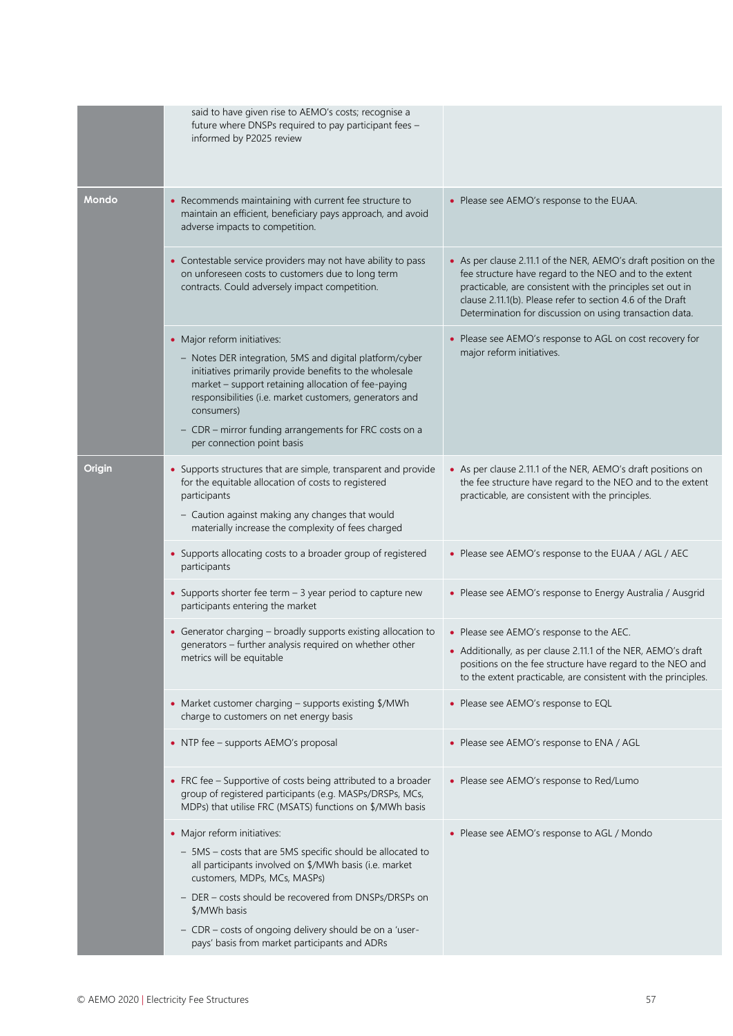| | | |
|---|---|---|
| | said to have given rise to AEMO's costs; recognise a future where DNSPs required to pay participant fees – informed by P2025 review | |
| **Mondo** | • Recommends maintaining with current fee structure to maintain an efficient, beneficiary pays approach, and avoid adverse impacts to competition. | • Please see AEMO's response to the EUAA. |
| | • Contestable service providers may not have ability to pass on unforeseen costs to customers due to long term contracts. Could adversely impact competition. | • As per clause 2.11.1 of the NER, AEMO's draft position on the fee structure have regard to the NEO and to the extent practicable, are consistent with the principles set out in clause 2.11.1(b). Please refer to section 4.6 of the Draft Determination for discussion on using transaction data. |
| | • Major reform initiatives:<br>– Notes DER integration, 5MS and digital platform/cyber initiatives primarily provide benefits to the wholesale market – support retaining allocation of fee-paying responsibilities (i.e. market customers, generators and consumers)<br>– CDR – mirror funding arrangements for FRC costs on a per connection point basis | • Please see AEMO's response to AGL on cost recovery for major reform initiatives. |
| **Origin** | • Supports structures that are simple, transparent and provide for the equitable allocation of costs to registered participants<br>– Caution against making any changes that would materially increase the complexity of fees charged | • As per clause 2.11.1 of the NER, AEMO's draft positions on the fee structure have regard to the NEO and to the extent practicable, are consistent with the principles. |
| | • Supports allocating costs to a broader group of registered participants | • Please see AEMO's response to the EUAA / AGL / AEC |
| | • Supports shorter fee term – 3 year period to capture new participants entering the market | • Please see AEMO's response to Energy Australia / Ausgrid |
| | • Generator charging – broadly supports existing allocation to generators – further analysis required on whether other metrics will be equitable | • Please see AEMO's response to the AEC.<br>• Additionally, as per clause 2.11.1 of the NER, AEMO's draft positions on the fee structure have regard to the NEO and to the extent practicable, are consistent with the principles. |
| | • Market customer charging – supports existing $/MWh charge to customers on net energy basis | • Please see AEMO's response to EQL |
| | • NTP fee – supports AEMO's proposal | • Please see AEMO's response to ENA / AGL |
| | • FRC fee – Supportive of costs being attributed to a broader group of registered participants (e.g. MASPs/DRSPs, MCs, MDPs) that utilise FRC (MSATS) functions on $/MWh basis | • Please see AEMO's response to Red/Lumo |
| | • Major reform initiatives:<br>– 5MS – costs that are 5MS specific should be allocated to all participants involved on $/MWh basis (i.e. market customers, MDPs, MCs, MASPs)<br>– DER – costs should be recovered from DNSPs/DRSPs on $/MWh basis<br>– CDR – costs of ongoing delivery should be on a 'user-pays' basis from market participants and ADRs | • Please see AEMO's response to AGL / Mondo |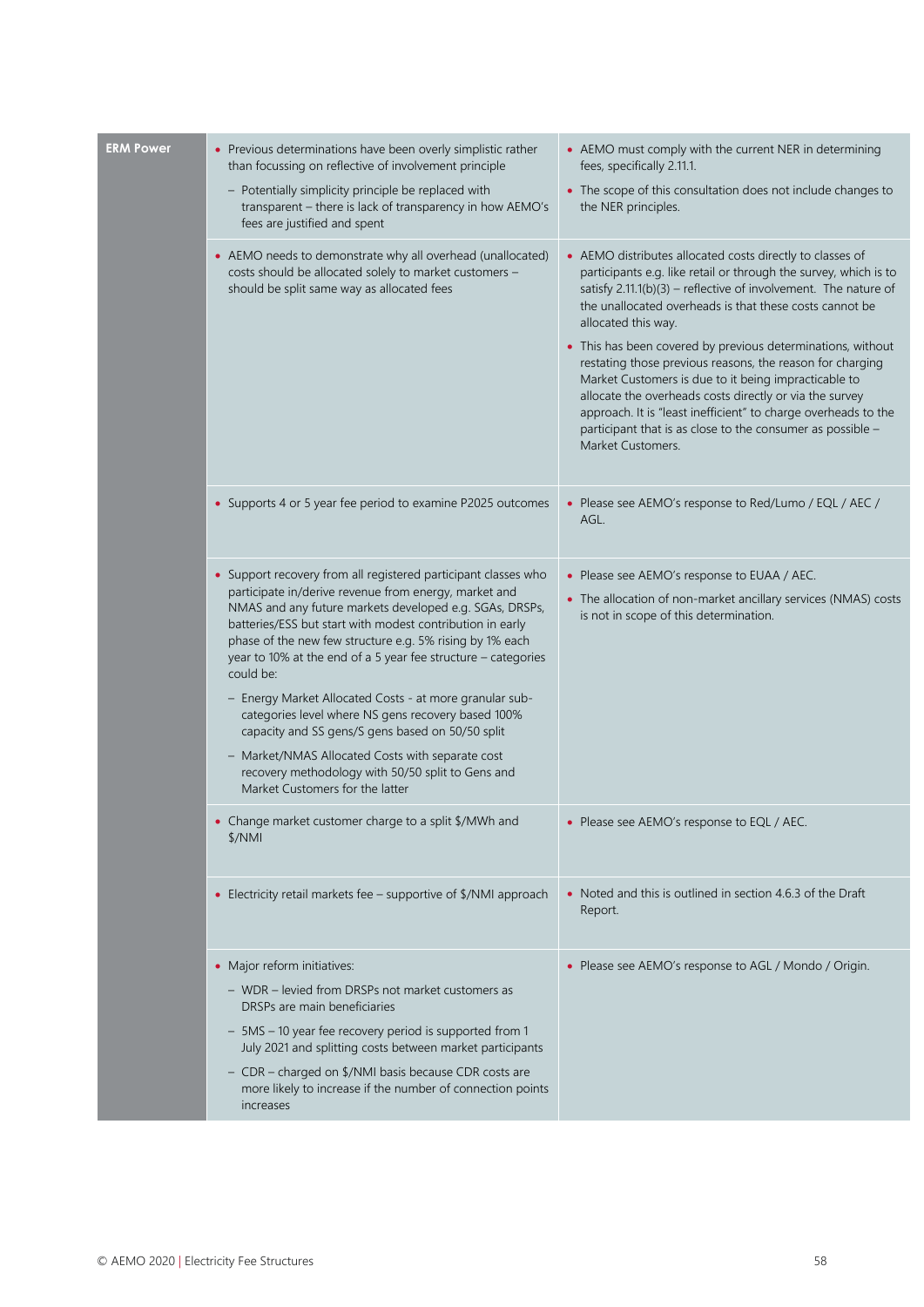| | | |
|---|---|---|
| **ERM Power** | • Previous determinations have been overly simplistic rather than focussing on reflective of involvement principle<br>– Potentially simplicity principle be replaced with transparent – there is lack of transparency in how AEMO's fees are justified and spent | • AEMO must comply with the current NER in determining fees, specifically 2.11.1.<br>• The scope of this consultation does not include changes to the NER principles. |
| | • AEMO needs to demonstrate why all overhead (unallocated) costs should be allocated solely to market customers – should be split same way as allocated fees | • AEMO distributes allocated costs directly to classes of participants e.g. like retail or through the survey, which is to satisfy 2.11.1(b)(3) – reflective of involvement. The nature of the unallocated overheads is that these costs cannot be allocated this way.<br>• This has been covered by previous determinations, without restating those previous reasons, the reason for charging Market Customers is due to it being impracticable to allocate the overheads costs directly or via the survey approach. It is "least inefficient" to charge overheads to the participant that is as close to the consumer as possible – Market Customers. |
| | • Supports 4 or 5 year fee period to examine P2025 outcomes | • Please see AEMO's response to Red/Lumo / EQL / AEC / AGL. |
| | • Support recovery from all registered participant classes who participate in/derive revenue from energy, market and NMAS and any future markets developed e.g. SGAs, DRSPs, batteries/ESS but start with modest contribution in early phase of the new few structure e.g. 5% rising by 1% each year to 10% at the end of a 5 year fee structure – categories could be:<br>– Energy Market Allocated Costs - at more granular sub-categories level where NS gens recovery based 100% capacity and SS gens/S gens based on 50/50 split<br>– Market/NMAS Allocated Costs with separate cost recovery methodology with 50/50 split to Gens and Market Customers for the latter | • Please see AEMO's response to EUAA / AEC.<br>• The allocation of non-market ancillary services (NMAS) costs is not in scope of this determination. |
| | • Change market customer charge to a split $/MWh and $/NMI | • Please see AEMO's response to EQL / AEC. |
| | • Electricity retail markets fee – supportive of $/NMI approach | • Noted and this is outlined in section 4.6.3 of the Draft Report. |
| | • Major reform initiatives:<br>– WDR – levied from DRSPs not market customers as DRSPs are main beneficiaries<br>– 5MS – 10 year fee recovery period is supported from 1 July 2021 and splitting costs between market participants<br>– CDR – charged on $/NMI basis because CDR costs are more likely to increase if the number of connection points increases | • Please see AEMO's response to AGL / Mondo / Origin. |